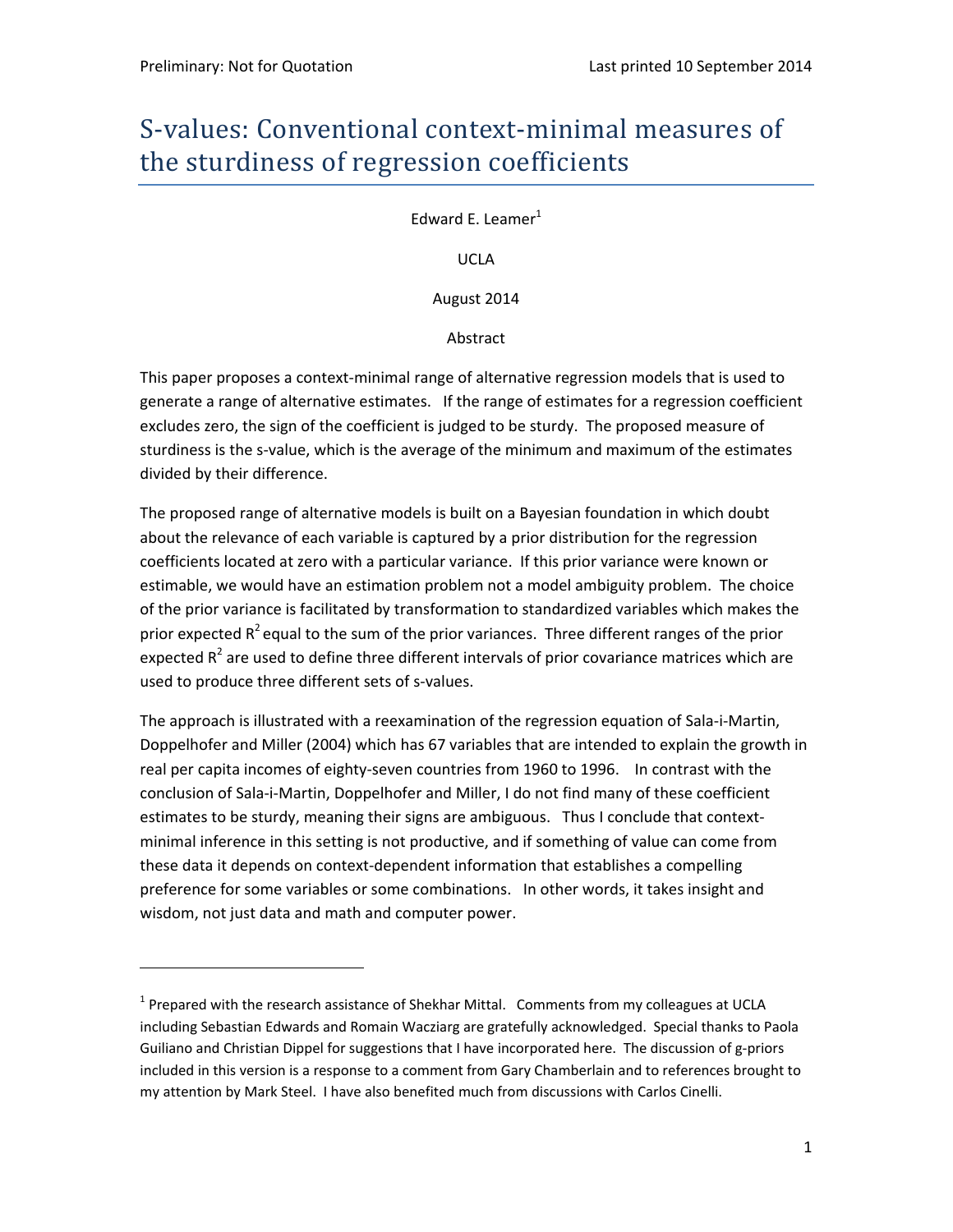# S-values: Conventional context-minimal measures of the sturdiness of regression coefficients

Edward E. Leamer[1]

UCLA

August 2014

Abstract

This paper proposes a context-minimal range of alternative regression models that is used to generate a range of alternative estimates. If the range of estimates for a regression coefficient excludes zero, the sign of the coefficient is judged to be sturdy. The proposed measure of sturdiness is the s-value, which is the average of the minimum and maximum of the estimates divided by their difference.

The proposed range of alternative models is built on a Bayesian foundation in which doubt about the relevance of each variable is captured by a prior distribution for the regression coefficients located at zero with a particular variance. If this prior variance were known or estimable, we would have an estimation problem not a model ambiguity problem. The choice of the prior variance is facilitated by transformation to standardized variables which makes the prior expected $R^2$ equal to the sum of the prior variances. Three different ranges of the prior expected $R^2$ are used to define three different intervals of prior covariance matrices which are used to produce three different sets of s-values.

The approach is illustrated with a reexamination of the regression equation of Sala-i-Martin, Doppelhofer and Miller (2004) which has 67 variables that are intended to explain the growth in real per capita incomes of eighty-seven countries from 1960 to 1996. In contrast with the conclusion of Sala-i-Martin, Doppelhofer and Miller, I do not find many of these coefficient estimates to be sturdy, meaning their signs are ambiguous. Thus I conclude that context-minimal inference in this setting is not productive, and if something of value can come from these data it depends on context-dependent information that establishes a compelling preference for some variables or some combinations. In other words, it takes insight and wisdom, not just data and math and computer power.

---

[1] Prepared with the research assistance of Shekhar Mittal. Comments from my colleagues at UCLA including Sebastian Edwards and Romain Wacziarg are gratefully acknowledged. Special thanks to Paola Guiliano and Christian Dippel for suggestions that I have incorporated here. The discussion of g-priors included in this version is a response to a comment from Gary Chamberlain and to references brought to my attention by Mark Steel. I have also benefited much from discussions with Carlos Cinelli.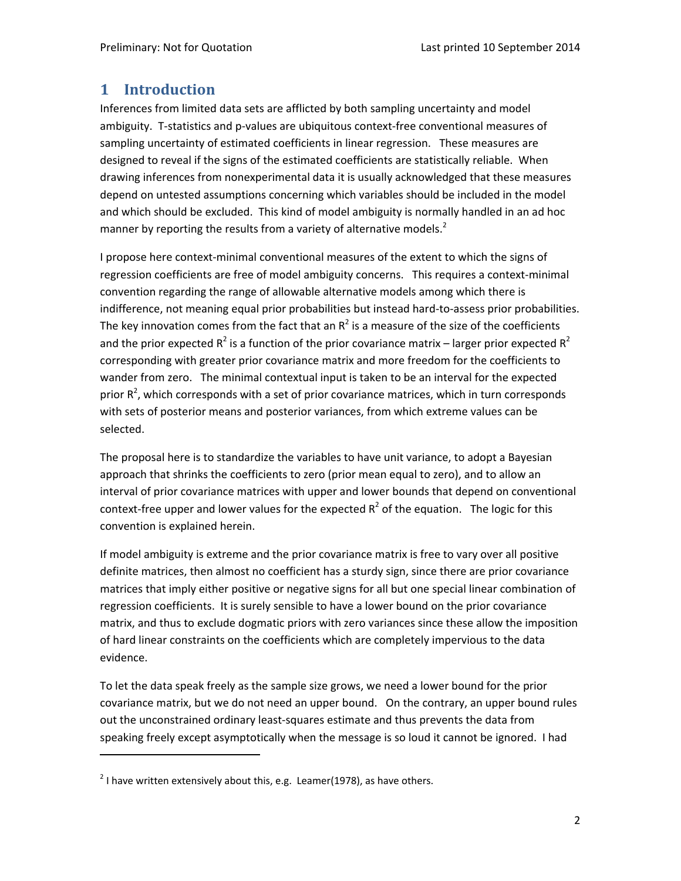# 1 Introduction

Inferences from limited data sets are afflicted by both sampling uncertainty and model ambiguity. T-statistics and p-values are ubiquitous context-free conventional measures of sampling uncertainty of estimated coefficients in linear regression. These measures are designed to reveal if the signs of the estimated coefficients are statistically reliable. When drawing inferences from nonexperimental data it is usually acknowledged that these measures depend on untested assumptions concerning which variables should be included in the model and which should be excluded. This kind of model ambiguity is normally handled in an ad hoc manner by reporting the results from a variety of alternative models.[2]

I propose here context-minimal conventional measures of the extent to which the signs of regression coefficients are free of model ambiguity concerns. This requires a context-minimal convention regarding the range of allowable alternative models among which there is indifference, not meaning equal prior probabilities but instead hard-to-assess prior probabilities. The key innovation comes from the fact that an $R^2$ is a measure of the size of the coefficients and the prior expected $R^2$ is a function of the prior covariance matrix – larger prior expected $R^2$ corresponding with greater prior covariance matrix and more freedom for the coefficients to wander from zero. The minimal contextual input is taken to be an interval for the expected prior $R^2$, which corresponds with a set of prior covariance matrices, which in turn corresponds with sets of posterior means and posterior variances, from which extreme values can be selected.

The proposal here is to standardize the variables to have unit variance, to adopt a Bayesian approach that shrinks the coefficients to zero (prior mean equal to zero), and to allow an interval of prior covariance matrices with upper and lower bounds that depend on conventional context-free upper and lower values for the expected $R^2$ of the equation. The logic for this convention is explained herein.

If model ambiguity is extreme and the prior covariance matrix is free to vary over all positive definite matrices, then almost no coefficient has a sturdy sign, since there are prior covariance matrices that imply either positive or negative signs for all but one special linear combination of regression coefficients. It is surely sensible to have a lower bound on the prior covariance matrix, and thus to exclude dogmatic priors with zero variances since these allow the imposition of hard linear constraints on the coefficients which are completely impervious to the data evidence.

To let the data speak freely as the sample size grows, we need a lower bound for the prior covariance matrix, but we do not need an upper bound. On the contrary, an upper bound rules out the unconstrained ordinary least-squares estimate and thus prevents the data from speaking freely except asymptotically when the message is so loud it cannot be ignored. I had

[2] I have written extensively about this, e.g. Leamer(1978), as have others.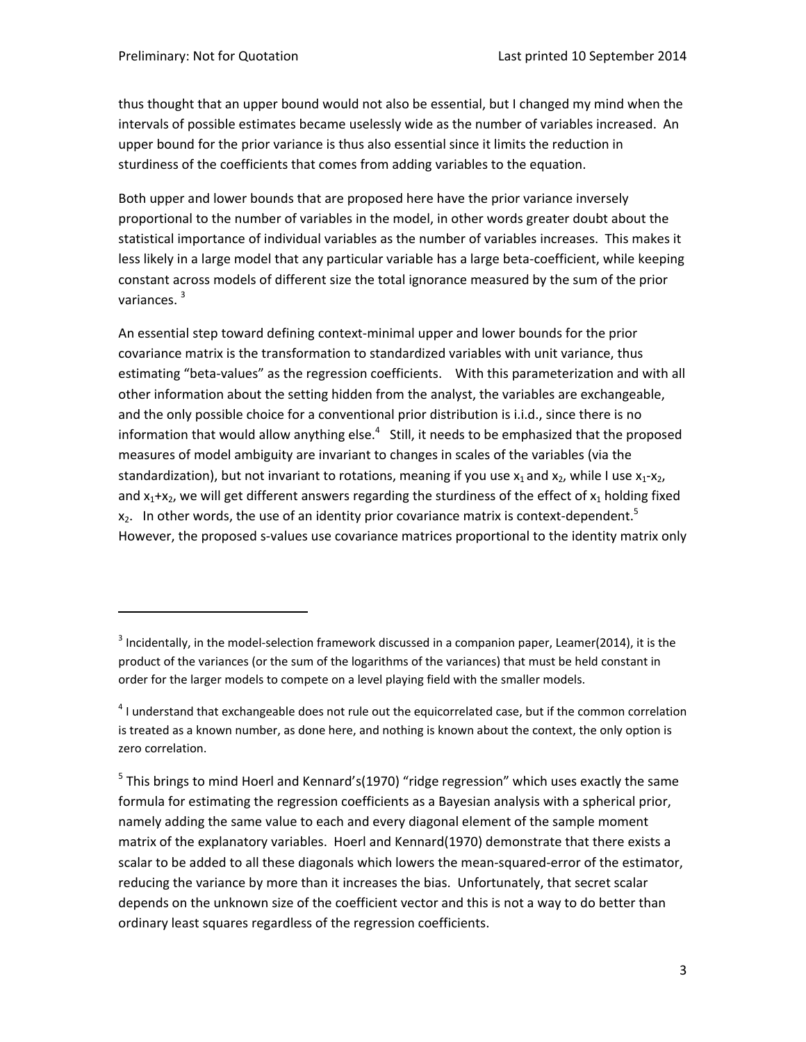thus thought that an upper bound would not also be essential, but I changed my mind when the intervals of possible estimates became uselessly wide as the number of variables increased. An upper bound for the prior variance is thus also essential since it limits the reduction in sturdiness of the coefficients that comes from adding variables to the equation.

Both upper and lower bounds that are proposed here have the prior variance inversely proportional to the number of variables in the model, in other words greater doubt about the statistical importance of individual variables as the number of variables increases. This makes it less likely in a large model that any particular variable has a large beta-coefficient, while keeping constant across models of different size the total ignorance measured by the sum of the prior variances. [3]

An essential step toward defining context-minimal upper and lower bounds for the prior covariance matrix is the transformation to standardized variables with unit variance, thus estimating "beta-values" as the regression coefficients. With this parameterization and with all other information about the setting hidden from the analyst, the variables are exchangeable, and the only possible choice for a conventional prior distribution is i.i.d., since there is no information that would allow anything else.[4] Still, it needs to be emphasized that the proposed measures of model ambiguity are invariant to changes in scales of the variables (via the standardization), but not invariant to rotations, meaning if you use $x_1$ and $x_2$, while I use $x_1$-$x_2$, and $x_1$+$x_2$, we will get different answers regarding the sturdiness of the effect of $x_1$ holding fixed $x_2$. In other words, the use of an identity prior covariance matrix is context-dependent.[5] However, the proposed s-values use covariance matrices proportional to the identity matrix only

---

[3] Incidentally, in the model-selection framework discussed in a companion paper, Leamer(2014), it is the product of the variances (or the sum of the logarithms of the variances) that must be held constant in order for the larger models to compete on a level playing field with the smaller models.

[4] I understand that exchangeable does not rule out the equicorrelated case, but if the common correlation is treated as a known number, as done here, and nothing is known about the context, the only option is zero correlation.

[5] This brings to mind Hoerl and Kennard's(1970) "ridge regression" which uses exactly the same formula for estimating the regression coefficients as a Bayesian analysis with a spherical prior, namely adding the same value to each and every diagonal element of the sample moment matrix of the explanatory variables. Hoerl and Kennard(1970) demonstrate that there exists a scalar to be added to all these diagonals which lowers the mean-squared-error of the estimator, reducing the variance by more than it increases the bias. Unfortunately, that secret scalar depends on the unknown size of the coefficient vector and this is not a way to do better than ordinary least squares regardless of the regression coefficients.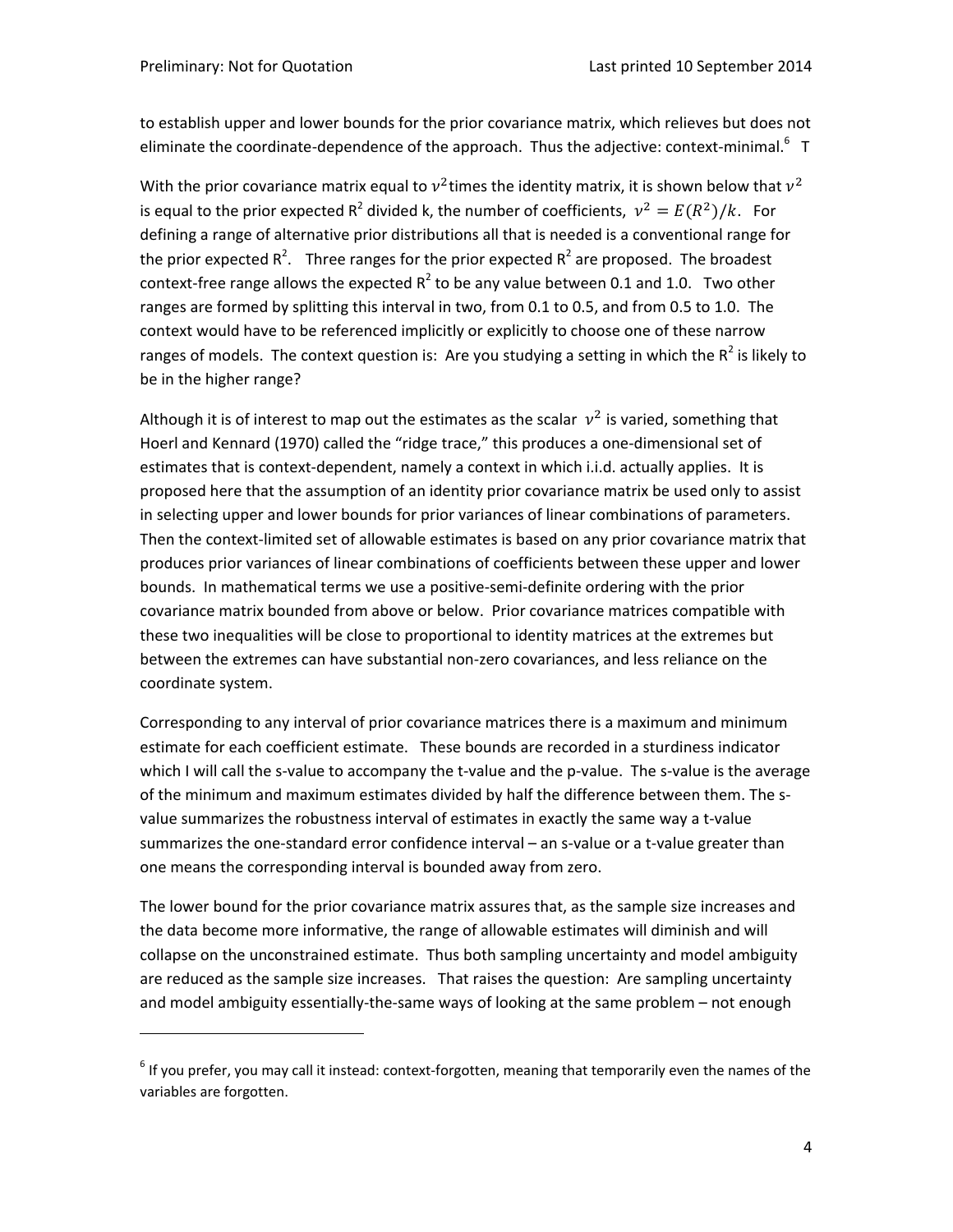to establish upper and lower bounds for the prior covariance matrix, which relieves but does not eliminate the coordinate-dependence of the approach. Thus the adjective: context-minimal.[6] T

With the prior covariance matrix equal to $v^2$times the identity matrix, it is shown below that $v^2$ is equal to the prior expected $R^2$ divided k, the number of coefficients, $v^2 = E(R^2)/k$. For defining a range of alternative prior distributions all that is needed is a conventional range for the prior expected $R^2$. Three ranges for the prior expected $R^2$ are proposed. The broadest context-free range allows the expected $R^2$ to be any value between 0.1 and 1.0. Two other ranges are formed by splitting this interval in two, from 0.1 to 0.5, and from 0.5 to 1.0. The context would have to be referenced implicitly or explicitly to choose one of these narrow ranges of models. The context question is: Are you studying a setting in which the $R^2$ is likely to be in the higher range?

Although it is of interest to map out the estimates as the scalar $v^2$ is varied, something that Hoerl and Kennard (1970) called the "ridge trace," this produces a one-dimensional set of estimates that is context-dependent, namely a context in which i.i.d. actually applies. It is proposed here that the assumption of an identity prior covariance matrix be used only to assist in selecting upper and lower bounds for prior variances of linear combinations of parameters. Then the context-limited set of allowable estimates is based on any prior covariance matrix that produces prior variances of linear combinations of coefficients between these upper and lower bounds. In mathematical terms we use a positive-semi-definite ordering with the prior covariance matrix bounded from above or below. Prior covariance matrices compatible with these two inequalities will be close to proportional to identity matrices at the extremes but between the extremes can have substantial non-zero covariances, and less reliance on the coordinate system.

Corresponding to any interval of prior covariance matrices there is a maximum and minimum estimate for each coefficient estimate. These bounds are recorded in a sturdiness indicator which I will call the s-value to accompany the t-value and the p-value. The s-value is the average of the minimum and maximum estimates divided by half the difference between them. The s-value summarizes the robustness interval of estimates in exactly the same way a t-value summarizes the one-standard error confidence interval – an s-value or a t-value greater than one means the corresponding interval is bounded away from zero.

The lower bound for the prior covariance matrix assures that, as the sample size increases and the data become more informative, the range of allowable estimates will diminish and will collapse on the unconstrained estimate. Thus both sampling uncertainty and model ambiguity are reduced as the sample size increases. That raises the question: Are sampling uncertainty and model ambiguity essentially-the-same ways of looking at the same problem – not enough

[6] If you prefer, you may call it instead: context-forgotten, meaning that temporarily even the names of the variables are forgotten.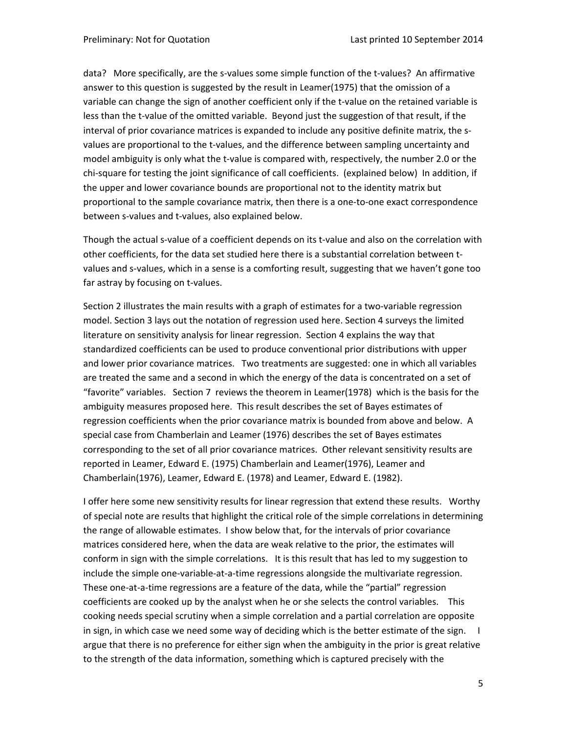data? More specifically, are the s-values some simple function of the t-values? An affirmative answer to this question is suggested by the result in Leamer(1975) that the omission of a variable can change the sign of another coefficient only if the t-value on the retained variable is less than the t-value of the omitted variable. Beyond just the suggestion of that result, if the interval of prior covariance matrices is expanded to include any positive definite matrix, the s-values are proportional to the t-values, and the difference between sampling uncertainty and model ambiguity is only what the t-value is compared with, respectively, the number 2.0 or the chi-square for testing the joint significance of call coefficients. (explained below) In addition, if the upper and lower covariance bounds are proportional not to the identity matrix but proportional to the sample covariance matrix, then there is a one-to-one exact correspondence between s-values and t-values, also explained below.

Though the actual s-value of a coefficient depends on its t-value and also on the correlation with other coefficients, for the data set studied here there is a substantial correlation between t-values and s-values, which in a sense is a comforting result, suggesting that we haven't gone too far astray by focusing on t-values.

Section 2 illustrates the main results with a graph of estimates for a two-variable regression model. Section 3 lays out the notation of regression used here. Section 4 surveys the limited literature on sensitivity analysis for linear regression. Section 4 explains the way that standardized coefficients can be used to produce conventional prior distributions with upper and lower prior covariance matrices. Two treatments are suggested: one in which all variables are treated the same and a second in which the energy of the data is concentrated on a set of "favorite" variables. Section 7 reviews the theorem in Leamer(1978) which is the basis for the ambiguity measures proposed here. This result describes the set of Bayes estimates of regression coefficients when the prior covariance matrix is bounded from above and below. A special case from Chamberlain and Leamer (1976) describes the set of Bayes estimates corresponding to the set of all prior covariance matrices. Other relevant sensitivity results are reported in Leamer, Edward E. (1975) Chamberlain and Leamer(1976), Leamer and Chamberlain(1976), Leamer, Edward E. (1978) and Leamer, Edward E. (1982).

I offer here some new sensitivity results for linear regression that extend these results. Worthy of special note are results that highlight the critical role of the simple correlations in determining the range of allowable estimates. I show below that, for the intervals of prior covariance matrices considered here, when the data are weak relative to the prior, the estimates will conform in sign with the simple correlations. It is this result that has led to my suggestion to include the simple one-variable-at-a-time regressions alongside the multivariate regression. These one-at-a-time regressions are a feature of the data, while the "partial" regression coefficients are cooked up by the analyst when he or she selects the control variables. This cooking needs special scrutiny when a simple correlation and a partial correlation are opposite in sign, in which case we need some way of deciding which is the better estimate of the sign. I argue that there is no preference for either sign when the ambiguity in the prior is great relative to the strength of the data information, something which is captured precisely with the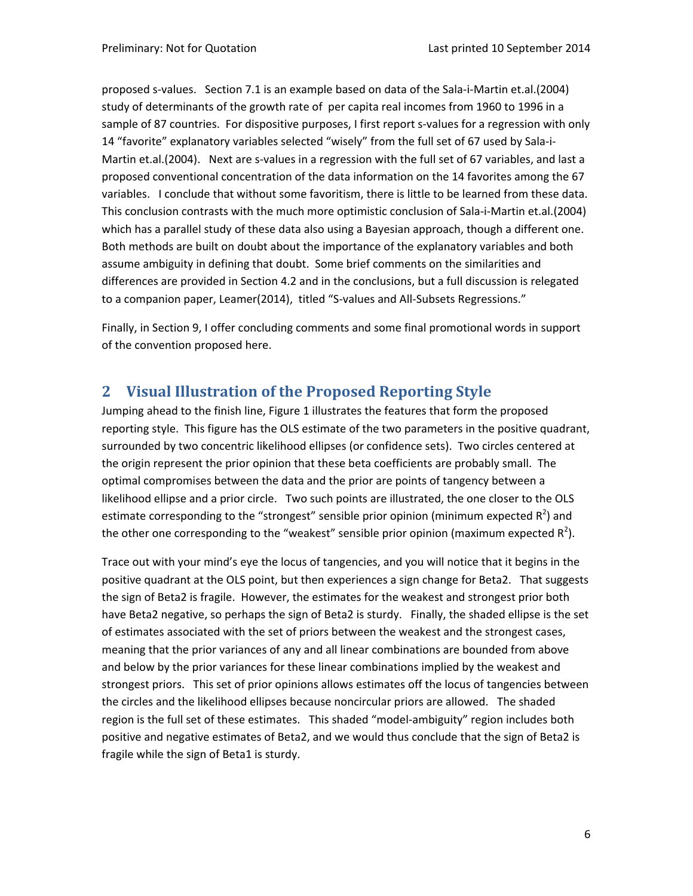proposed s-values. Section 7.1 is an example based on data of the Sala-i-Martin et.al.(2004) study of determinants of the growth rate of per capita real incomes from 1960 to 1996 in a sample of 87 countries. For dispositive purposes, I first report s-values for a regression with only 14 "favorite" explanatory variables selected "wisely" from the full set of 67 used by Sala-i-Martin et.al.(2004). Next are s-values in a regression with the full set of 67 variables, and last a proposed conventional concentration of the data information on the 14 favorites among the 67 variables. I conclude that without some favoritism, there is little to be learned from these data. This conclusion contrasts with the much more optimistic conclusion of Sala-i-Martin et.al.(2004) which has a parallel study of these data also using a Bayesian approach, though a different one. Both methods are built on doubt about the importance of the explanatory variables and both assume ambiguity in defining that doubt. Some brief comments on the similarities and differences are provided in Section 4.2 and in the conclusions, but a full discussion is relegated to a companion paper, Leamer(2014), titled "S-values and All-Subsets Regressions."

Finally, in Section 9, I offer concluding comments and some final promotional words in support of the convention proposed here.

## 2 Visual Illustration of the Proposed Reporting Style

Jumping ahead to the finish line, Figure 1 illustrates the features that form the proposed reporting style. This figure has the OLS estimate of the two parameters in the positive quadrant, surrounded by two concentric likelihood ellipses (or confidence sets). Two circles centered at the origin represent the prior opinion that these beta coefficients are probably small. The optimal compromises between the data and the prior are points of tangency between a likelihood ellipse and a prior circle. Two such points are illustrated, the one closer to the OLS estimate corresponding to the "strongest" sensible prior opinion (minimum expected $R^2$) and the other one corresponding to the "weakest" sensible prior opinion (maximum expected $R^2$).

Trace out with your mind's eye the locus of tangencies, and you will notice that it begins in the positive quadrant at the OLS point, but then experiences a sign change for Beta2. That suggests the sign of Beta2 is fragile. However, the estimates for the weakest and strongest prior both have Beta2 negative, so perhaps the sign of Beta2 is sturdy. Finally, the shaded ellipse is the set of estimates associated with the set of priors between the weakest and the strongest cases, meaning that the prior variances of any and all linear combinations are bounded from above and below by the prior variances for these linear combinations implied by the weakest and strongest priors. This set of prior opinions allows estimates off the locus of tangencies between the circles and the likelihood ellipses because noncircular priors are allowed. The shaded region is the full set of these estimates. This shaded "model-ambiguity" region includes both positive and negative estimates of Beta2, and we would thus conclude that the sign of Beta2 is fragile while the sign of Beta1 is sturdy.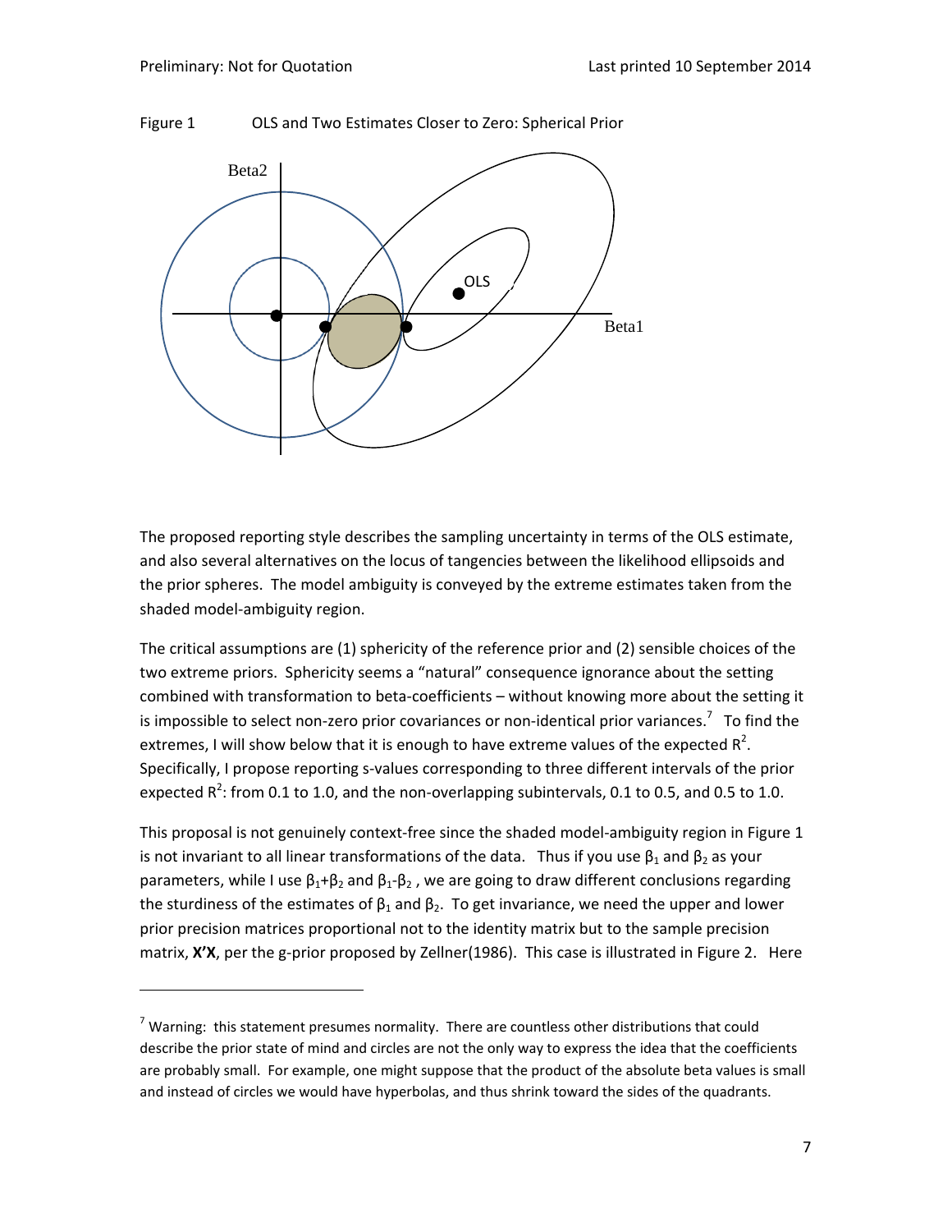Figure 1 OLS and Two Estimates Closer to Zero: Spherical Prior

The proposed reporting style describes the sampling uncertainty in terms of the OLS estimate, and also several alternatives on the locus of tangencies between the likelihood ellipsoids and the prior spheres. The model ambiguity is conveyed by the extreme estimates taken from the shaded model-ambiguity region.

The critical assumptions are (1) sphericity of the reference prior and (2) sensible choices of the two extreme priors. Sphericity seems a "natural" consequence ignorance about the setting combined with transformation to beta-coefficients – without knowing more about the setting it is impossible to select non-zero prior covariances or non-identical prior variances.[7] To find the extremes, I will show below that it is enough to have extreme values of the expected $R^2$. Specifically, I propose reporting s-values corresponding to three different intervals of the prior expected $R^2$: from 0.1 to 1.0, and the non-overlapping subintervals, 0.1 to 0.5, and 0.5 to 1.0.

This proposal is not genuinely context-free since the shaded model-ambiguity region in Figure 1 is not invariant to all linear transformations of the data. Thus if you use $\beta_1$ and $\beta_2$ as your parameters, while I use $\beta_1+\beta_2$ and $\beta_1-\beta_2$, we are going to draw different conclusions regarding the sturdiness of the estimates of $\beta_1$ and $\beta_2$. To get invariance, we need the upper and lower prior precision matrices proportional not to the identity matrix but to the sample precision matrix, **X'X**, per the g-prior proposed by Zellner(1986). This case is illustrated in Figure 2. Here

[7] Warning: this statement presumes normality. There are countless other distributions that could describe the prior state of mind and circles are not the only way to express the idea that the coefficients are probably small. For example, one might suppose that the product of the absolute beta values is small and instead of circles we would have hyperbolas, and thus shrink toward the sides of the quadrants.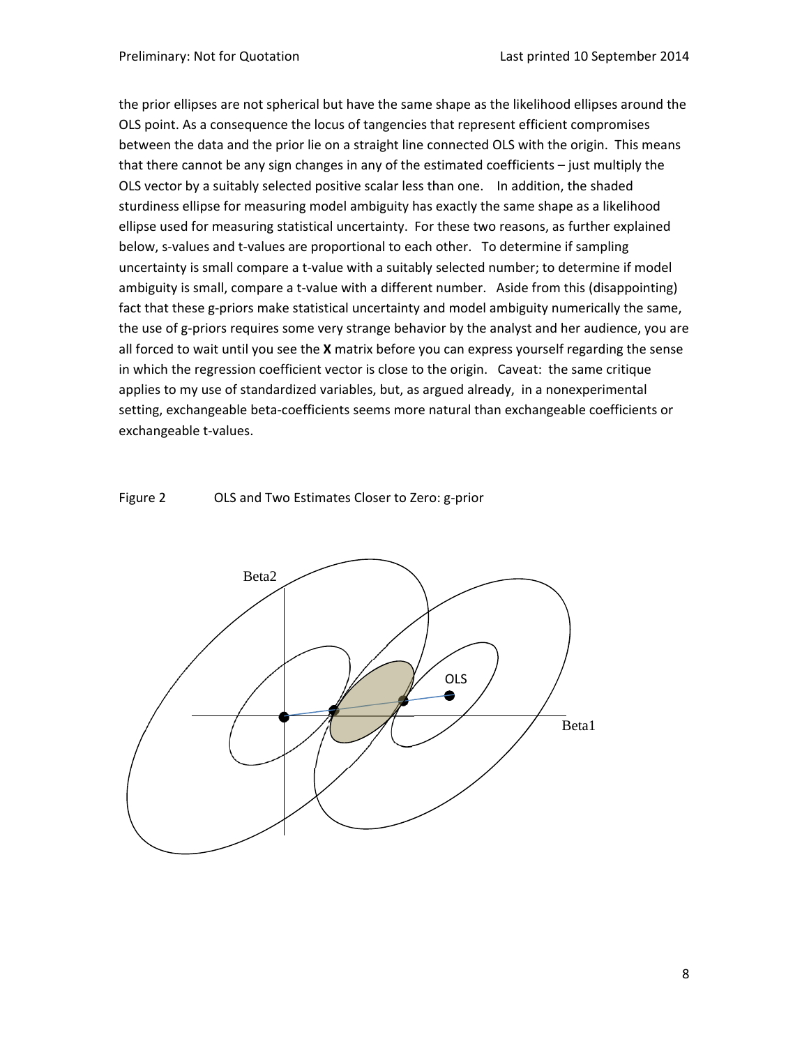the prior ellipses are not spherical but have the same shape as the likelihood ellipses around the OLS point. As a consequence the locus of tangencies that represent efficient compromises between the data and the prior lie on a straight line connected OLS with the origin. This means that there cannot be any sign changes in any of the estimated coefficients – just multiply the OLS vector by a suitably selected positive scalar less than one. In addition, the shaded sturdiness ellipse for measuring model ambiguity has exactly the same shape as a likelihood ellipse used for measuring statistical uncertainty. For these two reasons, as further explained below, s-values and t-values are proportional to each other. To determine if sampling uncertainty is small compare a t-value with a suitably selected number; to determine if model ambiguity is small, compare a t-value with a different number. Aside from this (disappointing) fact that these g-priors make statistical uncertainty and model ambiguity numerically the same, the use of g-priors requires some very strange behavior by the analyst and her audience, you are all forced to wait until you see the **X** matrix before you can express yourself regarding the sense in which the regression coefficient vector is close to the origin. Caveat: the same critique applies to my use of standardized variables, but, as argued already, in a nonexperimental setting, exchangeable beta-coefficients seems more natural than exchangeable coefficients or exchangeable t-values.

Figure 2 OLS and Two Estimates Closer to Zero: g-prior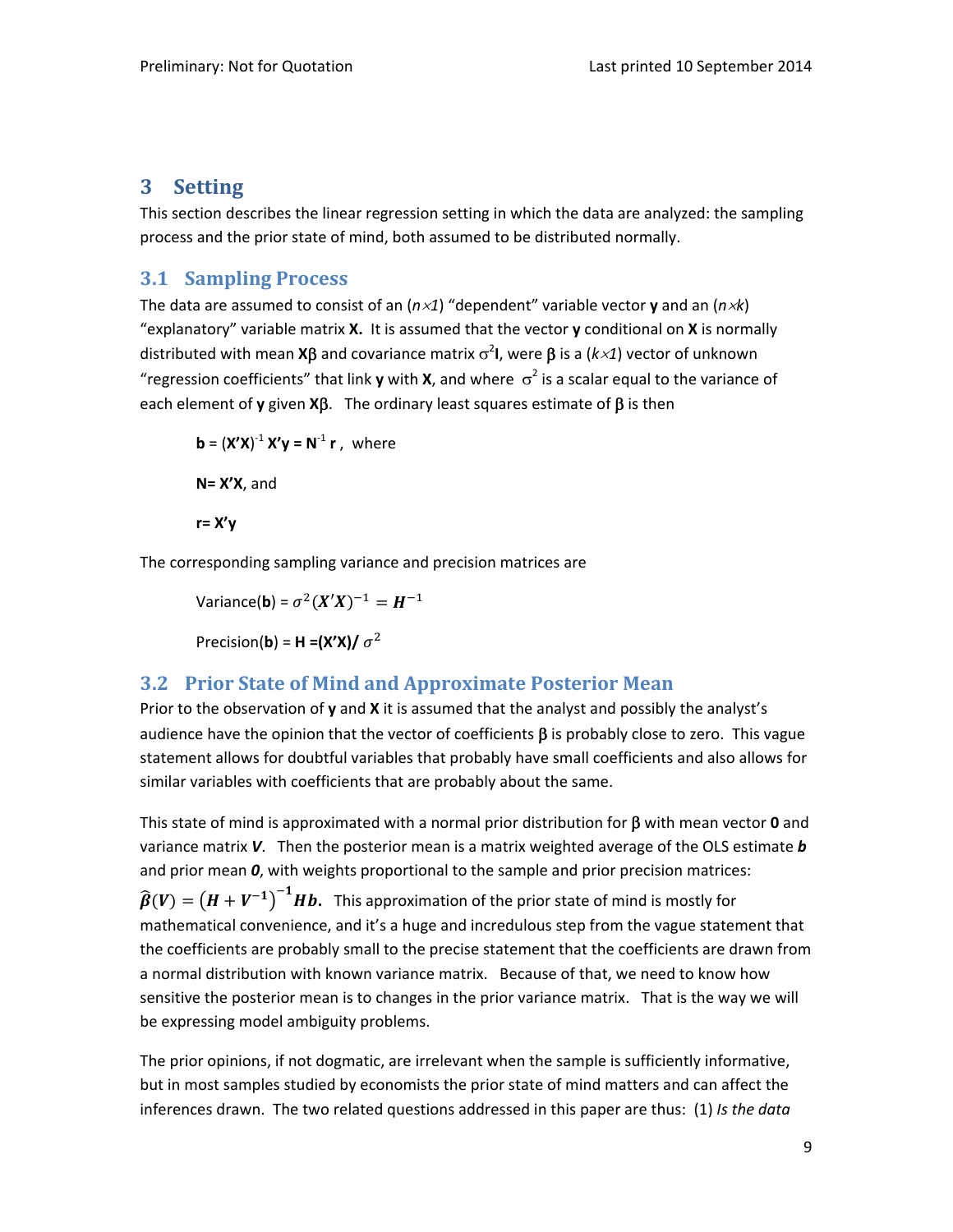# 3 Setting

This section describes the linear regression setting in which the data are analyzed: the sampling process and the prior state of mind, both assumed to be distributed normally.

## 3.1 Sampling Process

The data are assumed to consist of an ($n\times 1$) "dependent" variable vector **y** and an ($n\times k$) "explanatory" variable matrix **X.** It is assumed that the vector **y** conditional on **X** is normally distributed with mean $\mathbf{X}\beta$ and covariance matrix $\sigma^2\mathbf{I}$, were $\beta$ is a ($k\times 1$) vector of unknown "regression coefficients" that link **y** with **X**, and where $\sigma^2$ is a scalar equal to the variance of each element of **y** given $\mathbf{X}\beta$. The ordinary least squares estimate of $\beta$ is then

$$\mathbf{b} = (\mathbf{X'X})^{-1}\,\mathbf{X'y} = \mathbf{N}^{-1}\,\mathbf{r}\,,\ \text{where}$$

$$\mathbf{N} = \mathbf{X'X},\ \text{and}$$

$$\mathbf{r} = \mathbf{X'y}$$

The corresponding sampling variance and precision matrices are

$$\text{Variance}(\mathbf{b}) = \sigma^2(X'X)^{-1} = \boldsymbol{H}^{-1}$$

$$\text{Precision}(\mathbf{b}) = \mathbf{H} = (\mathbf{X'X})/\,\sigma^2$$

## 3.2 Prior State of Mind and Approximate Posterior Mean

Prior to the observation of **y** and **X** it is assumed that the analyst and possibly the analyst's audience have the opinion that the vector of coefficients $\beta$ is probably close to zero. This vague statement allows for doubtful variables that probably have small coefficients and also allows for similar variables with coefficients that are probably about the same.

This state of mind is approximated with a normal prior distribution for $\beta$ with mean vector **0** and variance matrix ***V***. Then the posterior mean is a matrix weighted average of the OLS estimate ***b*** and prior mean ***0***, with weights proportional to the sample and prior precision matrices: $\widehat{\boldsymbol{\beta}}(\boldsymbol{V}) = \left(\boldsymbol{H} + \boldsymbol{V}^{-1}\right)^{-1}\boldsymbol{Hb}$. This approximation of the prior state of mind is mostly for mathematical convenience, and it's a huge and incredulous step from the vague statement that the coefficients are probably small to the precise statement that the coefficients are drawn from a normal distribution with known variance matrix. Because of that, we need to know how sensitive the posterior mean is to changes in the prior variance matrix. That is the way we will be expressing model ambiguity problems.

The prior opinions, if not dogmatic, are irrelevant when the sample is sufficiently informative, but in most samples studied by economists the prior state of mind matters and can affect the inferences drawn. The two related questions addressed in this paper are thus: (1) *Is the data*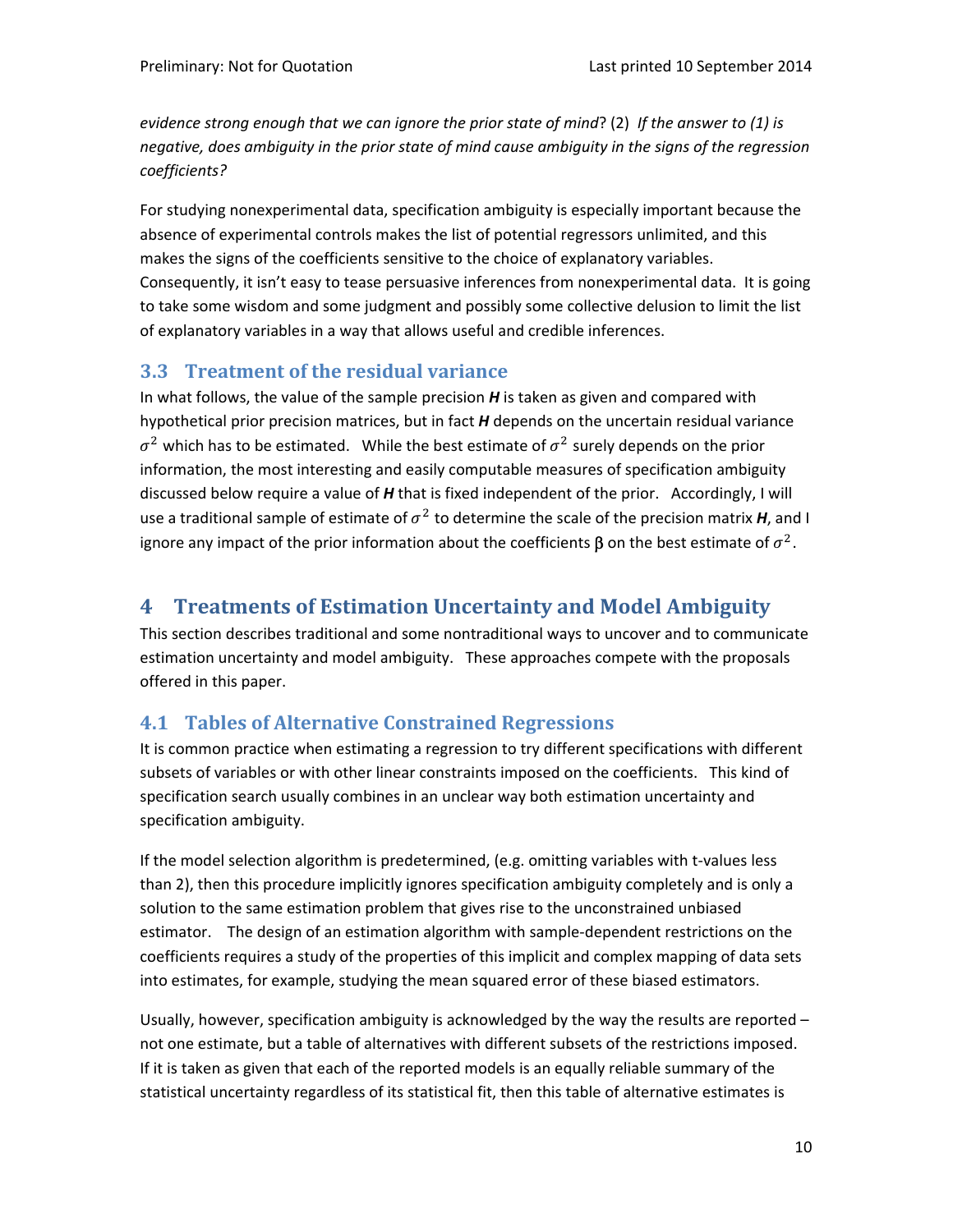*evidence strong enough that we can ignore the prior state of mind*? (2) *If the answer to (1) is negative, does ambiguity in the prior state of mind cause ambiguity in the signs of the regression coefficients?*

For studying nonexperimental data, specification ambiguity is especially important because the absence of experimental controls makes the list of potential regressors unlimited, and this makes the signs of the coefficients sensitive to the choice of explanatory variables. Consequently, it isn't easy to tease persuasive inferences from nonexperimental data. It is going to take some wisdom and some judgment and possibly some collective delusion to limit the list of explanatory variables in a way that allows useful and credible inferences.

## 3.3 Treatment of the residual variance

In what follows, the value of the sample precision $\boldsymbol{H}$ is taken as given and compared with hypothetical prior precision matrices, but in fact $\boldsymbol{H}$ depends on the uncertain residual variance $\sigma^2$ which has to be estimated. While the best estimate of $\sigma^2$ surely depends on the prior information, the most interesting and easily computable measures of specification ambiguity discussed below require a value of $\boldsymbol{H}$ that is fixed independent of the prior. Accordingly, I will use a traditional sample of estimate of $\sigma^2$ to determine the scale of the precision matrix $\boldsymbol{H}$, and I ignore any impact of the prior information about the coefficients $\beta$ on the best estimate of $\sigma^2$.

# 4 Treatments of Estimation Uncertainty and Model Ambiguity

This section describes traditional and some nontraditional ways to uncover and to communicate estimation uncertainty and model ambiguity. These approaches compete with the proposals offered in this paper.

## 4.1 Tables of Alternative Constrained Regressions

It is common practice when estimating a regression to try different specifications with different subsets of variables or with other linear constraints imposed on the coefficients. This kind of specification search usually combines in an unclear way both estimation uncertainty and specification ambiguity.

If the model selection algorithm is predetermined, (e.g. omitting variables with t-values less than 2), then this procedure implicitly ignores specification ambiguity completely and is only a solution to the same estimation problem that gives rise to the unconstrained unbiased estimator. The design of an estimation algorithm with sample-dependent restrictions on the coefficients requires a study of the properties of this implicit and complex mapping of data sets into estimates, for example, studying the mean squared error of these biased estimators.

Usually, however, specification ambiguity is acknowledged by the way the results are reported – not one estimate, but a table of alternatives with different subsets of the restrictions imposed. If it is taken as given that each of the reported models is an equally reliable summary of the statistical uncertainty regardless of its statistical fit, then this table of alternative estimates is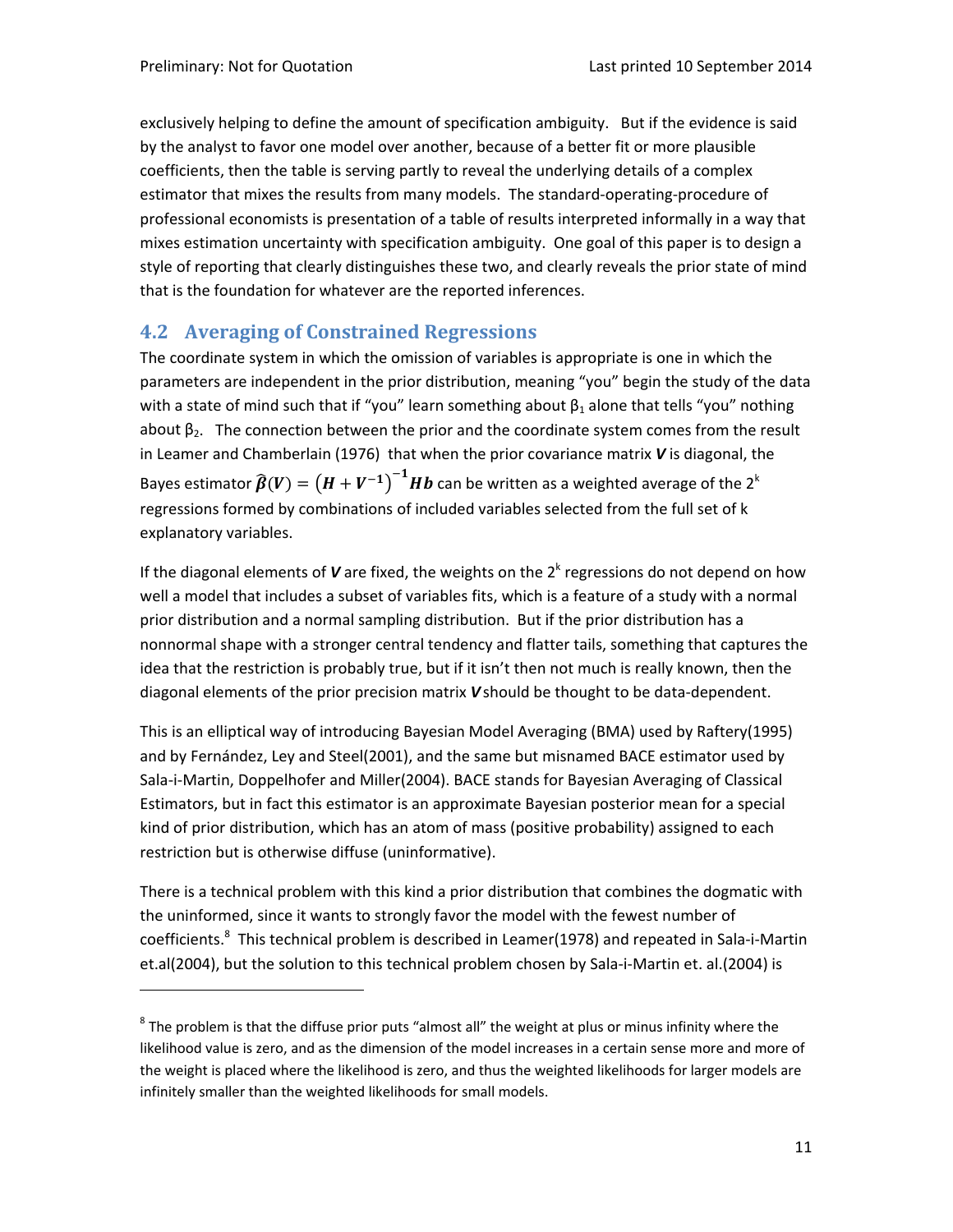exclusively helping to define the amount of specification ambiguity. But if the evidence is said by the analyst to favor one model over another, because of a better fit or more plausible coefficients, then the table is serving partly to reveal the underlying details of a complex estimator that mixes the results from many models. The standard-operating-procedure of professional economists is presentation of a table of results interpreted informally in a way that mixes estimation uncertainty with specification ambiguity. One goal of this paper is to design a style of reporting that clearly distinguishes these two, and clearly reveals the prior state of mind that is the foundation for whatever are the reported inferences.

## 4.2 Averaging of Constrained Regressions

The coordinate system in which the omission of variables is appropriate is one in which the parameters are independent in the prior distribution, meaning "you" begin the study of the data with a state of mind such that if "you" learn something about $\beta_1$ alone that tells "you" nothing about $\beta_2$. The connection between the prior and the coordinate system comes from the result in Leamer and Chamberlain (1976) that when the prior covariance matrix $\boldsymbol{V}$ is diagonal, the Bayes estimator $\hat{\boldsymbol{\beta}}(\boldsymbol{V}) = \left(\boldsymbol{H} + \boldsymbol{V}^{-1}\right)^{-1}\boldsymbol{H}\boldsymbol{b}$ can be written as a weighted average of the $2^k$ regressions formed by combinations of included variables selected from the full set of k explanatory variables.

If the diagonal elements of $\boldsymbol{V}$ are fixed, the weights on the $2^k$ regressions do not depend on how well a model that includes a subset of variables fits, which is a feature of a study with a normal prior distribution and a normal sampling distribution. But if the prior distribution has a nonnormal shape with a stronger central tendency and flatter tails, something that captures the idea that the restriction is probably true, but if it isn't then not much is really known, then the diagonal elements of the prior precision matrix $\boldsymbol{V}$ should be thought to be data-dependent.

This is an elliptical way of introducing Bayesian Model Averaging (BMA) used by Raftery(1995) and by Fernández, Ley and Steel(2001), and the same but misnamed BACE estimator used by Sala-i-Martin, Doppelhofer and Miller(2004). BACE stands for Bayesian Averaging of Classical Estimators, but in fact this estimator is an approximate Bayesian posterior mean for a special kind of prior distribution, which has an atom of mass (positive probability) assigned to each restriction but is otherwise diffuse (uninformative).

There is a technical problem with this kind a prior distribution that combines the dogmatic with the uninformed, since it wants to strongly favor the model with the fewest number of coefficients.[8] This technical problem is described in Leamer(1978) and repeated in Sala-i-Martin et.al(2004), but the solution to this technical problem chosen by Sala-i-Martin et. al.(2004) is

[8] The problem is that the diffuse prior puts "almost all" the weight at plus or minus infinity where the likelihood value is zero, and as the dimension of the model increases in a certain sense more and more of the weight is placed where the likelihood is zero, and thus the weighted likelihoods for larger models are infinitely smaller than the weighted likelihoods for small models.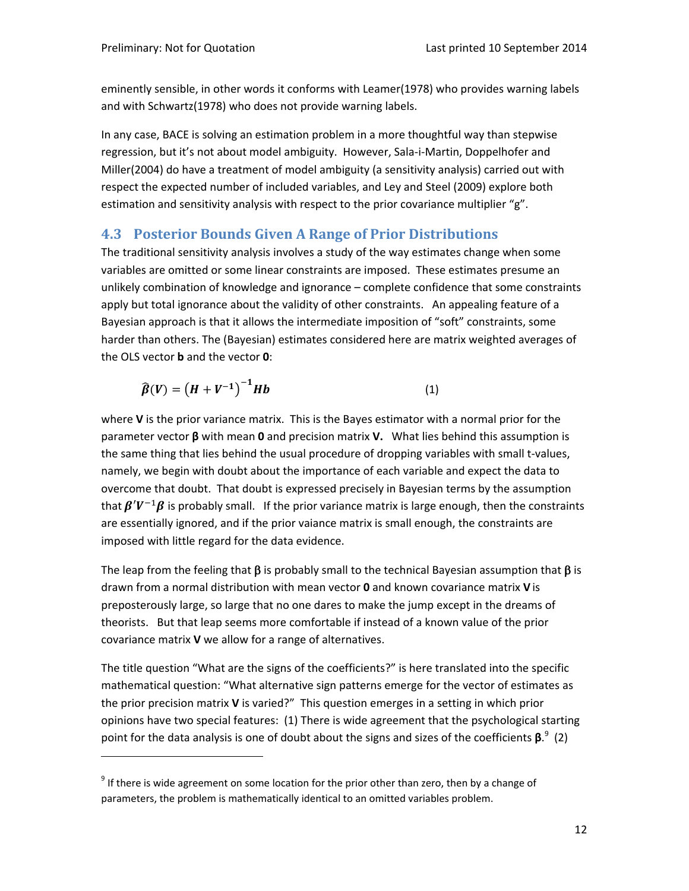eminently sensible, in other words it conforms with Leamer(1978) who provides warning labels and with Schwartz(1978) who does not provide warning labels.

In any case, BACE is solving an estimation problem in a more thoughtful way than stepwise regression, but it's not about model ambiguity. However, Sala-i-Martin, Doppelhofer and Miller(2004) do have a treatment of model ambiguity (a sensitivity analysis) carried out with respect the expected number of included variables, and Ley and Steel (2009) explore both estimation and sensitivity analysis with respect to the prior covariance multiplier "g".

## 4.3 Posterior Bounds Given A Range of Prior Distributions

The traditional sensitivity analysis involves a study of the way estimates change when some variables are omitted or some linear constraints are imposed. These estimates presume an unlikely combination of knowledge and ignorance – complete confidence that some constraints apply but total ignorance about the validity of other constraints. An appealing feature of a Bayesian approach is that it allows the intermediate imposition of "soft" constraints, some harder than others. The (Bayesian) estimates considered here are matrix weighted averages of the OLS vector **b** and the vector **0**:

$$\hat{\boldsymbol{\beta}}(\boldsymbol{V}) = \left(\boldsymbol{H} + \boldsymbol{V}^{-1}\right)^{-1}\boldsymbol{Hb} \qquad (1)$$

where **V** is the prior variance matrix. This is the Bayes estimator with a normal prior for the parameter vector **β** with mean **0** and precision matrix **V.** What lies behind this assumption is the same thing that lies behind the usual procedure of dropping variables with small t-values, namely, we begin with doubt about the importance of each variable and expect the data to overcome that doubt. That doubt is expressed precisely in Bayesian terms by the assumption that $\boldsymbol{\beta}'\boldsymbol{V}^{-1}\boldsymbol{\beta}$ is probably small. If the prior variance matrix is large enough, then the constraints are essentially ignored, and if the prior vaiance matrix is small enough, the constraints are imposed with little regard for the data evidence.

The leap from the feeling that β is probably small to the technical Bayesian assumption that β is drawn from a normal distribution with mean vector **0** and known covariance matrix **V** is preposterously large, so large that no one dares to make the jump except in the dreams of theorists. But that leap seems more comfortable if instead of a known value of the prior covariance matrix **V** we allow for a range of alternatives.

The title question "What are the signs of the coefficients?" is here translated into the specific mathematical question: "What alternative sign patterns emerge for the vector of estimates as the prior precision matrix **V** is varied?" This question emerges in a setting in which prior opinions have two special features: (1) There is wide agreement that the psychological starting point for the data analysis is one of doubt about the signs and sizes of the coefficients **β**.[9] (2)

[9] If there is wide agreement on some location for the prior other than zero, then by a change of parameters, the problem is mathematically identical to an omitted variables problem.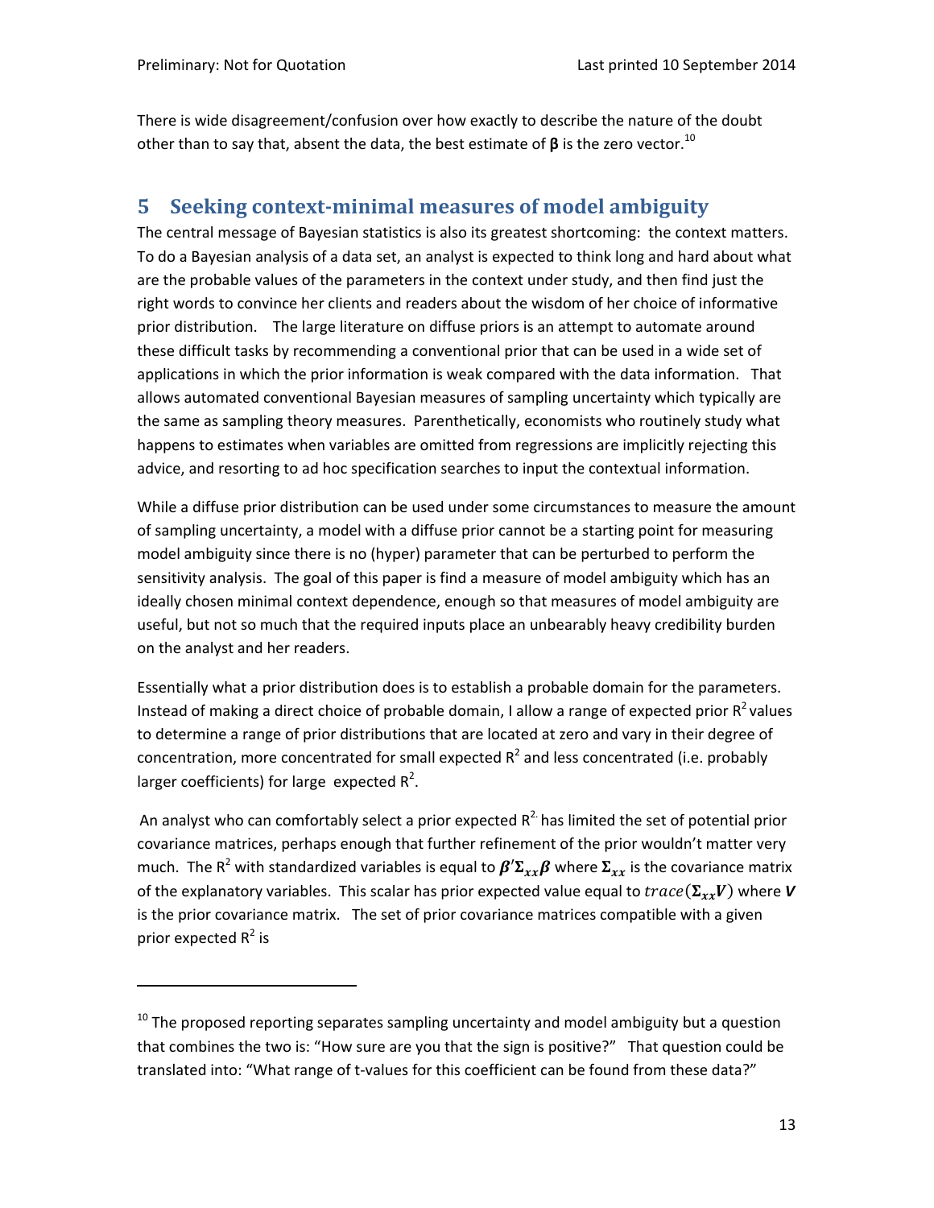There is wide disagreement/confusion over how exactly to describe the nature of the doubt other than to say that, absent the data, the best estimate of $\boldsymbol{\beta}$ is the zero vector.[10]

## 5 Seeking context-minimal measures of model ambiguity

The central message of Bayesian statistics is also its greatest shortcoming: the context matters. To do a Bayesian analysis of a data set, an analyst is expected to think long and hard about what are the probable values of the parameters in the context under study, and then find just the right words to convince her clients and readers about the wisdom of her choice of informative prior distribution. The large literature on diffuse priors is an attempt to automate around these difficult tasks by recommending a conventional prior that can be used in a wide set of applications in which the prior information is weak compared with the data information. That allows automated conventional Bayesian measures of sampling uncertainty which typically are the same as sampling theory measures. Parenthetically, economists who routinely study what happens to estimates when variables are omitted from regressions are implicitly rejecting this advice, and resorting to ad hoc specification searches to input the contextual information.

While a diffuse prior distribution can be used under some circumstances to measure the amount of sampling uncertainty, a model with a diffuse prior cannot be a starting point for measuring model ambiguity since there is no (hyper) parameter that can be perturbed to perform the sensitivity analysis. The goal of this paper is find a measure of model ambiguity which has an ideally chosen minimal context dependence, enough so that measures of model ambiguity are useful, but not so much that the required inputs place an unbearably heavy credibility burden on the analyst and her readers.

Essentially what a prior distribution does is to establish a probable domain for the parameters. Instead of making a direct choice of probable domain, I allow a range of expected prior $R^2$ values to determine a range of prior distributions that are located at zero and vary in their degree of concentration, more concentrated for small expected $R^2$ and less concentrated (i.e. probably larger coefficients) for large expected $R^2$.

An analyst who can comfortably select a prior expected $R^2$ has limited the set of potential prior covariance matrices, perhaps enough that further refinement of the prior wouldn't matter very much. The $R^2$ with standardized variables is equal to $\boldsymbol{\beta}'\boldsymbol{\Sigma}_{xx}\boldsymbol{\beta}$ where $\boldsymbol{\Sigma}_{xx}$ is the covariance matrix of the explanatory variables. This scalar has prior expected value equal to $trace(\boldsymbol{\Sigma}_{xx}\boldsymbol{V})$ where $\boldsymbol{V}$ is the prior covariance matrix. The set of prior covariance matrices compatible with a given prior expected $R^2$ is

[10] The proposed reporting separates sampling uncertainty and model ambiguity but a question that combines the two is: "How sure are you that the sign is positive?" That question could be translated into: "What range of t-values for this coefficient can be found from these data?"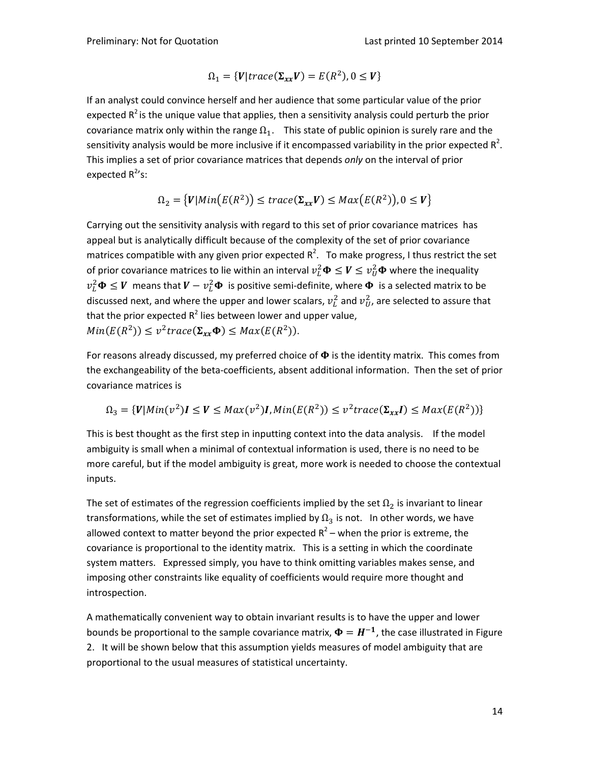$$\Omega_1 = \{\boldsymbol{V} | trace(\boldsymbol{\Sigma_{xx}V}) = E(R^2), 0 \leq \boldsymbol{V}\}$$

If an analyst could convince herself and her audience that some particular value of the prior expected $R^2$ is the unique value that applies, then a sensitivity analysis could perturb the prior covariance matrix only within the range $\Omega_1$. This state of public opinion is surely rare and the sensitivity analysis would be more inclusive if it encompassed variability in the prior expected $R^2$. This implies a set of prior covariance matrices that depends *only* on the interval of prior expected $R^2$'s:

$$\Omega_2 = \{\boldsymbol{V} | Min(E(R^2)) \leq trace(\boldsymbol{\Sigma_{xx}V}) \leq Max(E(R^2)), 0 \leq \boldsymbol{V}\}$$

Carrying out the sensitivity analysis with regard to this set of prior covariance matrices has appeal but is analytically difficult because of the complexity of the set of prior covariance matrices compatible with any given prior expected $R^2$. To make progress, I thus restrict the set of prior covariance matrices to lie within an interval $v_L^2\boldsymbol{\Phi} \leq \boldsymbol{V} \leq v_U^2\boldsymbol{\Phi}$ where the inequality $v_L^2\boldsymbol{\Phi} \leq \boldsymbol{V}$ means that $\boldsymbol{V} - v_L^2\boldsymbol{\Phi}$ is positive semi-definite, where $\boldsymbol{\Phi}$ is a selected matrix to be discussed next, and where the upper and lower scalars, $v_L^2$ and $v_U^2$, are selected to assure that that the prior expected $R^2$ lies between lower and upper value, $Min(E(R^2)) \leq v^2 trace(\boldsymbol{\Sigma_{xx}\Phi}) \leq Max(E(R^2))$.

For reasons already discussed, my preferred choice of $\boldsymbol{\Phi}$ is the identity matrix. This comes from the exchangeability of the beta-coefficients, absent additional information. Then the set of prior covariance matrices is

$$\Omega_3 = \{\boldsymbol{V} | Min(v^2)\boldsymbol{I} \leq \boldsymbol{V} \leq Max(v^2)\boldsymbol{I}, Min(E(R^2)) \leq v^2 trace(\boldsymbol{\Sigma_{xx}I}) \leq Max(E(R^2))\}$$

This is best thought as the first step in inputting context into the data analysis. If the model ambiguity is small when a minimal of contextual information is used, there is no need to be more careful, but if the model ambiguity is great, more work is needed to choose the contextual inputs.

The set of estimates of the regression coefficients implied by the set $\Omega_2$ is invariant to linear transformations, while the set of estimates implied by $\Omega_3$ is not. In other words, we have allowed context to matter beyond the prior expected $R^2$ – when the prior is extreme, the covariance is proportional to the identity matrix. This is a setting in which the coordinate system matters. Expressed simply, you have to think omitting variables makes sense, and imposing other constraints like equality of coefficients would require more thought and introspection.

A mathematically convenient way to obtain invariant results is to have the upper and lower bounds be proportional to the sample covariance matrix, $\boldsymbol{\Phi} = \boldsymbol{H^{-1}}$, the case illustrated in Figure 2. It will be shown below that this assumption yields measures of model ambiguity that are proportional to the usual measures of statistical uncertainty.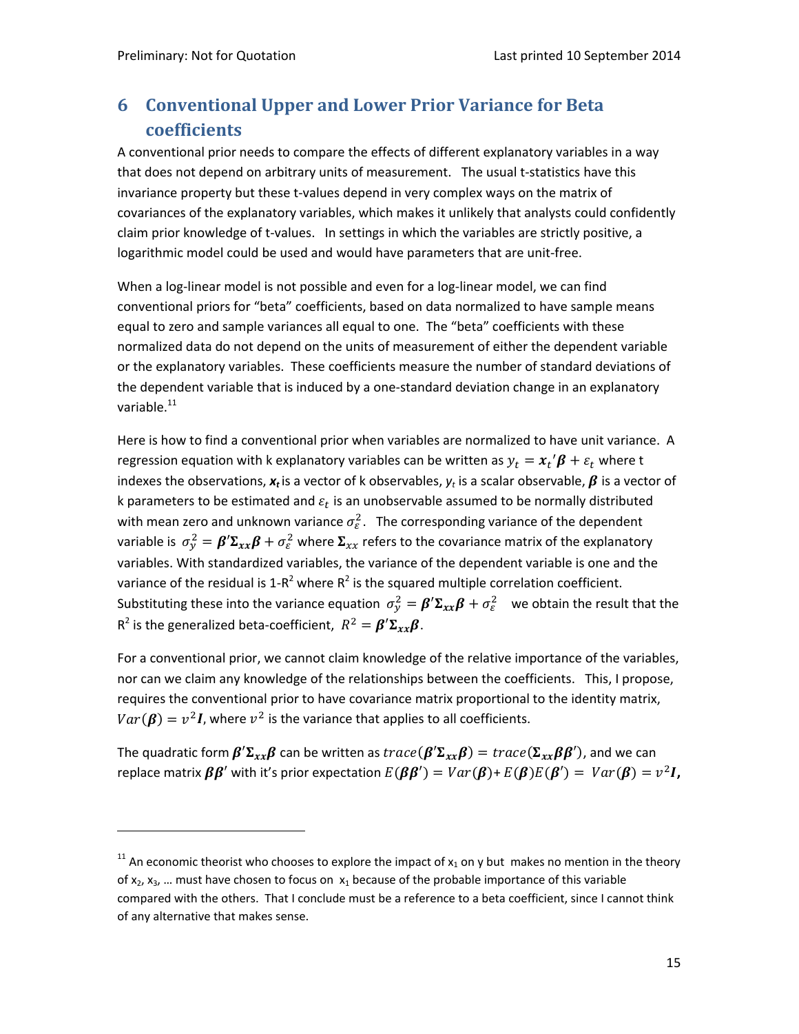# 6 Conventional Upper and Lower Prior Variance for Beta coefficients

A conventional prior needs to compare the effects of different explanatory variables in a way that does not depend on arbitrary units of measurement. The usual t-statistics have this invariance property but these t-values depend in very complex ways on the matrix of covariances of the explanatory variables, which makes it unlikely that analysts could confidently claim prior knowledge of t-values. In settings in which the variables are strictly positive, a logarithmic model could be used and would have parameters that are unit-free.

When a log-linear model is not possible and even for a log-linear model, we can find conventional priors for "beta" coefficients, based on data normalized to have sample means equal to zero and sample variances all equal to one. The "beta" coefficients with these normalized data do not depend on the units of measurement of either the dependent variable or the explanatory variables. These coefficients measure the number of standard deviations of the dependent variable that is induced by a one-standard deviation change in an explanatory variable.[11]

Here is how to find a conventional prior when variables are normalized to have unit variance. A regression equation with k explanatory variables can be written as $y_t = \boldsymbol{x}_t{}'\boldsymbol{\beta} + \varepsilon_t$ where t indexes the observations, $\boldsymbol{x}_t$ is a vector of k observables, $y_t$ is a scalar observable, $\boldsymbol{\beta}$ is a vector of k parameters to be estimated and $\varepsilon_t$ is an unobservable assumed to be normally distributed with mean zero and unknown variance $\sigma_\varepsilon^2$. The corresponding variance of the dependent variable is $\sigma_y^2 = \boldsymbol{\beta}'\boldsymbol{\Sigma}_{xx}\boldsymbol{\beta} + \sigma_\varepsilon^2$ where $\boldsymbol{\Sigma}_{xx}$ refers to the covariance matrix of the explanatory variables. With standardized variables, the variance of the dependent variable is one and the variance of the residual is 1-$R^2$ where $R^2$ is the squared multiple correlation coefficient. Substituting these into the variance equation $\sigma_y^2 = \boldsymbol{\beta}'\boldsymbol{\Sigma}_{xx}\boldsymbol{\beta} + \sigma_\varepsilon^2$ we obtain the result that the $R^2$ is the generalized beta-coefficient, $R^2 = \boldsymbol{\beta}'\boldsymbol{\Sigma}_{xx}\boldsymbol{\beta}$.

For a conventional prior, we cannot claim knowledge of the relative importance of the variables, nor can we claim any knowledge of the relationships between the coefficients. This, I propose, requires the conventional prior to have covariance matrix proportional to the identity matrix, $Var(\boldsymbol{\beta}) = v^2\boldsymbol{I}$, where $v^2$ is the variance that applies to all coefficients.

The quadratic form $\boldsymbol{\beta}'\boldsymbol{\Sigma}_{xx}\boldsymbol{\beta}$ can be written as $trace(\boldsymbol{\beta}'\boldsymbol{\Sigma}_{xx}\boldsymbol{\beta}) = trace(\boldsymbol{\Sigma}_{xx}\boldsymbol{\beta}\boldsymbol{\beta}')$, and we can replace matrix $\boldsymbol{\beta}\boldsymbol{\beta}'$ with it's prior expectation $E(\boldsymbol{\beta}\boldsymbol{\beta}') = Var(\boldsymbol{\beta}) + E(\boldsymbol{\beta})E(\boldsymbol{\beta}') = Var(\boldsymbol{\beta}) = v^2\boldsymbol{I}$,

[11] An economic theorist who chooses to explore the impact of $x_1$ on y but makes no mention in the theory of $x_2$, $x_3$, … must have chosen to focus on $x_1$ because of the probable importance of this variable compared with the others. That I conclude must be a reference to a beta coefficient, since I cannot think of any alternative that makes sense.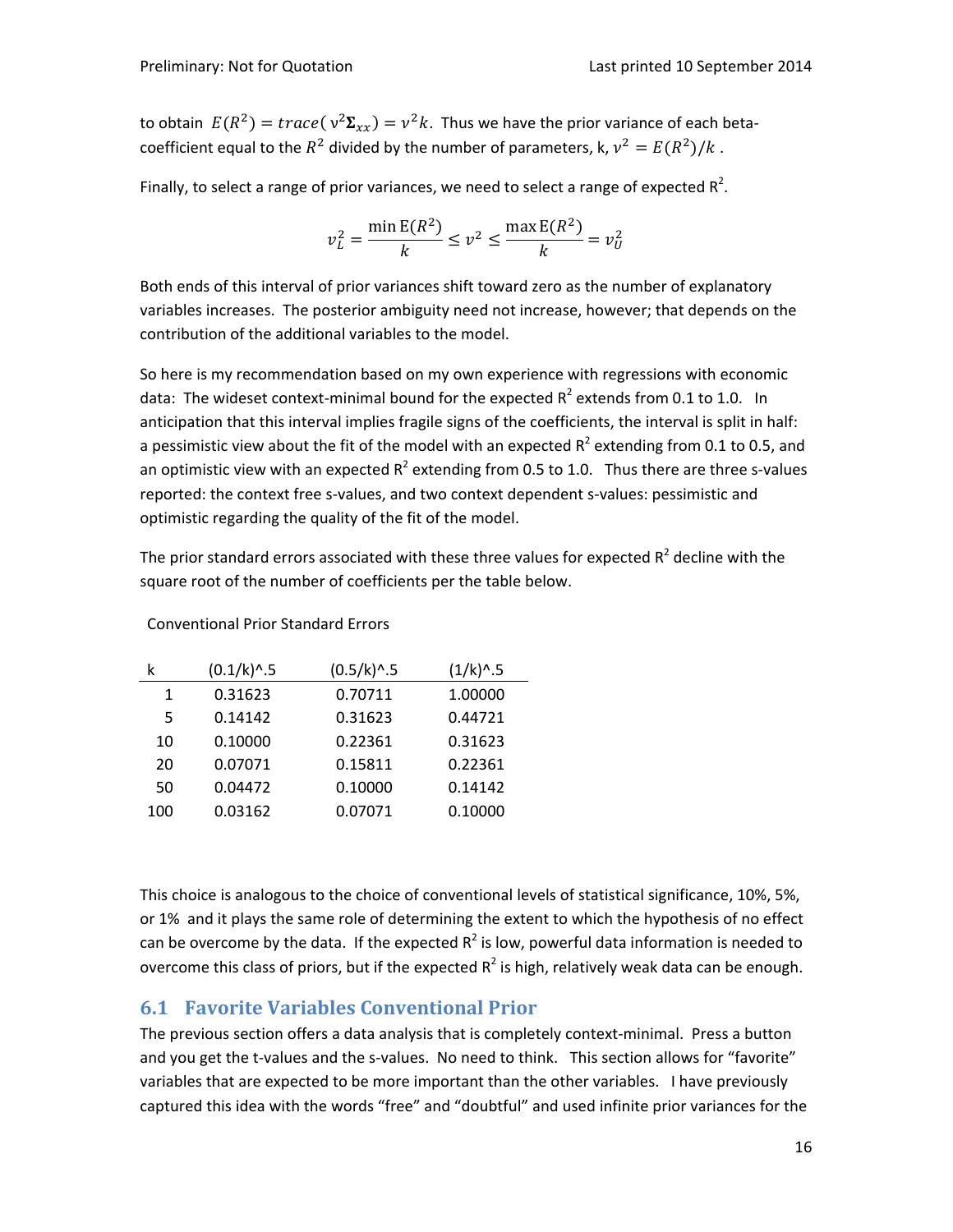to obtain $E(R^2) = trace(\,v^2\boldsymbol{\Sigma}_{xx}) = v^2 k$. Thus we have the prior variance of each beta-coefficient equal to the $R^2$ divided by the number of parameters, k, $v^2 = E(R^2)/k$ .

Finally, to select a range of prior variances, we need to select a range of expected $R^2$.

$$v_L^2 = \frac{\min \mathrm{E}(R^2)}{k} \leq v^2 \leq \frac{\max \mathrm{E}(R^2)}{k} = v_U^2$$

Both ends of this interval of prior variances shift toward zero as the number of explanatory variables increases. The posterior ambiguity need not increase, however; that depends on the contribution of the additional variables to the model.

So here is my recommendation based on my own experience with regressions with economic data: The wideset context-minimal bound for the expected $R^2$ extends from 0.1 to 1.0. In anticipation that this interval implies fragile signs of the coefficients, the interval is split in half: a pessimistic view about the fit of the model with an expected $R^2$ extending from 0.1 to 0.5, and an optimistic view with an expected $R^2$ extending from 0.5 to 1.0. Thus there are three s-values reported: the context free s-values, and two context dependent s-values: pessimistic and optimistic regarding the quality of the fit of the model.

The prior standard errors associated with these three values for expected $R^2$ decline with the square root of the number of coefficients per the table below.

Conventional Prior Standard Errors

| k | (0.1/k)^.5 | (0.5/k)^.5 | (1/k)^.5 |
|---|---|---|---|
| 1 | 0.31623 | 0.70711 | 1.00000 |
| 5 | 0.14142 | 0.31623 | 0.44721 |
| 10 | 0.10000 | 0.22361 | 0.31623 |
| 20 | 0.07071 | 0.15811 | 0.22361 |
| 50 | 0.04472 | 0.10000 | 0.14142 |
| 100 | 0.03162 | 0.07071 | 0.10000 |

This choice is analogous to the choice of conventional levels of statistical significance, 10%, 5%, or 1% and it plays the same role of determining the extent to which the hypothesis of no effect can be overcome by the data. If the expected $R^2$ is low, powerful data information is needed to overcome this class of priors, but if the expected $R^2$ is high, relatively weak data can be enough.

## 6.1 Favorite Variables Conventional Prior

The previous section offers a data analysis that is completely context-minimal. Press a button and you get the t-values and the s-values. No need to think. This section allows for "favorite" variables that are expected to be more important than the other variables. I have previously captured this idea with the words "free" and "doubtful" and used infinite prior variances for the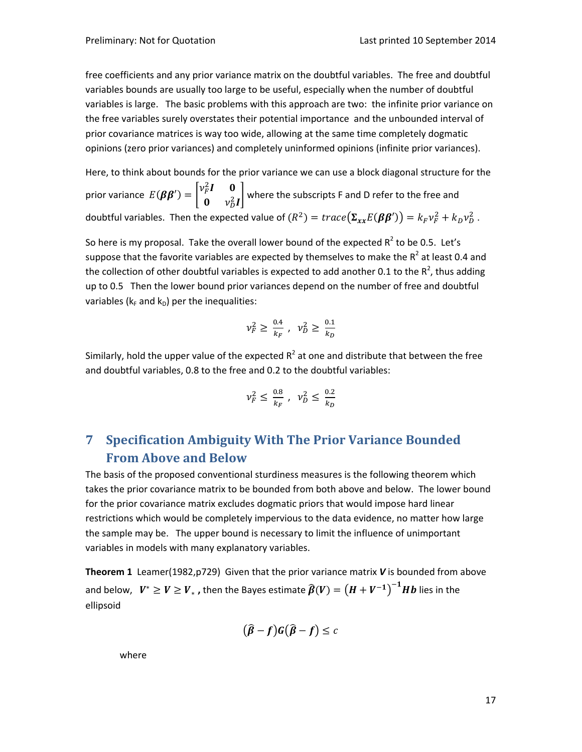free coefficients and any prior variance matrix on the doubtful variables. The free and doubtful variables bounds are usually too large to be useful, especially when the number of doubtful variables is large. The basic problems with this approach are two: the infinite prior variance on the free variables surely overstates their potential importance and the unbounded interval of prior covariance matrices is way too wide, allowing at the same time completely dogmatic opinions (zero prior variances) and completely uninformed opinions (infinite prior variances).

Here, to think about bounds for the prior variance we can use a block diagonal structure for the prior variance $E(\boldsymbol{\beta\beta'}) = \begin{bmatrix} v_F^2\boldsymbol{I} & \boldsymbol{0} \\ \boldsymbol{0} & v_D^2\boldsymbol{I} \end{bmatrix}$ where the subscripts F and D refer to the free and doubtful variables. Then the expected value of $(R^2) = trace(\boldsymbol{\Sigma_{xx}}E(\boldsymbol{\beta\beta'})) = k_F v_F^2 + k_D v_D^2$ .

So here is my proposal. Take the overall lower bound of the expected $R^2$ to be 0.5. Let's suppose that the favorite variables are expected by themselves to make the $R^2$ at least 0.4 and the collection of other doubtful variables is expected to add another 0.1 to the $R^2$, thus adding up to 0.5 Then the lower bound prior variances depend on the number of free and doubtful variables ($k_F$ and $k_D$) per the inequalities:

$$v_F^2 \geq \frac{0.4}{k_F}\ ,\ \ v_D^2 \geq \frac{0.1}{k_D}$$

Similarly, hold the upper value of the expected $R^2$ at one and distribute that between the free and doubtful variables, 0.8 to the free and 0.2 to the doubtful variables:

$$v_F^2 \leq \frac{0.8}{k_F}\ ,\ \ v_D^2 \leq \frac{0.2}{k_D}$$

## 7 Specification Ambiguity With The Prior Variance Bounded From Above and Below

The basis of the proposed conventional sturdiness measures is the following theorem which takes the prior covariance matrix to be bounded from both above and below. The lower bound for the prior covariance matrix excludes dogmatic priors that would impose hard linear restrictions which would be completely impervious to the data evidence, no matter how large the sample may be. The upper bound is necessary to limit the influence of unimportant variables in models with many explanatory variables.

**Theorem 1** Leamer(1982,p729) Given that the prior variance matrix $\boldsymbol{V}$ is bounded from above and below, $\boldsymbol{V}^* \geq \boldsymbol{V} \geq \boldsymbol{V}_*$ **,** then the Bayes estimate $\widehat{\boldsymbol{\beta}}(\boldsymbol{V}) = (\boldsymbol{H} + \boldsymbol{V}^{-1})^{-1}\boldsymbol{Hb}$ lies in the ellipsoid

$$(\widehat{\boldsymbol{\beta}} - \boldsymbol{f})\boldsymbol{G}(\widehat{\boldsymbol{\beta}} - \boldsymbol{f}) \leq c$$

where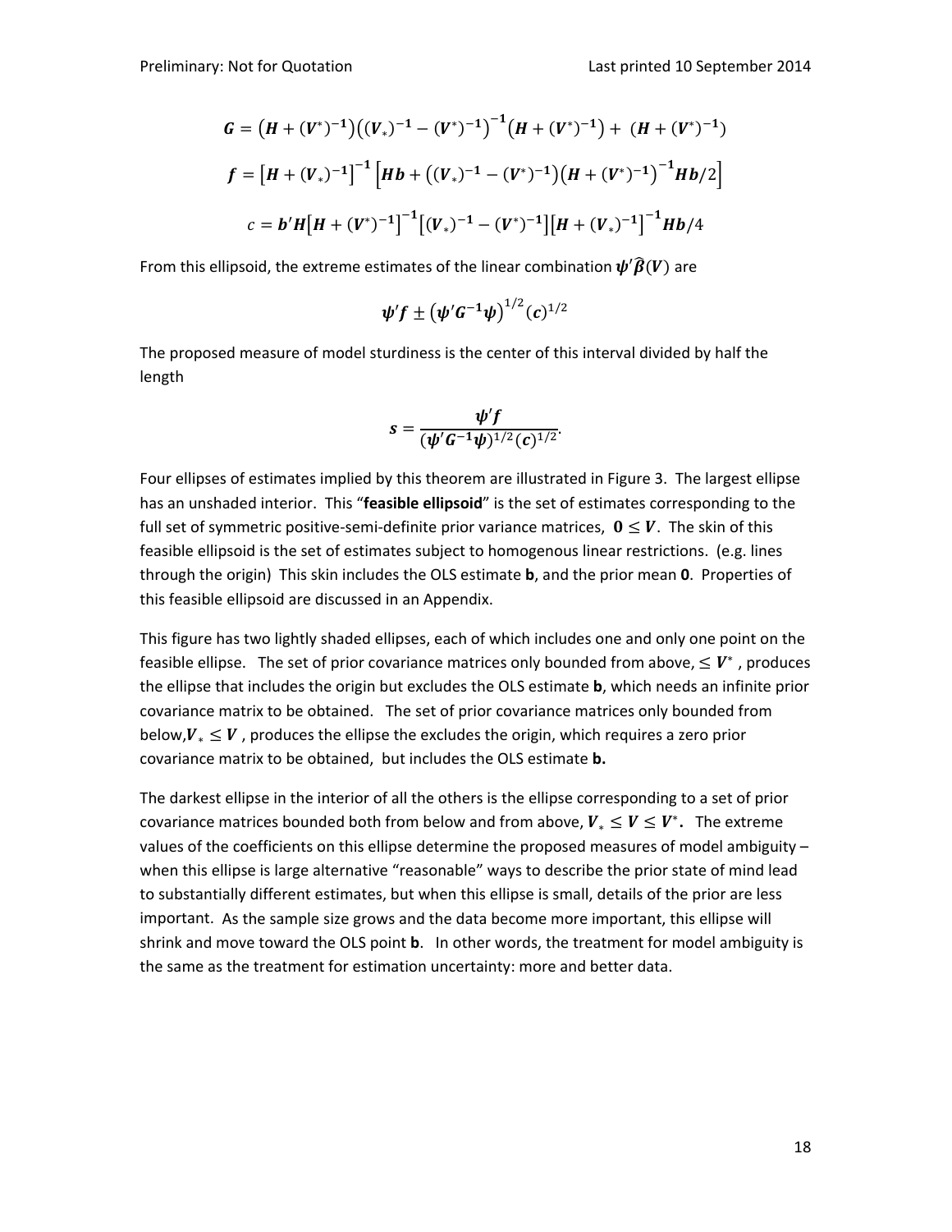$$\boldsymbol{G} = \left(\boldsymbol{H} + (\boldsymbol{V}^{*})^{-\mathbf{1}}\right)\left((\boldsymbol{V}_{*})^{-\mathbf{1}} - (\boldsymbol{V}^{*})^{-\mathbf{1}}\right)^{-\mathbf{1}}\left(\boldsymbol{H} + (\boldsymbol{V}^{*})^{-\mathbf{1}}\right) + \left(\boldsymbol{H} + (\boldsymbol{V}^{*})^{-\mathbf{1}}\right)$$

$$\boldsymbol{f} = \left[\boldsymbol{H} + (\boldsymbol{V}_{*})^{-\mathbf{1}}\right]^{-\mathbf{1}}\left[\boldsymbol{H}\boldsymbol{b} + \left((\boldsymbol{V}_{*})^{-\mathbf{1}} - (\boldsymbol{V}^{*})^{-\mathbf{1}}\right)\left(\boldsymbol{H} + (\boldsymbol{V}^{*})^{-\mathbf{1}}\right)^{-\mathbf{1}}\boldsymbol{H}\boldsymbol{b}/2\right]$$

$$c = \boldsymbol{b}'\boldsymbol{H}\left[\boldsymbol{H} + (\boldsymbol{V}^{*})^{-\mathbf{1}}\right]^{-\mathbf{1}}\left[(\boldsymbol{V}_{*})^{-\mathbf{1}} - (\boldsymbol{V}^{*})^{-\mathbf{1}}\right]\left[\boldsymbol{H} + (\boldsymbol{V}_{*})^{-\mathbf{1}}\right]^{-\mathbf{1}}\boldsymbol{H}\boldsymbol{b}/4$$

From this ellipsoid, the extreme estimates of the linear combination $\boldsymbol{\psi}'\widehat{\boldsymbol{\beta}}(\boldsymbol{V})$ are

$$\boldsymbol{\psi}'\boldsymbol{f} \pm \left(\boldsymbol{\psi}'\boldsymbol{G}^{-\mathbf{1}}\boldsymbol{\psi}\right)^{1/2}(\boldsymbol{c})^{1/2}$$

The proposed measure of model sturdiness is the center of this interval divided by half the length

$$\boldsymbol{s} = \frac{\boldsymbol{\psi}'\boldsymbol{f}}{(\boldsymbol{\psi}'\boldsymbol{G}^{-\mathbf{1}}\boldsymbol{\psi})^{1/2}(\boldsymbol{c})^{1/2}}.$$

Four ellipses of estimates implied by this theorem are illustrated in Figure 3. The largest ellipse has an unshaded interior. This "**feasible ellipsoid**" is the set of estimates corresponding to the full set of symmetric positive-semi-definite prior variance matrices, $\mathbf{0} \leq \boldsymbol{V}$. The skin of this feasible ellipsoid is the set of estimates subject to homogenous linear restrictions. (e.g. lines through the origin) This skin includes the OLS estimate **b**, and the prior mean **0**. Properties of this feasible ellipsoid are discussed in an Appendix.

This figure has two lightly shaded ellipses, each of which includes one and only one point on the feasible ellipse. The set of prior covariance matrices only bounded from above, $\leq \boldsymbol{V}^{*}$ , produces the ellipse that includes the origin but excludes the OLS estimate **b**, which needs an infinite prior covariance matrix to be obtained. The set of prior covariance matrices only bounded from below, $\boldsymbol{V}_{*} \leq \boldsymbol{V}$ , produces the ellipse the excludes the origin, which requires a zero prior covariance matrix to be obtained, but includes the OLS estimate **b.**

The darkest ellipse in the interior of all the others is the ellipse corresponding to a set of prior covariance matrices bounded both from below and from above, $\boldsymbol{V}_{*} \leq \boldsymbol{V} \leq \boldsymbol{V}^{*}$**.** The extreme values of the coefficients on this ellipse determine the proposed measures of model ambiguity – when this ellipse is large alternative "reasonable" ways to describe the prior state of mind lead to substantially different estimates, but when this ellipse is small, details of the prior are less important. As the sample size grows and the data become more important, this ellipse will shrink and move toward the OLS point **b**. In other words, the treatment for model ambiguity is the same as the treatment for estimation uncertainty: more and better data.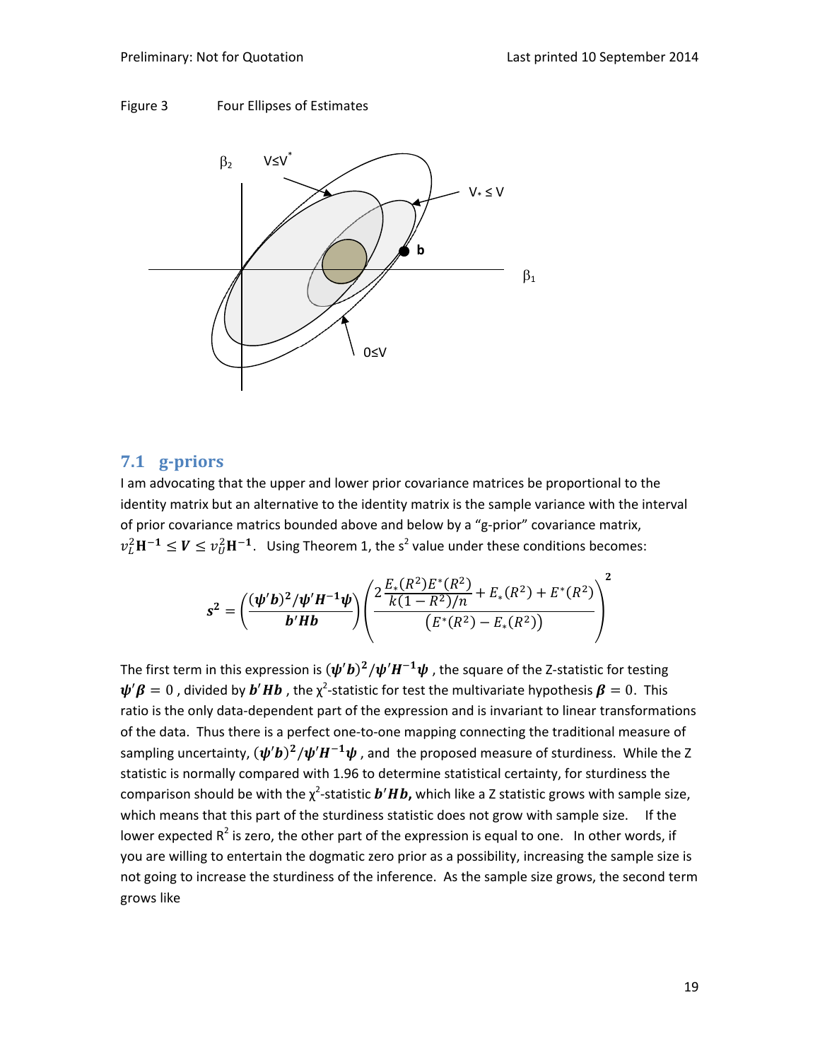Figure 3 Four Ellipses of Estimates

## 7.1 g-priors

I am advocating that the upper and lower prior covariance matrices be proportional to the identity matrix but an alternative to the identity matrix is the sample variance with the interval of prior covariance matrics bounded above and below by a "g-prior" covariance matrix, $v_L^2\mathbf{H^{-1}} \le \boldsymbol{V} \le v_U^2\mathbf{H^{-1}}$. Using Theorem 1, the $s^2$ value under these conditions becomes:

$$\boldsymbol{s^2} = \left(\frac{(\boldsymbol{\psi}'\boldsymbol{b})^2/\boldsymbol{\psi}'\boldsymbol{H^{-1}}\boldsymbol{\psi}}{\boldsymbol{b}'\boldsymbol{H}\boldsymbol{b}}\right)\left(\frac{2\dfrac{E_*(R^2)E^*(R^2)}{k(1-R^2)/n} + E_*(R^2) + E^*(R^2)}{\left(E^*(R^2) - E_*(R^2)\right)}\right)^{\mathbf{2}}$$

The first term in this expression is $(\boldsymbol{\psi}'\boldsymbol{b})^2/\boldsymbol{\psi}'\boldsymbol{H^{-1}}\boldsymbol{\psi}$ , the square of the Z-statistic for testing $\boldsymbol{\psi}'\boldsymbol{\beta} = 0$ , divided by $\boldsymbol{b}'\boldsymbol{H}\boldsymbol{b}$ , the $\chi^2$-statistic for test the multivariate hypothesis $\boldsymbol{\beta} = 0$. This ratio is the only data-dependent part of the expression and is invariant to linear transformations of the data. Thus there is a perfect one-to-one mapping connecting the traditional measure of sampling uncertainty, $(\boldsymbol{\psi}'\boldsymbol{b})^2/\boldsymbol{\psi}'\boldsymbol{H^{-1}}\boldsymbol{\psi}$ , and the proposed measure of sturdiness. While the Z statistic is normally compared with 1.96 to determine statistical certainty, for sturdiness the comparison should be with the $\chi^2$-statistic $\boldsymbol{b}'\boldsymbol{H}\boldsymbol{b}$**,** which like a Z statistic grows with sample size, which means that this part of the sturdiness statistic does not grow with sample size. If the lower expected $R^2$ is zero, the other part of the expression is equal to one. In other words, if you are willing to entertain the dogmatic zero prior as a possibility, increasing the sample size is not going to increase the sturdiness of the inference. As the sample size grows, the second term grows like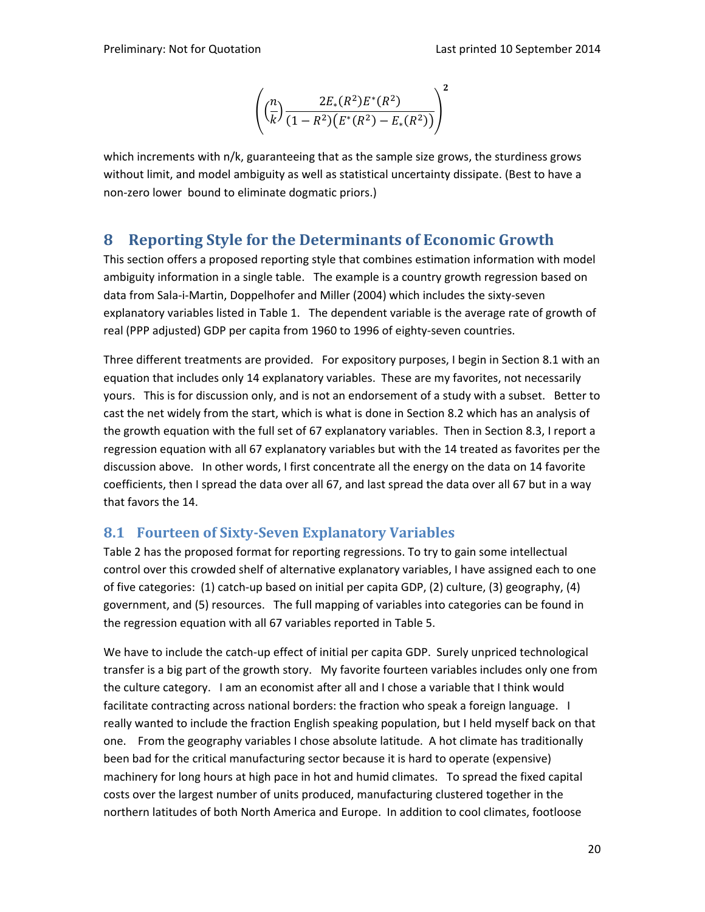$$\left(\left(\frac{n}{k}\right)\frac{2E_*(R^2)E^*(R^2)}{(1-R^2)\left(E^*(R^2)-E_*(R^2)\right)}\right)^{\mathbf{2}}$$

which increments with n/k, guaranteeing that as the sample size grows, the sturdiness grows without limit, and model ambiguity as well as statistical uncertainty dissipate. (Best to have a non-zero lower bound to eliminate dogmatic priors.)

## 8 Reporting Style for the Determinants of Economic Growth

This section offers a proposed reporting style that combines estimation information with model ambiguity information in a single table. The example is a country growth regression based on data from Sala-i-Martin, Doppelhofer and Miller (2004) which includes the sixty-seven explanatory variables listed in Table 1. The dependent variable is the average rate of growth of real (PPP adjusted) GDP per capita from 1960 to 1996 of eighty-seven countries.

Three different treatments are provided. For expository purposes, I begin in Section 8.1 with an equation that includes only 14 explanatory variables. These are my favorites, not necessarily yours. This is for discussion only, and is not an endorsement of a study with a subset. Better to cast the net widely from the start, which is what is done in Section 8.2 which has an analysis of the growth equation with the full set of 67 explanatory variables. Then in Section 8.3, I report a regression equation with all 67 explanatory variables but with the 14 treated as favorites per the discussion above. In other words, I first concentrate all the energy on the data on 14 favorite coefficients, then I spread the data over all 67, and last spread the data over all 67 but in a way that favors the 14.

### 8.1 Fourteen of Sixty-Seven Explanatory Variables

Table 2 has the proposed format for reporting regressions. To try to gain some intellectual control over this crowded shelf of alternative explanatory variables, I have assigned each to one of five categories: (1) catch-up based on initial per capita GDP, (2) culture, (3) geography, (4) government, and (5) resources. The full mapping of variables into categories can be found in the regression equation with all 67 variables reported in Table 5.

We have to include the catch-up effect of initial per capita GDP. Surely unpriced technological transfer is a big part of the growth story. My favorite fourteen variables includes only one from the culture category. I am an economist after all and I chose a variable that I think would facilitate contracting across national borders: the fraction who speak a foreign language. I really wanted to include the fraction English speaking population, but I held myself back on that one. From the geography variables I chose absolute latitude. A hot climate has traditionally been bad for the critical manufacturing sector because it is hard to operate (expensive) machinery for long hours at high pace in hot and humid climates. To spread the fixed capital costs over the largest number of units produced, manufacturing clustered together in the northern latitudes of both North America and Europe. In addition to cool climates, footloose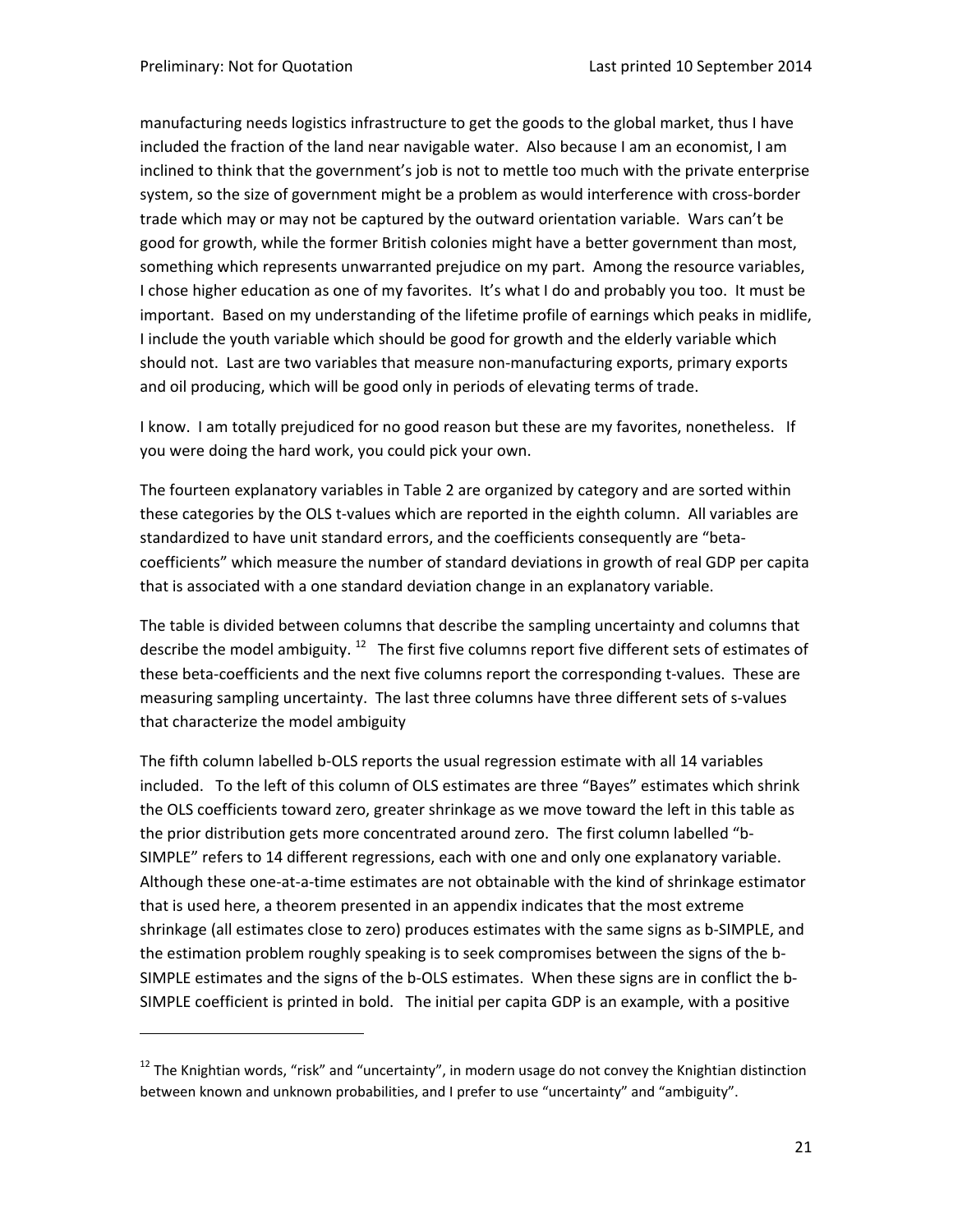manufacturing needs logistics infrastructure to get the goods to the global market, thus I have included the fraction of the land near navigable water. Also because I am an economist, I am inclined to think that the government's job is not to mettle too much with the private enterprise system, so the size of government might be a problem as would interference with cross-border trade which may or may not be captured by the outward orientation variable. Wars can't be good for growth, while the former British colonies might have a better government than most, something which represents unwarranted prejudice on my part. Among the resource variables, I chose higher education as one of my favorites. It's what I do and probably you too. It must be important. Based on my understanding of the lifetime profile of earnings which peaks in midlife, I include the youth variable which should be good for growth and the elderly variable which should not. Last are two variables that measure non-manufacturing exports, primary exports and oil producing, which will be good only in periods of elevating terms of trade.

I know. I am totally prejudiced for no good reason but these are my favorites, nonetheless. If you were doing the hard work, you could pick your own.

The fourteen explanatory variables in Table 2 are organized by category and are sorted within these categories by the OLS t-values which are reported in the eighth column. All variables are standardized to have unit standard errors, and the coefficients consequently are "beta-coefficients" which measure the number of standard deviations in growth of real GDP per capita that is associated with a one standard deviation change in an explanatory variable.

The table is divided between columns that describe the sampling uncertainty and columns that describe the model ambiguity. [12] The first five columns report five different sets of estimates of these beta-coefficients and the next five columns report the corresponding t-values. These are measuring sampling uncertainty. The last three columns have three different sets of s-values that characterize the model ambiguity

The fifth column labelled b-OLS reports the usual regression estimate with all 14 variables included. To the left of this column of OLS estimates are three "Bayes" estimates which shrink the OLS coefficients toward zero, greater shrinkage as we move toward the left in this table as the prior distribution gets more concentrated around zero. The first column labelled "b-SIMPLE" refers to 14 different regressions, each with one and only one explanatory variable. Although these one-at-a-time estimates are not obtainable with the kind of shrinkage estimator that is used here, a theorem presented in an appendix indicates that the most extreme shrinkage (all estimates close to zero) produces estimates with the same signs as b-SIMPLE, and the estimation problem roughly speaking is to seek compromises between the signs of the b-SIMPLE estimates and the signs of the b-OLS estimates. When these signs are in conflict the b-SIMPLE coefficient is printed in bold. The initial per capita GDP is an example, with a positive

[12] The Knightian words, "risk" and "uncertainty", in modern usage do not convey the Knightian distinction between known and unknown probabilities, and I prefer to use "uncertainty" and "ambiguity".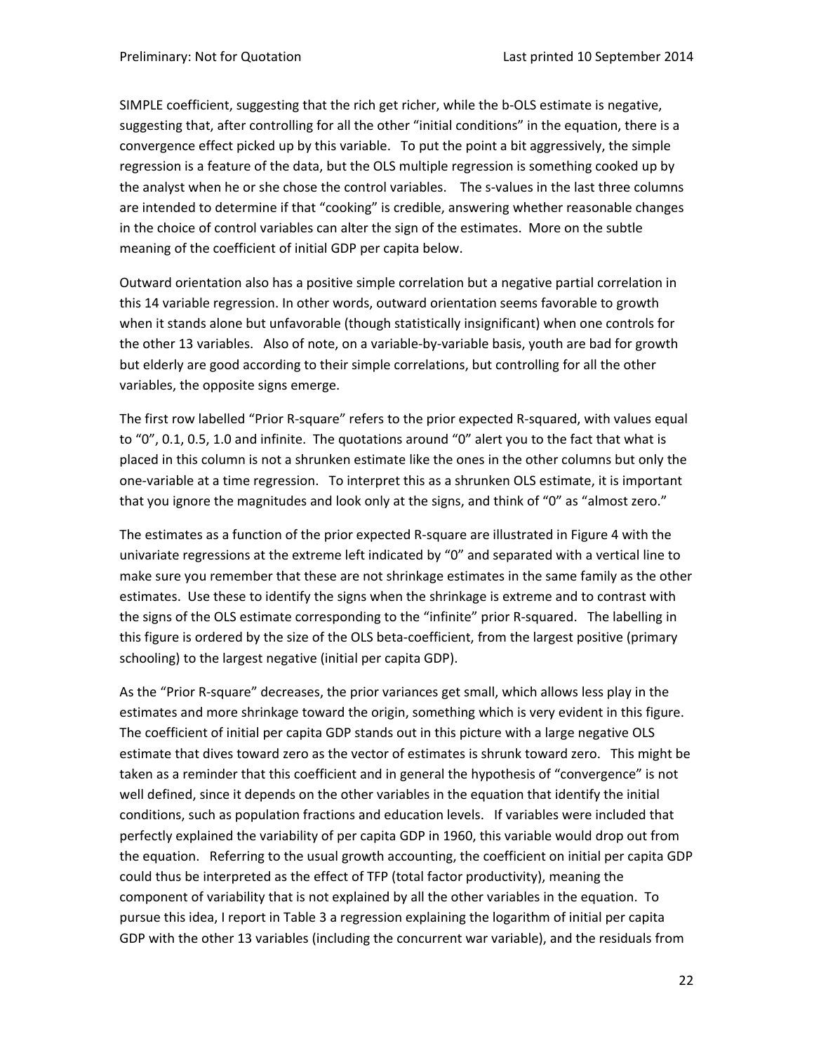SIMPLE coefficient, suggesting that the rich get richer, while the b-OLS estimate is negative, suggesting that, after controlling for all the other "initial conditions" in the equation, there is a convergence effect picked up by this variable. To put the point a bit aggressively, the simple regression is a feature of the data, but the OLS multiple regression is something cooked up by the analyst when he or she chose the control variables. The s-values in the last three columns are intended to determine if that "cooking" is credible, answering whether reasonable changes in the choice of control variables can alter the sign of the estimates. More on the subtle meaning of the coefficient of initial GDP per capita below.

Outward orientation also has a positive simple correlation but a negative partial correlation in this 14 variable regression. In other words, outward orientation seems favorable to growth when it stands alone but unfavorable (though statistically insignificant) when one controls for the other 13 variables. Also of note, on a variable-by-variable basis, youth are bad for growth but elderly are good according to their simple correlations, but controlling for all the other variables, the opposite signs emerge.

The first row labelled "Prior R-square" refers to the prior expected R-squared, with values equal to "0", 0.1, 0.5, 1.0 and infinite. The quotations around "0" alert you to the fact that what is placed in this column is not a shrunken estimate like the ones in the other columns but only the one-variable at a time regression. To interpret this as a shrunken OLS estimate, it is important that you ignore the magnitudes and look only at the signs, and think of "0" as "almost zero."

The estimates as a function of the prior expected R-square are illustrated in Figure 4 with the univariate regressions at the extreme left indicated by "0" and separated with a vertical line to make sure you remember that these are not shrinkage estimates in the same family as the other estimates. Use these to identify the signs when the shrinkage is extreme and to contrast with the signs of the OLS estimate corresponding to the "infinite" prior R-squared. The labelling in this figure is ordered by the size of the OLS beta-coefficient, from the largest positive (primary schooling) to the largest negative (initial per capita GDP).

As the "Prior R-square" decreases, the prior variances get small, which allows less play in the estimates and more shrinkage toward the origin, something which is very evident in this figure. The coefficient of initial per capita GDP stands out in this picture with a large negative OLS estimate that dives toward zero as the vector of estimates is shrunk toward zero. This might be taken as a reminder that this coefficient and in general the hypothesis of "convergence" is not well defined, since it depends on the other variables in the equation that identify the initial conditions, such as population fractions and education levels. If variables were included that perfectly explained the variability of per capita GDP in 1960, this variable would drop out from the equation. Referring to the usual growth accounting, the coefficient on initial per capita GDP could thus be interpreted as the effect of TFP (total factor productivity), meaning the component of variability that is not explained by all the other variables in the equation. To pursue this idea, I report in Table 3 a regression explaining the logarithm of initial per capita GDP with the other 13 variables (including the concurrent war variable), and the residuals from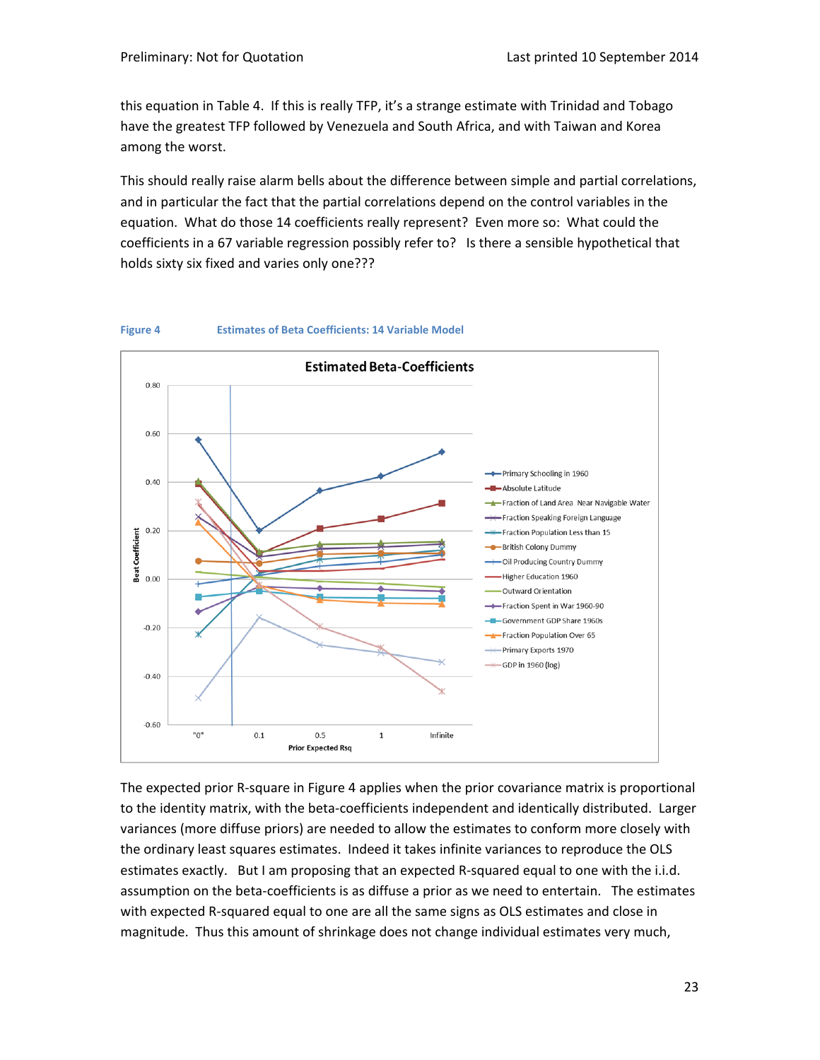this equation in Table 4. If this is really TFP, it's a strange estimate with Trinidad and Tobago have the greatest TFP followed by Venezuela and South Africa, and with Taiwan and Korea among the worst.

This should really raise alarm bells about the difference between simple and partial correlations, and in particular the fact that the partial correlations depend on the control variables in the equation. What do those 14 coefficients really represent? Even more so: What could the coefficients in a 67 variable regression possibly refer to? Is there a sensible hypothetical that holds sixty six fixed and varies only one???

**Figure 4** **Estimates of Beta Coefficients: 14 Variable Model**

The expected prior R-square in Figure 4 applies when the prior covariance matrix is proportional to the identity matrix, with the beta-coefficients independent and identically distributed. Larger variances (more diffuse priors) are needed to allow the estimates to conform more closely with the ordinary least squares estimates. Indeed it takes infinite variances to reproduce the OLS estimates exactly. But I am proposing that an expected R-squared equal to one with the i.i.d. assumption on the beta-coefficients is as diffuse a prior as we need to entertain. The estimates with expected R-squared equal to one are all the same signs as OLS estimates and close in magnitude. Thus this amount of shrinkage does not change individual estimates very much,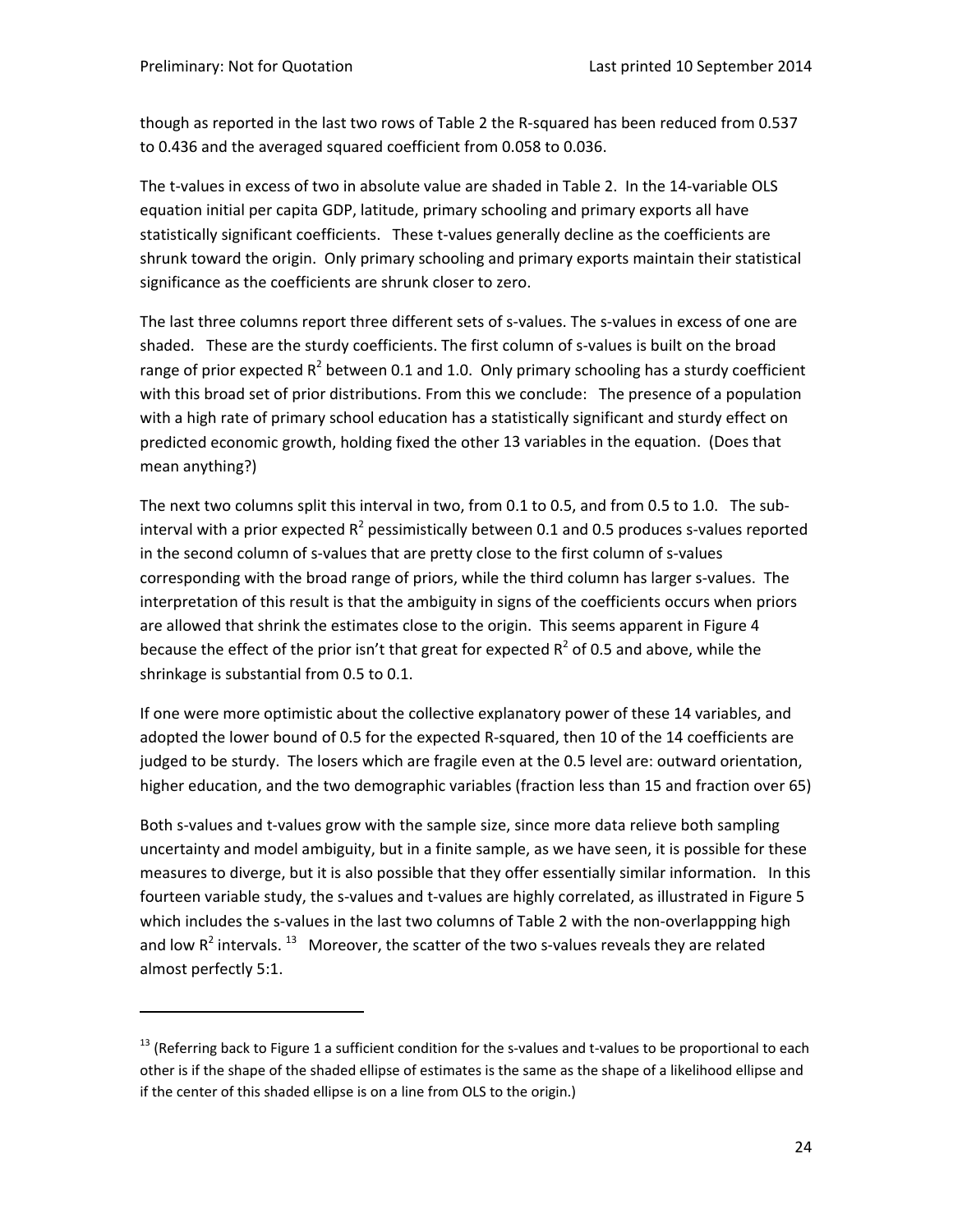though as reported in the last two rows of Table 2 the R-squared has been reduced from 0.537 to 0.436 and the averaged squared coefficient from 0.058 to 0.036.

The t-values in excess of two in absolute value are shaded in Table 2. In the 14-variable OLS equation initial per capita GDP, latitude, primary schooling and primary exports all have statistically significant coefficients. These t-values generally decline as the coefficients are shrunk toward the origin. Only primary schooling and primary exports maintain their statistical significance as the coefficients are shrunk closer to zero.

The last three columns report three different sets of s-values. The s-values in excess of one are shaded. These are the sturdy coefficients. The first column of s-values is built on the broad range of prior expected $R^2$ between 0.1 and 1.0. Only primary schooling has a sturdy coefficient with this broad set of prior distributions. From this we conclude: The presence of a population with a high rate of primary school education has a statistically significant and sturdy effect on predicted economic growth, holding fixed the other 13 variables in the equation. (Does that mean anything?)

The next two columns split this interval in two, from 0.1 to 0.5, and from 0.5 to 1.0. The sub-interval with a prior expected $R^2$ pessimistically between 0.1 and 0.5 produces s-values reported in the second column of s-values that are pretty close to the first column of s-values corresponding with the broad range of priors, while the third column has larger s-values. The interpretation of this result is that the ambiguity in signs of the coefficients occurs when priors are allowed that shrink the estimates close to the origin. This seems apparent in Figure 4 because the effect of the prior isn't that great for expected $R^2$ of 0.5 and above, while the shrinkage is substantial from 0.5 to 0.1.

If one were more optimistic about the collective explanatory power of these 14 variables, and adopted the lower bound of 0.5 for the expected R-squared, then 10 of the 14 coefficients are judged to be sturdy. The losers which are fragile even at the 0.5 level are: outward orientation, higher education, and the two demographic variables (fraction less than 15 and fraction over 65)

Both s-values and t-values grow with the sample size, since more data relieve both sampling uncertainty and model ambiguity, but in a finite sample, as we have seen, it is possible for these measures to diverge, but it is also possible that they offer essentially similar information. In this fourteen variable study, the s-values and t-values are highly correlated, as illustrated in Figure 5 which includes the s-values in the last two columns of Table 2 with the non-overlappping high and low $R^2$ intervals. [13] Moreover, the scatter of the two s-values reveals they are related almost perfectly 5:1.

---

[13] (Referring back to Figure 1 a sufficient condition for the s-values and t-values to be proportional to each other is if the shape of the shaded ellipse of estimates is the same as the shape of a likelihood ellipse and if the center of this shaded ellipse is on a line from OLS to the origin.)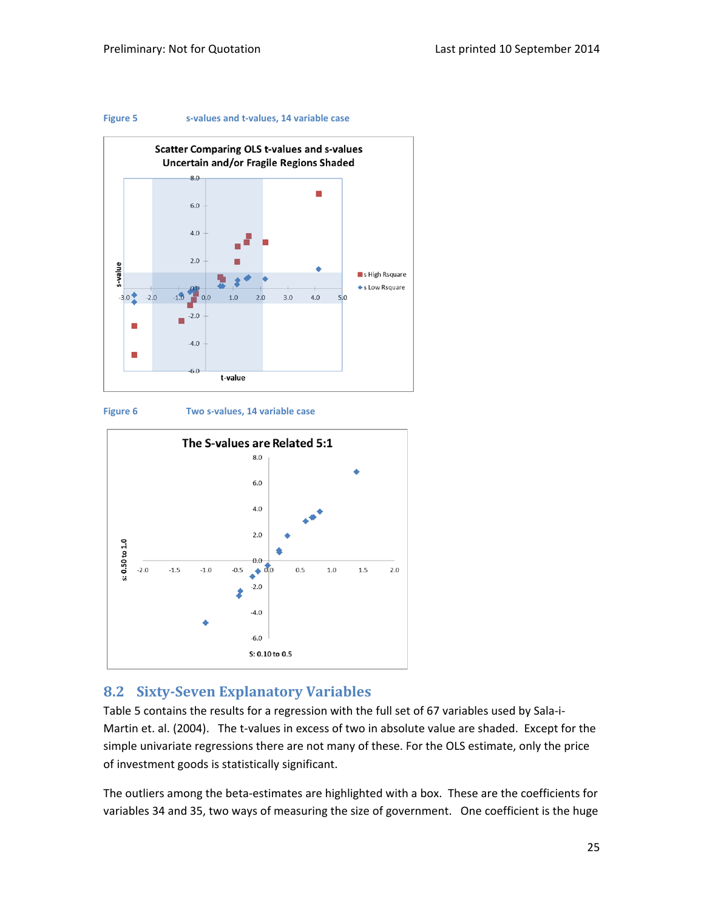Figure 5 s-values and t-values, 14 variable case

Figure 6 Two s-values, 14 variable case

## 8.2 Sixty-Seven Explanatory Variables

Table 5 contains the results for a regression with the full set of 67 variables used by Sala-i-Martin et. al. (2004). The t-values in excess of two in absolute value are shaded. Except for the simple univariate regressions there are not many of these. For the OLS estimate, only the price of investment goods is statistically significant.

The outliers among the beta-estimates are highlighted with a box. These are the coefficients for variables 34 and 35, two ways of measuring the size of government. One coefficient is the huge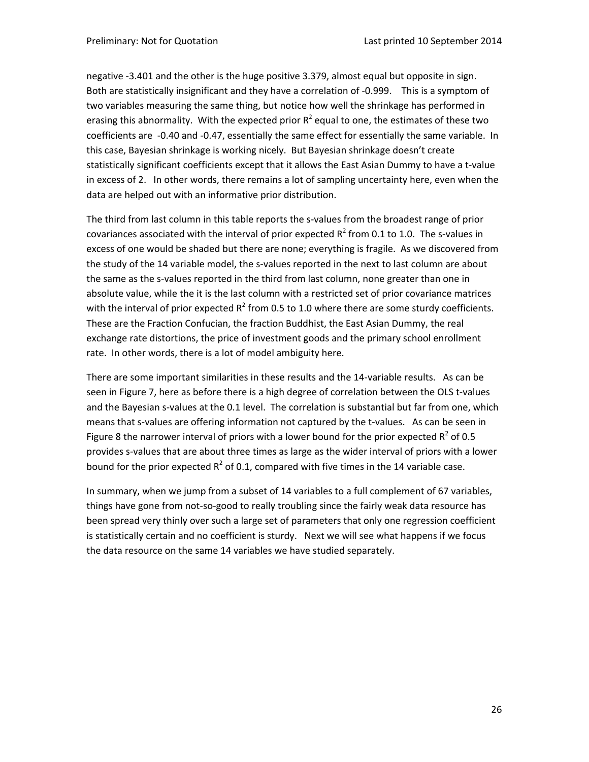negative -3.401 and the other is the huge positive 3.379, almost equal but opposite in sign. Both are statistically insignificant and they have a correlation of -0.999. This is a symptom of two variables measuring the same thing, but notice how well the shrinkage has performed in erasing this abnormality. With the expected prior $R^2$ equal to one, the estimates of these two coefficients are -0.40 and -0.47, essentially the same effect for essentially the same variable. In this case, Bayesian shrinkage is working nicely. But Bayesian shrinkage doesn't create statistically significant coefficients except that it allows the East Asian Dummy to have a t-value in excess of 2. In other words, there remains a lot of sampling uncertainty here, even when the data are helped out with an informative prior distribution.

The third from last column in this table reports the s-values from the broadest range of prior covariances associated with the interval of prior expected $R^2$ from 0.1 to 1.0. The s-values in excess of one would be shaded but there are none; everything is fragile. As we discovered from the study of the 14 variable model, the s-values reported in the next to last column are about the same as the s-values reported in the third from last column, none greater than one in absolute value, while the it is the last column with a restricted set of prior covariance matrices with the interval of prior expected $R^2$ from 0.5 to 1.0 where there are some sturdy coefficients. These are the Fraction Confucian, the fraction Buddhist, the East Asian Dummy, the real exchange rate distortions, the price of investment goods and the primary school enrollment rate. In other words, there is a lot of model ambiguity here.

There are some important similarities in these results and the 14-variable results. As can be seen in Figure 7, here as before there is a high degree of correlation between the OLS t-values and the Bayesian s-values at the 0.1 level. The correlation is substantial but far from one, which means that s-values are offering information not captured by the t-values. As can be seen in Figure 8 the narrower interval of priors with a lower bound for the prior expected $R^2$ of 0.5 provides s-values that are about three times as large as the wider interval of priors with a lower bound for the prior expected $R^2$ of 0.1, compared with five times in the 14 variable case.

In summary, when we jump from a subset of 14 variables to a full complement of 67 variables, things have gone from not-so-good to really troubling since the fairly weak data resource has been spread very thinly over such a large set of parameters that only one regression coefficient is statistically certain and no coefficient is sturdy. Next we will see what happens if we focus the data resource on the same 14 variables we have studied separately.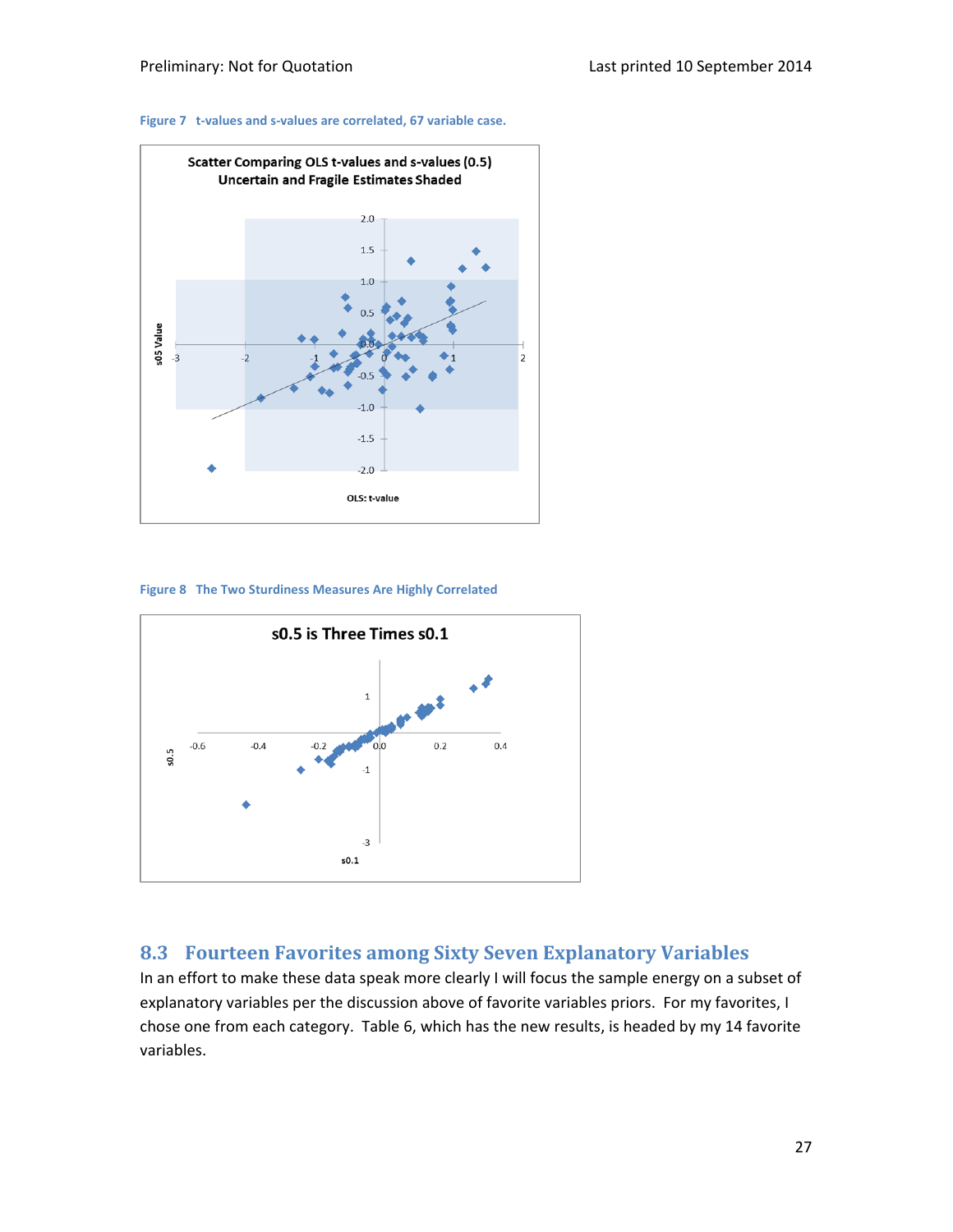Figure 7 t-values and s-values are correlated, 67 variable case.

Figure 8 The Two Sturdiness Measures Are Highly Correlated

## 8.3 Fourteen Favorites among Sixty Seven Explanatory Variables

In an effort to make these data speak more clearly I will focus the sample energy on a subset of explanatory variables per the discussion above of favorite variables priors. For my favorites, I chose one from each category. Table 6, which has the new results, is headed by my 14 favorite variables.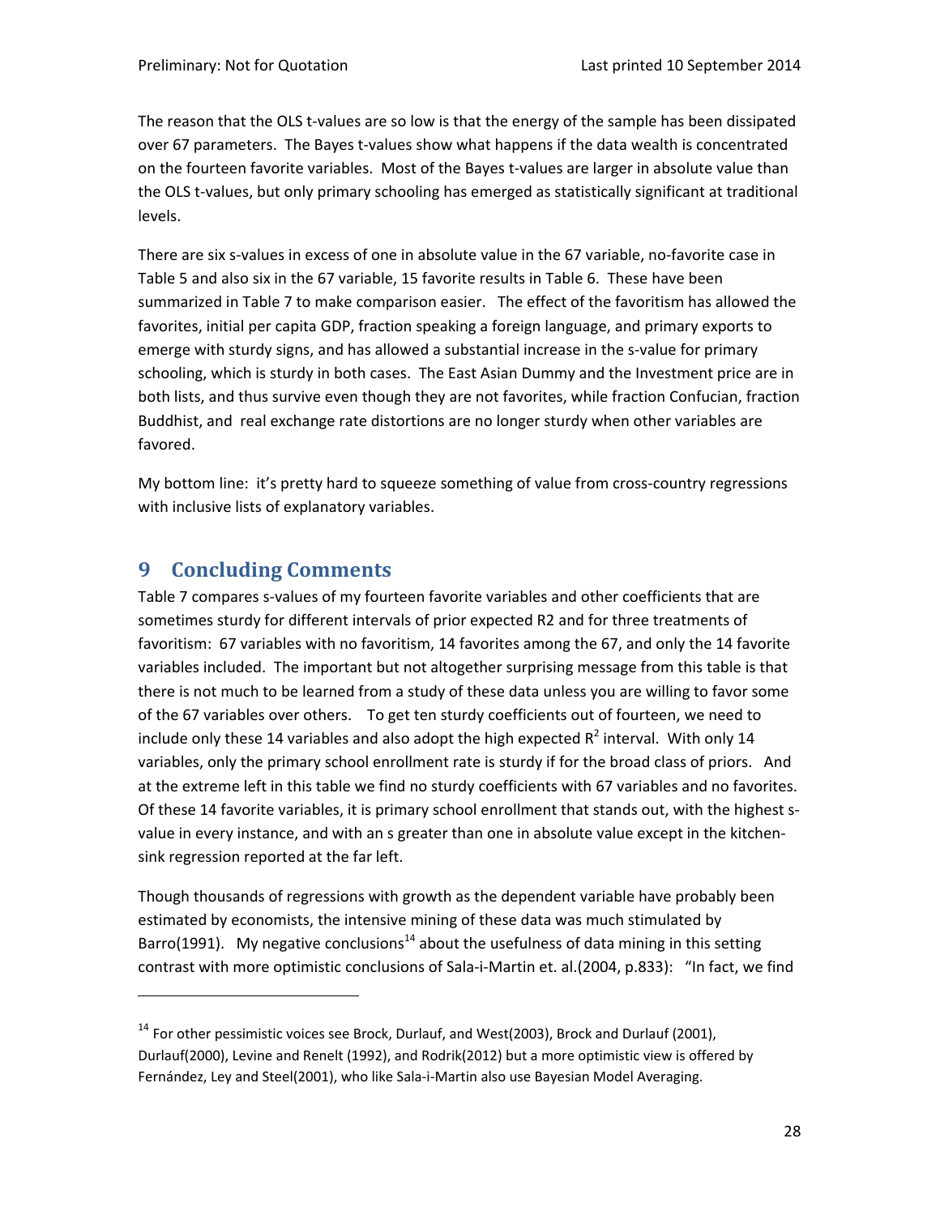The reason that the OLS t-values are so low is that the energy of the sample has been dissipated over 67 parameters. The Bayes t-values show what happens if the data wealth is concentrated on the fourteen favorite variables. Most of the Bayes t-values are larger in absolute value than the OLS t-values, but only primary schooling has emerged as statistically significant at traditional levels.

There are six s-values in excess of one in absolute value in the 67 variable, no-favorite case in Table 5 and also six in the 67 variable, 15 favorite results in Table 6. These have been summarized in Table 7 to make comparison easier. The effect of the favoritism has allowed the favorites, initial per capita GDP, fraction speaking a foreign language, and primary exports to emerge with sturdy signs, and has allowed a substantial increase in the s-value for primary schooling, which is sturdy in both cases. The East Asian Dummy and the Investment price are in both lists, and thus survive even though they are not favorites, while fraction Confucian, fraction Buddhist, and real exchange rate distortions are no longer sturdy when other variables are favored.

My bottom line: it's pretty hard to squeeze something of value from cross-country regressions with inclusive lists of explanatory variables.

# 9 Concluding Comments

Table 7 compares s-values of my fourteen favorite variables and other coefficients that are sometimes sturdy for different intervals of prior expected R2 and for three treatments of favoritism: 67 variables with no favoritism, 14 favorites among the 67, and only the 14 favorite variables included. The important but not altogether surprising message from this table is that there is not much to be learned from a study of these data unless you are willing to favor some of the 67 variables over others. To get ten sturdy coefficients out of fourteen, we need to include only these 14 variables and also adopt the high expected $R^2$ interval. With only 14 variables, only the primary school enrollment rate is sturdy if for the broad class of priors. And at the extreme left in this table we find no sturdy coefficients with 67 variables and no favorites. Of these 14 favorite variables, it is primary school enrollment that stands out, with the highest s-value in every instance, and with an s greater than one in absolute value except in the kitchen-sink regression reported at the far left.

Though thousands of regressions with growth as the dependent variable have probably been estimated by economists, the intensive mining of these data was much stimulated by Barro(1991). My negative conclusions[14] about the usefulness of data mining in this setting contrast with more optimistic conclusions of Sala-i-Martin et. al.(2004, p.833): "In fact, we find

[14] For other pessimistic voices see Brock, Durlauf, and West(2003), Brock and Durlauf (2001), Durlauf(2000), Levine and Renelt (1992), and Rodrik(2012) but a more optimistic view is offered by Fernández, Ley and Steel(2001), who like Sala-i-Martin also use Bayesian Model Averaging.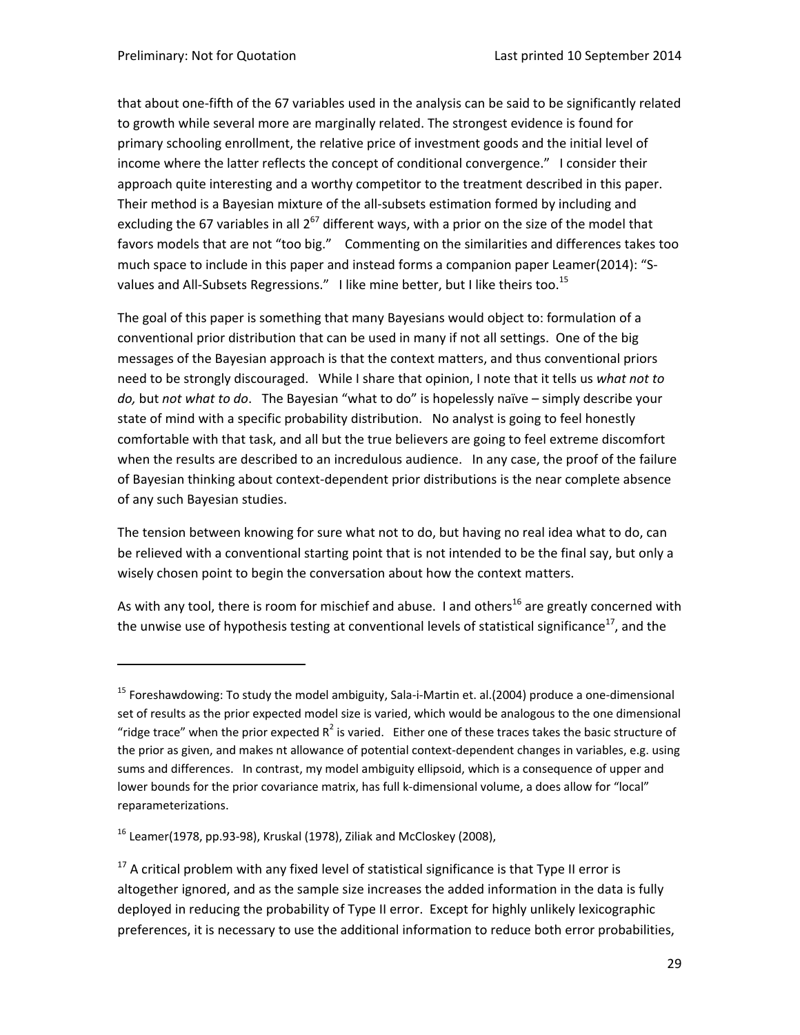that about one-fifth of the 67 variables used in the analysis can be said to be significantly related to growth while several more are marginally related. The strongest evidence is found for primary schooling enrollment, the relative price of investment goods and the initial level of income where the latter reflects the concept of conditional convergence." I consider their approach quite interesting and a worthy competitor to the treatment described in this paper. Their method is a Bayesian mixture of the all-subsets estimation formed by including and excluding the 67 variables in all $2^{67}$ different ways, with a prior on the size of the model that favors models that are not "too big." Commenting on the similarities and differences takes too much space to include in this paper and instead forms a companion paper Leamer(2014): "S-values and All-Subsets Regressions." I like mine better, but I like theirs too.[15]

The goal of this paper is something that many Bayesians would object to: formulation of a conventional prior distribution that can be used in many if not all settings. One of the big messages of the Bayesian approach is that the context matters, and thus conventional priors need to be strongly discouraged. While I share that opinion, I note that it tells us *what not to do,* but *not what to do*. The Bayesian "what to do" is hopelessly naïve – simply describe your state of mind with a specific probability distribution. No analyst is going to feel honestly comfortable with that task, and all but the true believers are going to feel extreme discomfort when the results are described to an incredulous audience. In any case, the proof of the failure of Bayesian thinking about context-dependent prior distributions is the near complete absence of any such Bayesian studies.

The tension between knowing for sure what not to do, but having no real idea what to do, can be relieved with a conventional starting point that is not intended to be the final say, but only a wisely chosen point to begin the conversation about how the context matters.

As with any tool, there is room for mischief and abuse. I and others[16] are greatly concerned with the unwise use of hypothesis testing at conventional levels of statistical significance[17], and the

---

[15] Foreshawdowing: To study the model ambiguity, Sala-i-Martin et. al.(2004) produce a one-dimensional set of results as the prior expected model size is varied, which would be analogous to the one dimensional "ridge trace" when the prior expected $R^2$ is varied. Either one of these traces takes the basic structure of the prior as given, and makes nt allowance of potential context-dependent changes in variables, e.g. using sums and differences. In contrast, my model ambiguity ellipsoid, which is a consequence of upper and lower bounds for the prior covariance matrix, has full k-dimensional volume, a does allow for "local" reparameterizations.

[16] Leamer(1978, pp.93-98), Kruskal (1978), Ziliak and McCloskey (2008),

[17] A critical problem with any fixed level of statistical significance is that Type II error is altogether ignored, and as the sample size increases the added information in the data is fully deployed in reducing the probability of Type II error. Except for highly unlikely lexicographic preferences, it is necessary to use the additional information to reduce both error probabilities,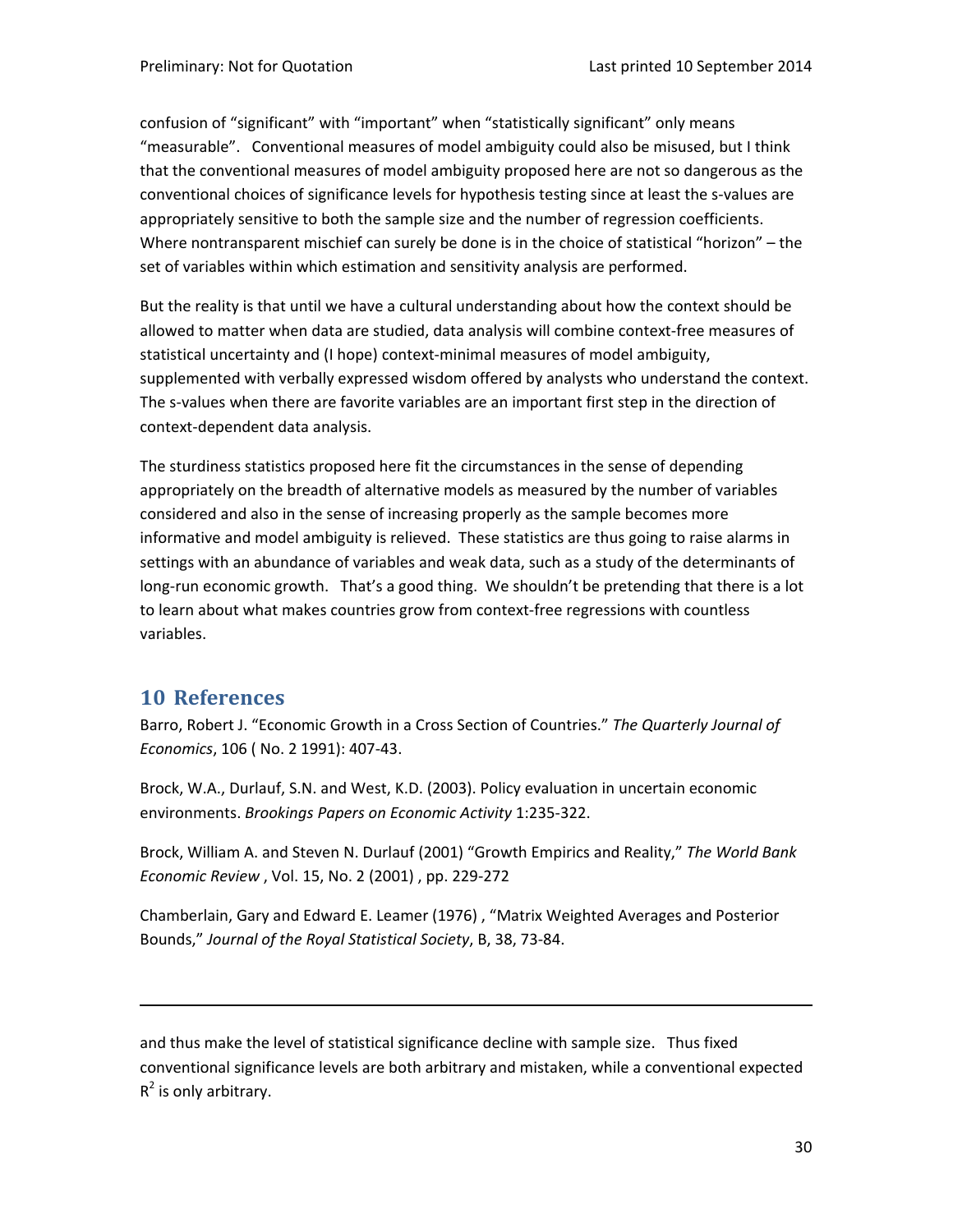confusion of "significant" with "important" when "statistically significant" only means "measurable". Conventional measures of model ambiguity could also be misused, but I think that the conventional measures of model ambiguity proposed here are not so dangerous as the conventional choices of significance levels for hypothesis testing since at least the s-values are appropriately sensitive to both the sample size and the number of regression coefficients. Where nontransparent mischief can surely be done is in the choice of statistical "horizon" – the set of variables within which estimation and sensitivity analysis are performed.

But the reality is that until we have a cultural understanding about how the context should be allowed to matter when data are studied, data analysis will combine context-free measures of statistical uncertainty and (I hope) context-minimal measures of model ambiguity, supplemented with verbally expressed wisdom offered by analysts who understand the context. The s-values when there are favorite variables are an important first step in the direction of context-dependent data analysis.

The sturdiness statistics proposed here fit the circumstances in the sense of depending appropriately on the breadth of alternative models as measured by the number of variables considered and also in the sense of increasing properly as the sample becomes more informative and model ambiguity is relieved. These statistics are thus going to raise alarms in settings with an abundance of variables and weak data, such as a study of the determinants of long-run economic growth. That's a good thing. We shouldn't be pretending that there is a lot to learn about what makes countries grow from context-free regressions with countless variables.

## 10 References

Barro, Robert J. "Economic Growth in a Cross Section of Countries." *The Quarterly Journal of Economics*, 106 ( No. 2 1991): 407-43.

Brock, W.A., Durlauf, S.N. and West, K.D. (2003). Policy evaluation in uncertain economic environments. *Brookings Papers on Economic Activity* 1:235-322.

Brock, William A. and Steven N. Durlauf (2001) "Growth Empirics and Reality," *The World Bank Economic Review* , Vol. 15, No. 2 (2001) , pp. 229-272

Chamberlain, Gary and Edward E. Leamer (1976) , "Matrix Weighted Averages and Posterior Bounds," *Journal of the Royal Statistical Society*, B, 38, 73-84.

---

and thus make the level of statistical significance decline with sample size. Thus fixed conventional significance levels are both arbitrary and mistaken, while a conventional expected $R^2$ is only arbitrary.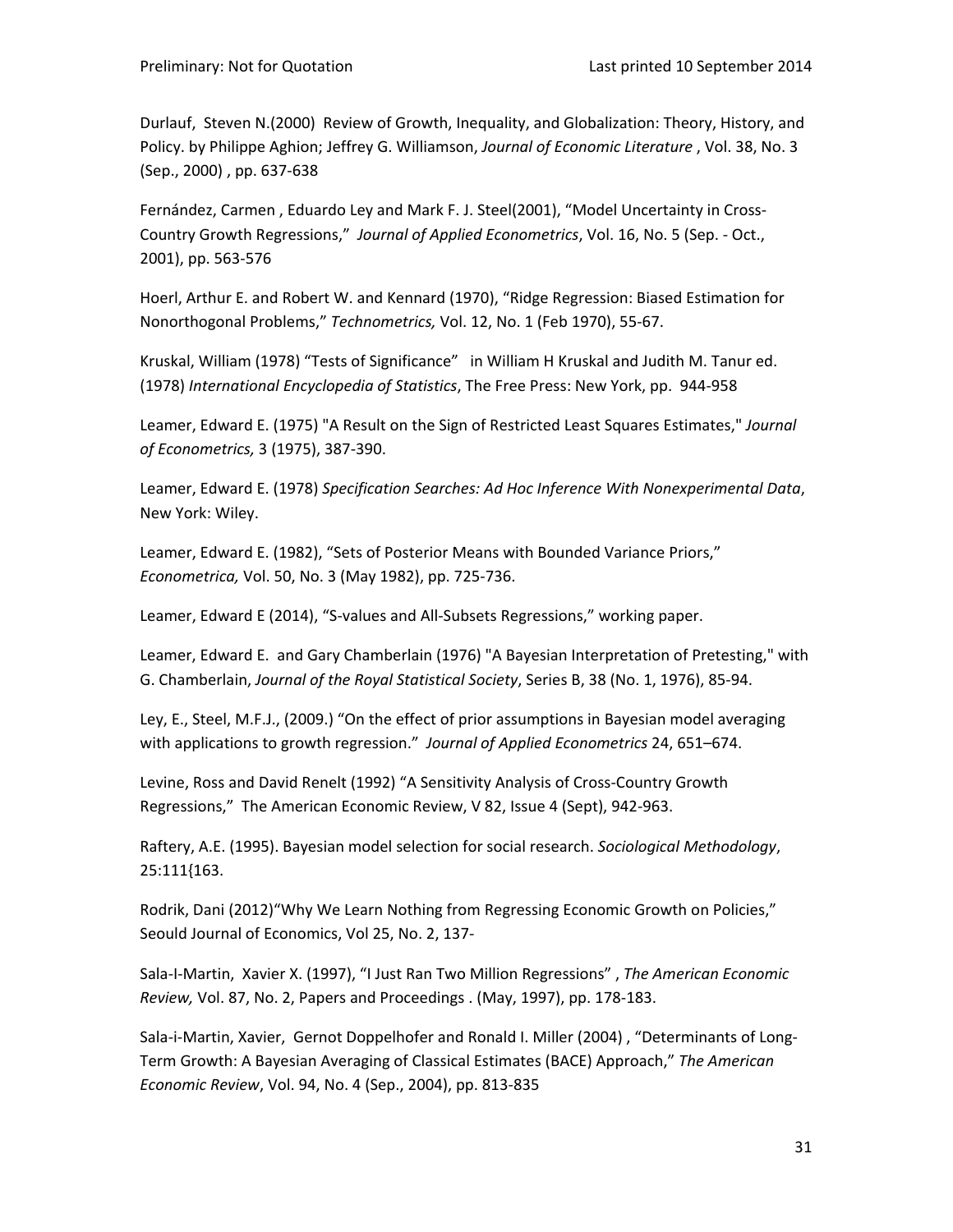Durlauf, Steven N.(2000) Review of Growth, Inequality, and Globalization: Theory, History, and Policy. by Philippe Aghion; Jeffrey G. Williamson, *Journal of Economic Literature* , Vol. 38, No. 3 (Sep., 2000) , pp. 637-638

Fernández, Carmen , Eduardo Ley and Mark F. J. Steel(2001), "Model Uncertainty in Cross-Country Growth Regressions," *Journal of Applied Econometrics*, Vol. 16, No. 5 (Sep. - Oct., 2001), pp. 563-576

Hoerl, Arthur E. and Robert W. and Kennard (1970), "Ridge Regression: Biased Estimation for Nonorthogonal Problems," *Technometrics,* Vol. 12, No. 1 (Feb 1970), 55-67.

Kruskal, William (1978) "Tests of Significance" in William H Kruskal and Judith M. Tanur ed. (1978) *International Encyclopedia of Statistics*, The Free Press: New York, pp. 944-958

Leamer, Edward E. (1975) "A Result on the Sign of Restricted Least Squares Estimates," *Journal of Econometrics,* 3 (1975), 387-390.

Leamer, Edward E. (1978) *Specification Searches: Ad Hoc Inference With Nonexperimental Data*, New York: Wiley.

Leamer, Edward E. (1982), "Sets of Posterior Means with Bounded Variance Priors," *Econometrica,* Vol. 50, No. 3 (May 1982), pp. 725-736.

Leamer, Edward E (2014), "S-values and All-Subsets Regressions," working paper.

Leamer, Edward E. and Gary Chamberlain (1976) "A Bayesian Interpretation of Pretesting," with G. Chamberlain, *Journal of the Royal Statistical Society*, Series B, 38 (No. 1, 1976), 85-94.

Ley, E., Steel, M.F.J., (2009.) "On the effect of prior assumptions in Bayesian model averaging with applications to growth regression." *Journal of Applied Econometrics* 24, 651–674.

Levine, Ross and David Renelt (1992) "A Sensitivity Analysis of Cross-Country Growth Regressions," The American Economic Review, V 82, Issue 4 (Sept), 942-963.

Raftery, A.E. (1995). Bayesian model selection for social research. *Sociological Methodology*, 25:111{163.

Rodrik, Dani (2012)"Why We Learn Nothing from Regressing Economic Growth on Policies," Seould Journal of Economics, Vol 25, No. 2, 137-

Sala-I-Martin, Xavier X. (1997), "I Just Ran Two Million Regressions" , *The American Economic Review,* Vol. 87, No. 2, Papers and Proceedings . (May, 1997), pp. 178-183.

Sala-i-Martin, Xavier, Gernot Doppelhofer and Ronald I. Miller (2004) , "Determinants of Long-Term Growth: A Bayesian Averaging of Classical Estimates (BACE) Approach," *The American Economic Review*, Vol. 94, No. 4 (Sep., 2004), pp. 813-835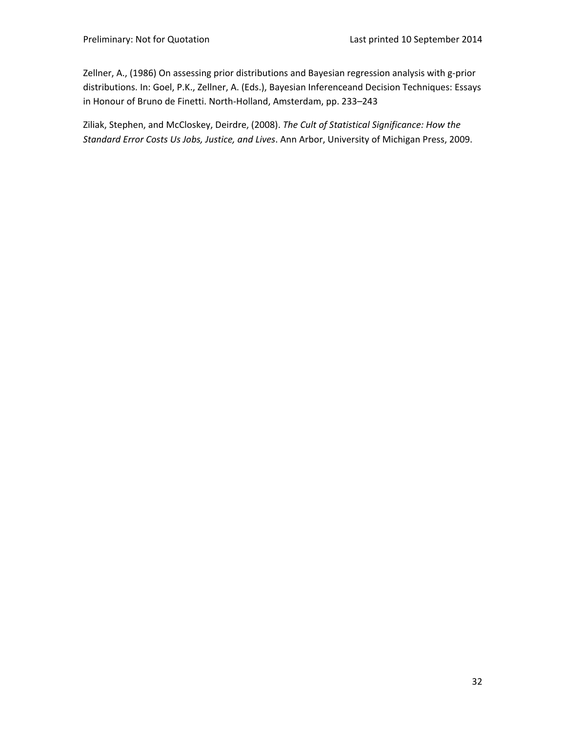Zellner, A., (1986) On assessing prior distributions and Bayesian regression analysis with g-prior distributions. In: Goel, P.K., Zellner, A. (Eds.), Bayesian Inferenceand Decision Techniques: Essays in Honour of Bruno de Finetti. North-Holland, Amsterdam, pp. 233–243

Ziliak, Stephen, and McCloskey, Deirdre, (2008). *The Cult of Statistical Significance: How the Standard Error Costs Us Jobs, Justice, and Lives*. Ann Arbor, University of Michigan Press, 2009.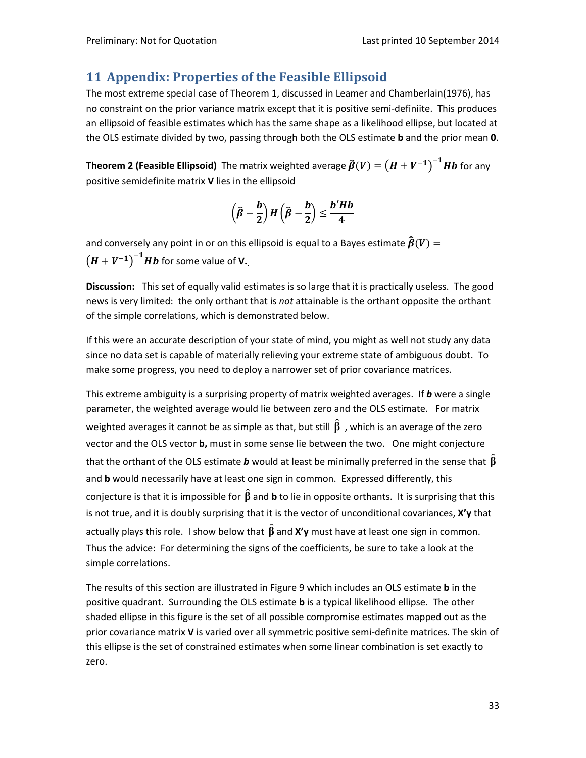# 11 Appendix: Properties of the Feasible Ellipsoid

The most extreme special case of Theorem 1, discussed in Leamer and Chamberlain(1976), has no constraint on the prior variance matrix except that it is positive semi-definiite. This produces an ellipsoid of feasible estimates which has the same shape as a likelihood ellipse, but located at the OLS estimate divided by two, passing through both the OLS estimate **b** and the prior mean **0**.

**Theorem 2 (Feasible Ellipsoid)** The matrix weighted average $\hat{\boldsymbol{\beta}}(\boldsymbol{V}) = \left(\boldsymbol{H} + \boldsymbol{V}^{-1}\right)^{-1}\boldsymbol{H}\boldsymbol{b}$ for any positive semidefinite matrix **V** lies in the ellipsoid

$$\left(\hat{\boldsymbol{\beta}} - \frac{\boldsymbol{b}}{2}\right)\boldsymbol{H}\left(\hat{\boldsymbol{\beta}} - \frac{\boldsymbol{b}}{2}\right) \leq \frac{\boldsymbol{b}'\boldsymbol{H}\boldsymbol{b}}{4}$$

and conversely any point in or on this ellipsoid is equal to a Bayes estimate $\hat{\boldsymbol{\beta}}(\boldsymbol{V}) = \left(\boldsymbol{H} + \boldsymbol{V}^{-1}\right)^{-1}\boldsymbol{H}\boldsymbol{b}$ for some value of **V.**

**Discussion:** This set of equally valid estimates is so large that it is practically useless. The good news is very limited: the only orthant that is *not* attainable is the orthant opposite the orthant of the simple correlations, which is demonstrated below.

If this were an accurate description of your state of mind, you might as well not study any data since no data set is capable of materially relieving your extreme state of ambiguous doubt. To make some progress, you need to deploy a narrower set of prior covariance matrices.

This extreme ambiguity is a surprising property of matrix weighted averages. If ***b*** were a single parameter, the weighted average would lie between zero and the OLS estimate. For matrix weighted averages it cannot be as simple as that, but still $\hat{\boldsymbol{\beta}}$, which is an average of the zero vector and the OLS vector **b,** must in some sense lie between the two. One might conjecture that the orthant of the OLS estimate ***b*** would at least be minimally preferred in the sense that $\hat{\boldsymbol{\beta}}$ and **b** would necessarily have at least one sign in common. Expressed differently, this conjecture is that it is impossible for $\hat{\boldsymbol{\beta}}$ and **b** to lie in opposite orthants. It is surprising that this is not true, and it is doubly surprising that it is the vector of unconditional covariances, **X'y** that actually plays this role. I show below that $\hat{\boldsymbol{\beta}}$ and **X'y** must have at least one sign in common. Thus the advice: For determining the signs of the coefficients, be sure to take a look at the simple correlations.

The results of this section are illustrated in Figure 9 which includes an OLS estimate **b** in the positive quadrant. Surrounding the OLS estimate **b** is a typical likelihood ellipse. The other shaded ellipse in this figure is the set of all possible compromise estimates mapped out as the prior covariance matrix **V** is varied over all symmetric positive semi-definite matrices. The skin of this ellipse is the set of constrained estimates when some linear combination is set exactly to zero.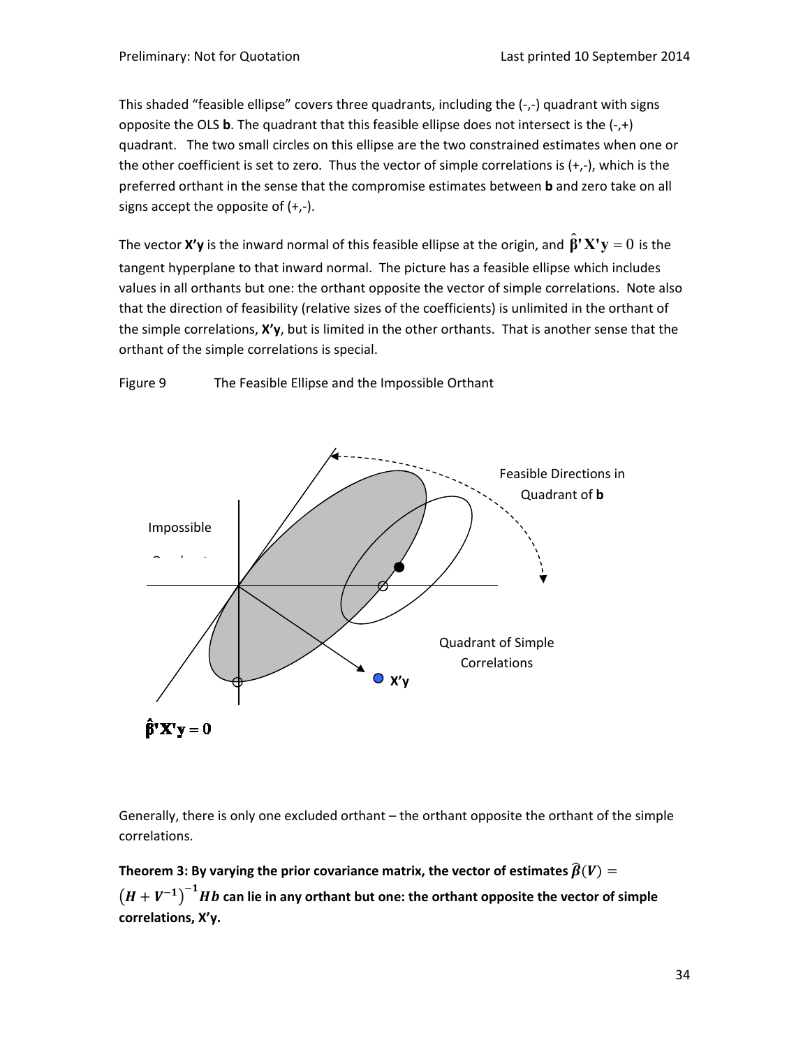This shaded "feasible ellipse" covers three quadrants, including the (-,-) quadrant with signs opposite the OLS **b**. The quadrant that this feasible ellipse does not intersect is the (-,+) quadrant. The two small circles on this ellipse are the two constrained estimates when one or the other coefficient is set to zero. Thus the vector of simple correlations is (+,-), which is the preferred orthant in the sense that the compromise estimates between **b** and zero take on all signs accept the opposite of (+,-).

The vector **X'y** is the inward normal of this feasible ellipse at the origin, and $\hat{\boldsymbol{\beta}}'\mathbf{X}'\mathbf{y} = 0$ is the tangent hyperplane to that inward normal. The picture has a feasible ellipse which includes values in all orthants but one: the orthant opposite the vector of simple correlations. Note also that the direction of feasibility (relative sizes of the coefficients) is unlimited in the orthant of the simple correlations, **X'y**, but is limited in the other orthants. That is another sense that the orthant of the simple correlations is special.

Figure 9 The Feasible Ellipse and the Impossible Orthant

Generally, there is only one excluded orthant – the orthant opposite the orthant of the simple correlations.

**Theorem 3: By varying the prior covariance matrix, the vector of estimates $\hat{\boldsymbol{\beta}}(\boldsymbol{V}) = \left(\boldsymbol{H} + \boldsymbol{V}^{-1}\right)^{-1}\boldsymbol{H}\boldsymbol{b}$ can lie in any orthant but one: the orthant opposite the vector of simple correlations, X'y.**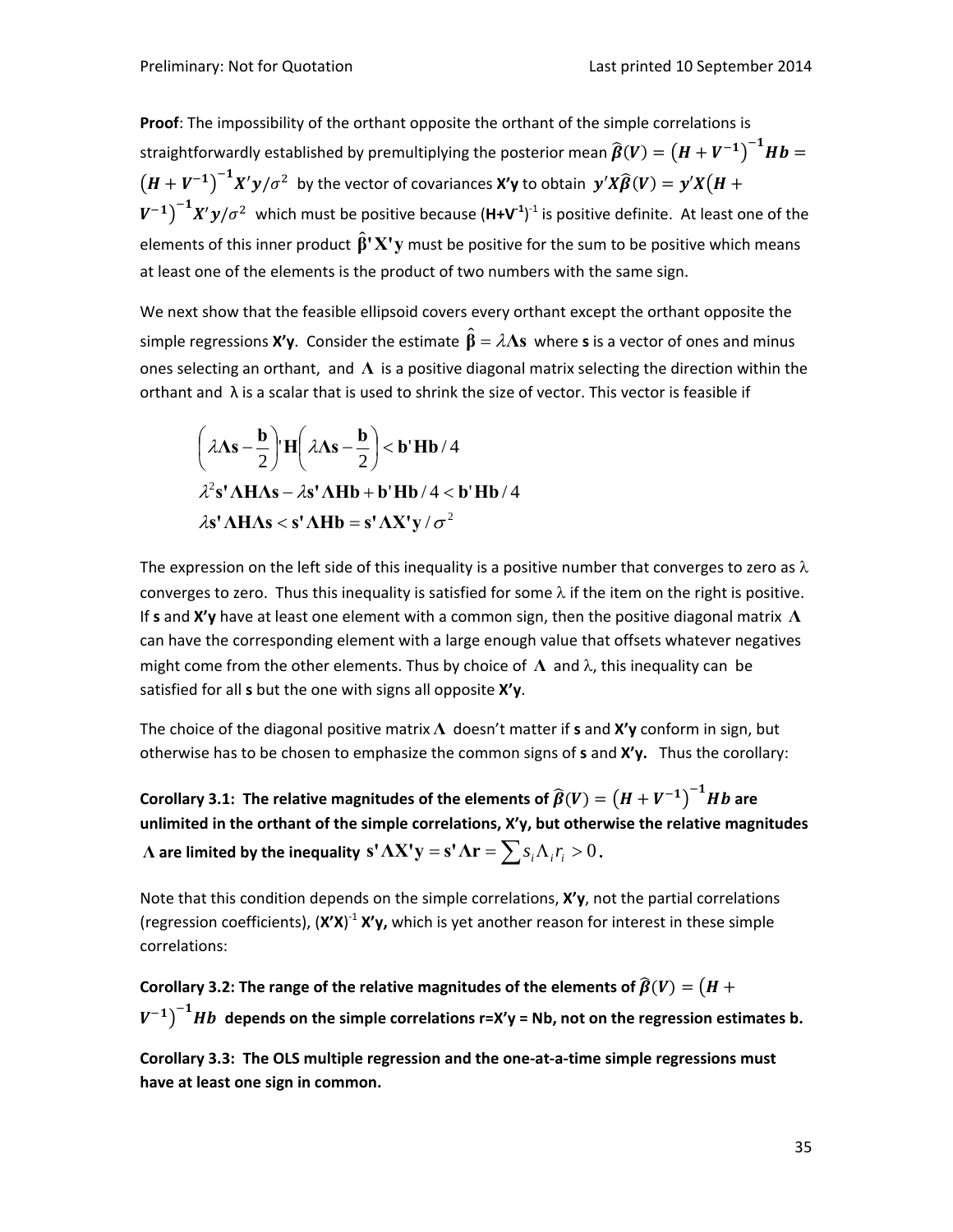**Proof**: The impossibility of the orthant opposite the orthant of the simple correlations is straightforwardly established by premultiplying the posterior mean $\hat{\boldsymbol{\beta}}(\boldsymbol{V}) = \left(\boldsymbol{H} + \boldsymbol{V}^{-1}\right)^{-1}\boldsymbol{H}\boldsymbol{b} = \left(\boldsymbol{H} + \boldsymbol{V}^{-1}\right)^{-1}\boldsymbol{X}'\boldsymbol{y}/\sigma^2$ by the vector of covariances **X'y** to obtain $\boldsymbol{y}'\boldsymbol{X}\hat{\boldsymbol{\beta}}(\boldsymbol{V}) = \boldsymbol{y}'\boldsymbol{X}\left(\boldsymbol{H} + \boldsymbol{V}^{-1}\right)^{-1}\boldsymbol{X}'\boldsymbol{y}/\sigma^2$ which must be positive because $(\mathbf{H}+\mathbf{V}^{-1})^{-1}$ is positive definite. At least one of the elements of this inner product $\hat{\boldsymbol{\beta}}'\mathbf{X}'\mathbf{y}$ must be positive for the sum to be positive which means at least one of the elements is the product of two numbers with the same sign.

We next show that the feasible ellipsoid covers every orthant except the orthant opposite the simple regressions **X'y**. Consider the estimate $\hat{\boldsymbol{\beta}} = \lambda\boldsymbol{\Lambda}\mathbf{s}$ where **s** is a vector of ones and minus ones selecting an orthant, and $\boldsymbol{\Lambda}$ is a positive diagonal matrix selecting the direction within the orthant and λ is a scalar that is used to shrink the size of vector. This vector is feasible if

$$
\begin{aligned}
&\left(\lambda\boldsymbol{\Lambda}\mathbf{s} - \frac{\mathbf{b}}{2}\right)'\mathbf{H}\left(\lambda\boldsymbol{\Lambda}\mathbf{s} - \frac{\mathbf{b}}{2}\right) < \mathbf{b}'\mathbf{H}\mathbf{b}/4 \\
&\lambda^2\mathbf{s}'\boldsymbol{\Lambda}\mathbf{H}\boldsymbol{\Lambda}\mathbf{s} - \lambda\mathbf{s}'\boldsymbol{\Lambda}\mathbf{H}\mathbf{b} + \mathbf{b}'\mathbf{H}\mathbf{b}/4 < \mathbf{b}'\mathbf{H}\mathbf{b}/4 \\
&\lambda\mathbf{s}'\boldsymbol{\Lambda}\mathbf{H}\boldsymbol{\Lambda}\mathbf{s} < \mathbf{s}'\boldsymbol{\Lambda}\mathbf{H}\mathbf{b} = \mathbf{s}'\boldsymbol{\Lambda}\mathbf{X}'\mathbf{y}/\sigma^2
\end{aligned}
$$

The expression on the left side of this inequality is a positive number that converges to zero as λ converges to zero. Thus this inequality is satisfied for some λ if the item on the right is positive. If **s** and **X'y** have at least one element with a common sign, then the positive diagonal matrix $\boldsymbol{\Lambda}$ can have the corresponding element with a large enough value that offsets whatever negatives might come from the other elements. Thus by choice of $\boldsymbol{\Lambda}$ and λ, this inequality can be satisfied for all **s** but the one with signs all opposite **X'y**.

The choice of the diagonal positive matrix $\boldsymbol{\Lambda}$ doesn't matter if **s** and **X'y** conform in sign, but otherwise has to be chosen to emphasize the common signs of **s** and **X'y.** Thus the corollary:

**Corollary 3.1: The relative magnitudes of the elements of $\hat{\boldsymbol{\beta}}(\boldsymbol{V}) = \left(\boldsymbol{H} + \boldsymbol{V}^{-1}\right)^{-1}\boldsymbol{H}\boldsymbol{b}$ are unlimited in the orthant of the simple correlations, X'y, but otherwise the relative magnitudes $\boldsymbol{\Lambda}$ are limited by the inequality $\mathbf{s}'\boldsymbol{\Lambda}\mathbf{X}'\mathbf{y} = \mathbf{s}'\boldsymbol{\Lambda}\mathbf{r} = \sum s_i \Lambda_i r_i > 0$.**

Note that this condition depends on the simple correlations, **X'y**, not the partial correlations (regression coefficients), $(\mathbf{X'X})^{-1}$ **X'y,** which is yet another reason for interest in these simple correlations:

**Corollary 3.2: The range of the relative magnitudes of the elements of $\hat{\boldsymbol{\beta}}(\boldsymbol{V}) = \left(\boldsymbol{H} + \boldsymbol{V}^{-1}\right)^{-1}\boldsymbol{H}\boldsymbol{b}$ depends on the simple correlations r=X'y = Nb, not on the regression estimates b.**

**Corollary 3.3: The OLS multiple regression and the one-at-a-time simple regressions must have at least one sign in common.**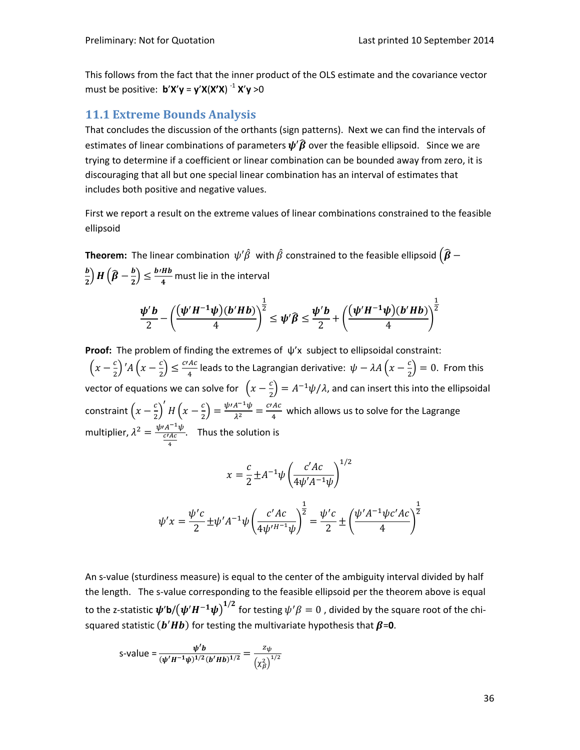This follows from the fact that the inner product of the OLS estimate and the covariance vector must be positive: $\mathbf{b'X'y} = \mathbf{y'X(X'X)}^{-1}\mathbf{X'y} > 0$

## 11.1 Extreme Bounds Analysis

That concludes the discussion of the orthants (sign patterns). Next we can find the intervals of estimates of linear combinations of parameters $\boldsymbol{\psi}'\hat{\boldsymbol{\beta}}$ over the feasible ellipsoid. Since we are trying to determine if a coefficient or linear combination can be bounded away from zero, it is discouraging that all but one special linear combination has an interval of estimates that includes both positive and negative values.

First we report a result on the extreme values of linear combinations constrained to the feasible ellipsoid

**Theorem:** The linear combination $\psi'\hat{\beta}$ with $\hat{\beta}$ constrained to the feasible ellipsoid $\left(\hat{\boldsymbol{\beta}} - \frac{\boldsymbol{b}}{2}\right) \boldsymbol{H} \left(\hat{\boldsymbol{\beta}} - \frac{\boldsymbol{b}}{2}\right) \leq \frac{\boldsymbol{b}'\boldsymbol{H}\boldsymbol{b}}{4}$ must lie in the interval

$$\frac{\boldsymbol{\psi}'\boldsymbol{b}}{2} - \left(\frac{(\boldsymbol{\psi}'\boldsymbol{H}^{-1}\boldsymbol{\psi})(\boldsymbol{b}'\boldsymbol{H}\boldsymbol{b})}{4}\right)^{\frac{1}{2}} \leq \boldsymbol{\psi}'\hat{\boldsymbol{\beta}} \leq \frac{\boldsymbol{\psi}'\boldsymbol{b}}{2} + \left(\frac{(\boldsymbol{\psi}'\boldsymbol{H}^{-1}\boldsymbol{\psi})(\boldsymbol{b}'\boldsymbol{H}\boldsymbol{b})}{4}\right)^{\frac{1}{2}}$$

**Proof:** The problem of finding the extremes of $\psi'x$ subject to ellipsoidal constraint: $\left(x - \frac{c}{2}\right)'A\left(x - \frac{c}{2}\right) \leq \frac{c'Ac}{4}$ leads to the Lagrangian derivative: $\psi - \lambda A\left(x - \frac{c}{2}\right) = 0$. From this vector of equations we can solve for $\left(x - \frac{c}{2}\right) = A^{-1}\psi/\lambda$, and can insert this into the ellipsoidal constraint $\left(x - \frac{c}{2}\right)' H \left(x - \frac{c}{2}\right) = \frac{\psi' A^{-1}\psi}{\lambda^2} = \frac{c'Ac}{4}$ which allows us to solve for the Lagrange multiplier, $\lambda^2 = \frac{\psi' A^{-1}\psi}{\frac{c'Ac}{4}}$. Thus the solution is

$$x = \frac{c}{2} \pm A^{-1}\psi\left(\frac{c'Ac}{4\psi' A^{-1}\psi}\right)^{1/2}$$

$$\psi' x = \frac{\psi' c}{2} \pm \psi' A^{-1}\psi\left(\frac{c'Ac}{4\psi'^{H^{-1}}\psi}\right)^{\frac{1}{2}} = \frac{\psi' c}{2} \pm \left(\frac{\psi' A^{-1}\psi c' Ac}{4}\right)^{\frac{1}{2}}$$

An s-value (sturdiness measure) is equal to the center of the ambiguity interval divided by half the length. The s-value corresponding to the feasible ellipsoid per the theorem above is equal to the z-statistic $\boldsymbol{\psi}'\mathbf{b}/\left(\boldsymbol{\psi}'\boldsymbol{H}^{-1}\boldsymbol{\psi}\right)^{1/2}$ for testing $\psi'\beta = 0$, divided by the square root of the chi-squared statistic $(\boldsymbol{b}'\boldsymbol{H}\boldsymbol{b})$ for testing the multivariate hypothesis that $\boldsymbol{\beta}=\mathbf{0}$.

$$\text{s-value} = \frac{\boldsymbol{\psi}'\boldsymbol{b}}{(\boldsymbol{\psi}'\boldsymbol{H}^{-1}\boldsymbol{\psi})^{1/2}(\boldsymbol{b}'\boldsymbol{H}\boldsymbol{b})^{1/2}} = \frac{z_\psi}{\left(\chi^2_\beta\right)^{1/2}}$$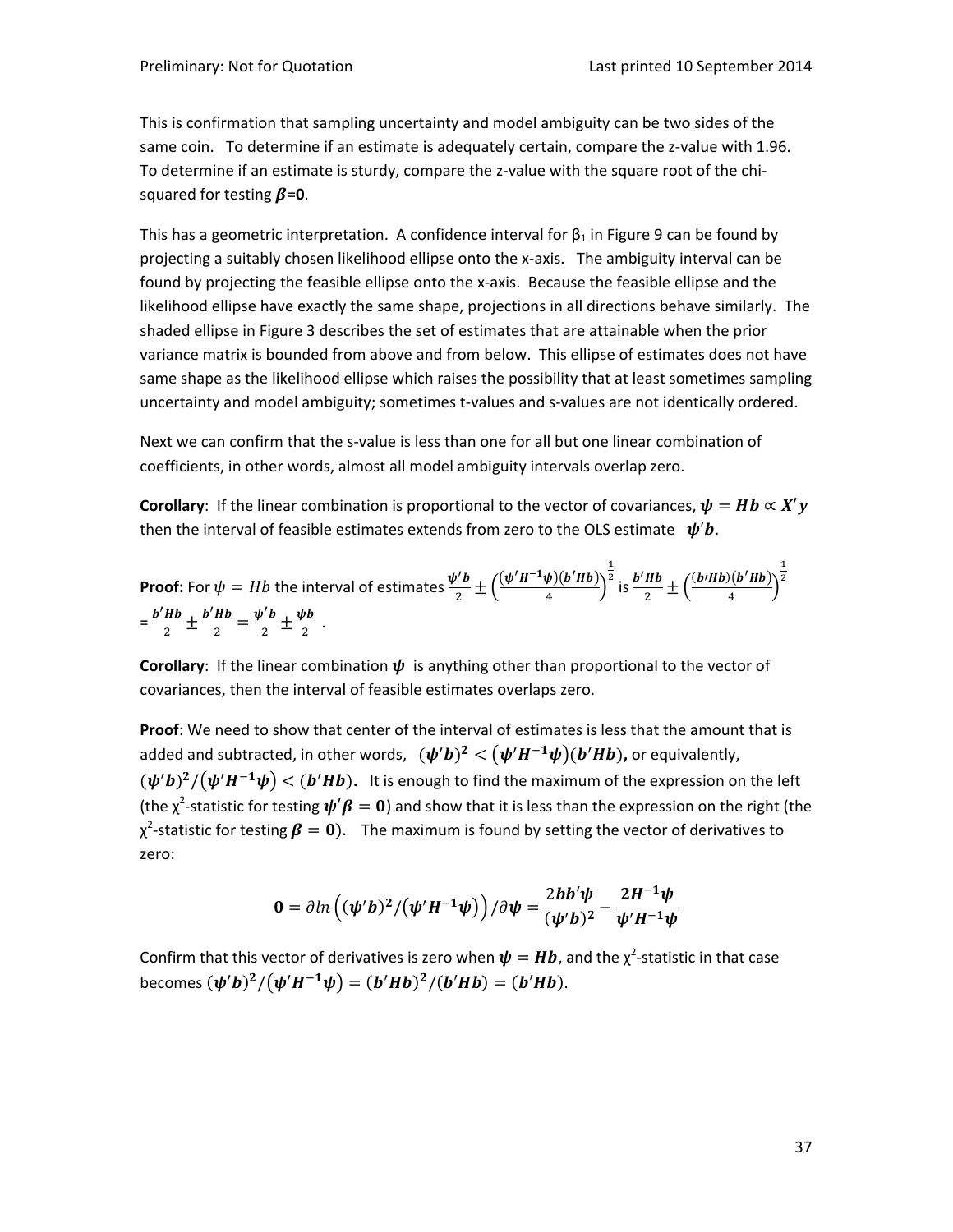This is confirmation that sampling uncertainty and model ambiguity can be two sides of the same coin. To determine if an estimate is adequately certain, compare the z-value with 1.96. To determine if an estimate is sturdy, compare the z-value with the square root of the chi-squared for testing $\boldsymbol{\beta}$=**0**.

This has a geometric interpretation. A confidence interval for $\beta_1$ in Figure 9 can be found by projecting a suitably chosen likelihood ellipse onto the x-axis. The ambiguity interval can be found by projecting the feasible ellipse onto the x-axis. Because the feasible ellipse and the likelihood ellipse have exactly the same shape, projections in all directions behave similarly. The shaded ellipse in Figure 3 describes the set of estimates that are attainable when the prior variance matrix is bounded from above and from below. This ellipse of estimates does not have same shape as the likelihood ellipse which raises the possibility that at least sometimes sampling uncertainty and model ambiguity; sometimes t-values and s-values are not identically ordered.

Next we can confirm that the s-value is less than one for all but one linear combination of coefficients, in other words, almost all model ambiguity intervals overlap zero.

**Corollary**: If the linear combination is proportional to the vector of covariances, $\boldsymbol{\psi} = \boldsymbol{Hb} \propto \boldsymbol{X'y}$ then the interval of feasible estimates extends from zero to the OLS estimate $\boldsymbol{\psi'b}$.

**Proof:** For $\psi = Hb$ the interval of estimates $\frac{\boldsymbol{\psi'b}}{2} \pm \left(\frac{(\boldsymbol{\psi'H^{-1}\psi})(\boldsymbol{b'Hb})}{4}\right)^{\frac{1}{2}}$ is $\frac{\boldsymbol{b'Hb}}{2} \pm \left(\frac{(\boldsymbol{b'Hb})(\boldsymbol{b'Hb})}{4}\right)^{\frac{1}{2}}$ $= \frac{\boldsymbol{b'Hb}}{2} \pm \frac{\boldsymbol{b'Hb}}{2} = \frac{\boldsymbol{\psi'b}}{2} \pm \frac{\boldsymbol{\psi b}}{2}$ .

**Corollary**: If the linear combination $\boldsymbol{\psi}$ is anything other than proportional to the vector of covariances, then the interval of feasible estimates overlaps zero.

**Proof**: We need to show that center of the interval of estimates is less that the amount that is added and subtracted, in other words, $(\boldsymbol{\psi'b})^2 < (\boldsymbol{\psi'H^{-1}\psi})(\boldsymbol{b'Hb})$**,** or equivalently, $(\boldsymbol{\psi'b})^2/(\boldsymbol{\psi'H^{-1}\psi}) < (\boldsymbol{b'Hb})$**.** It is enough to find the maximum of the expression on the left (the $\chi^2$-statistic for testing $\boldsymbol{\psi'\beta} = \boldsymbol{0}$) and show that it is less than the expression on the right (the $\chi^2$-statistic for testing $\boldsymbol{\beta} = \boldsymbol{0}$). The maximum is found by setting the vector of derivatives to zero:

$$\boldsymbol{0} = \partial ln\left((\boldsymbol{\psi'b})^2/(\boldsymbol{\psi'H^{-1}\psi})\right)/\partial\boldsymbol{\psi} = \frac{2\boldsymbol{bb'\psi}}{(\boldsymbol{\psi'b})^2} - \frac{\boldsymbol{2H^{-1}\psi}}{\boldsymbol{\psi'H^{-1}\psi}}$$

Confirm that this vector of derivatives is zero when $\boldsymbol{\psi} = \boldsymbol{Hb}$, and the $\chi^2$-statistic in that case becomes $(\boldsymbol{\psi'b})^2/(\boldsymbol{\psi'H^{-1}\psi}) = (\boldsymbol{b'Hb})^2/(\boldsymbol{b'Hb}) = (\boldsymbol{b'Hb})$.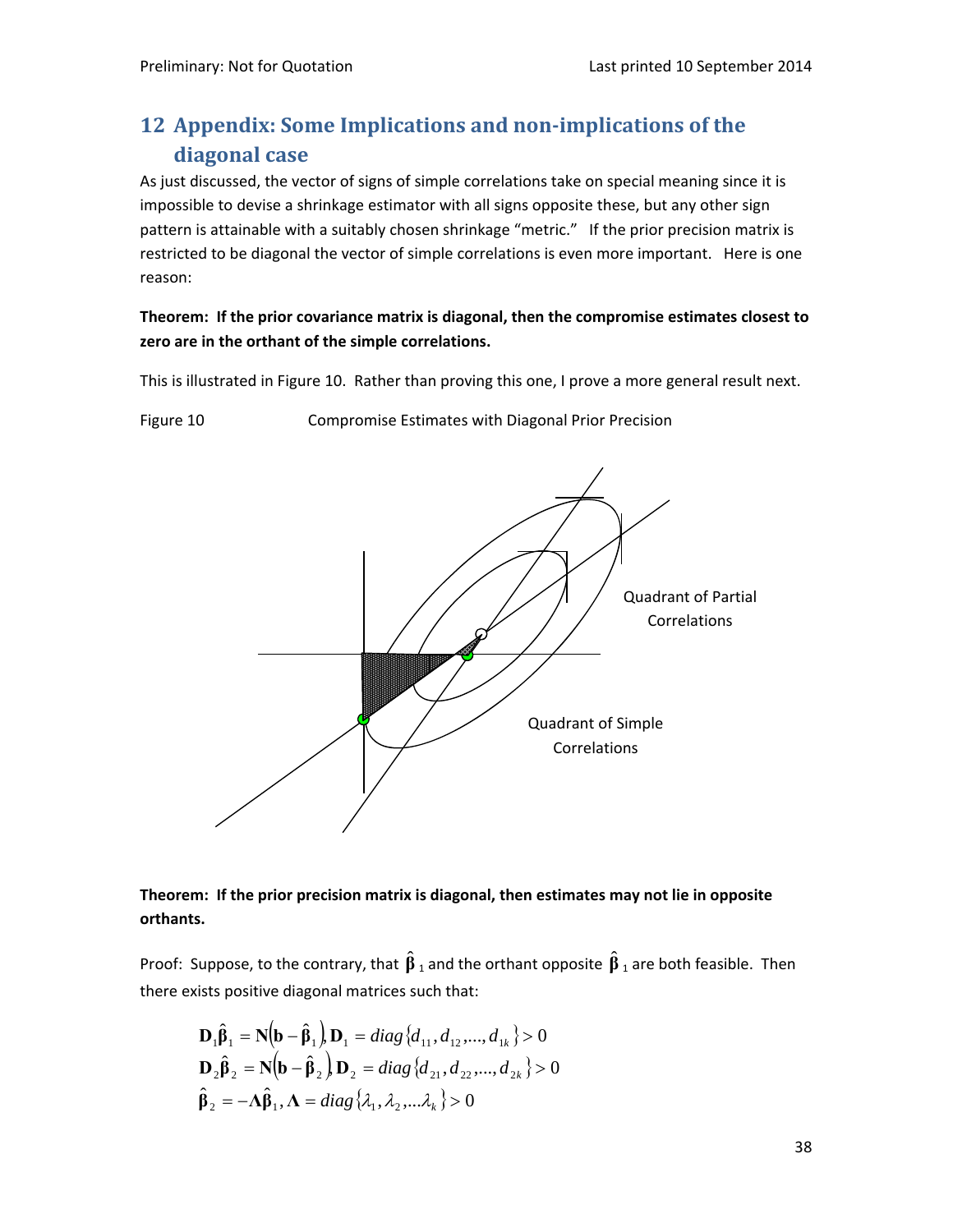# 12 Appendix: Some Implications and non-implications of the diagonal case

As just discussed, the vector of signs of simple correlations take on special meaning since it is impossible to devise a shrinkage estimator with all signs opposite these, but any other sign pattern is attainable with a suitably chosen shrinkage "metric." If the prior precision matrix is restricted to be diagonal the vector of simple correlations is even more important. Here is one reason:

**Theorem: If the prior covariance matrix is diagonal, then the compromise estimates closest to zero are in the orthant of the simple correlations.**

This is illustrated in Figure 10. Rather than proving this one, I prove a more general result next.

Figure 10 Compromise Estimates with Diagonal Prior Precision

Quadrant of Partial Correlations

Quadrant of Simple Correlations

**Theorem: If the prior precision matrix is diagonal, then estimates may not lie in opposite orthants.**

Proof: Suppose, to the contrary, that $\hat{\boldsymbol{\beta}}_1$ and the orthant opposite $\hat{\boldsymbol{\beta}}_1$ are both feasible. Then there exists positive diagonal matrices such that:

$$
\begin{aligned}
\mathbf{D}_1\hat{\boldsymbol{\beta}}_1 &= \mathbf{N}\left(\mathbf{b}-\hat{\boldsymbol{\beta}}_1\right), \mathbf{D}_1 = diag\{d_{11}, d_{12}, ..., d_{1k}\} > 0 \\
\mathbf{D}_2\hat{\boldsymbol{\beta}}_2 &= \mathbf{N}\left(\mathbf{b}-\hat{\boldsymbol{\beta}}_2\right), \mathbf{D}_2 = diag\{d_{21}, d_{22}, ..., d_{2k}\} > 0 \\
\hat{\boldsymbol{\beta}}_2 &= -\boldsymbol{\Lambda}\hat{\boldsymbol{\beta}}_1, \boldsymbol{\Lambda} = diag\{\lambda_1, \lambda_2, ...\lambda_k\} > 0
\end{aligned}
$$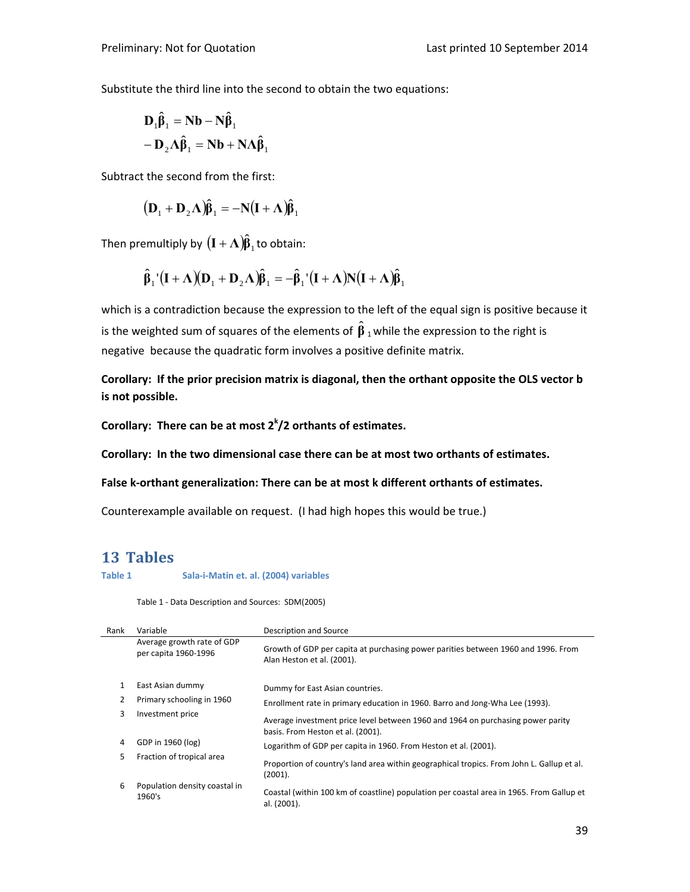Substitute the third line into the second to obtain the two equations:

$$\mathbf{D}_1\hat{\boldsymbol{\beta}}_1 = \mathbf{N}\mathbf{b} - \mathbf{N}\hat{\boldsymbol{\beta}}_1$$
$$-\mathbf{D}_2\boldsymbol{\Lambda}\hat{\boldsymbol{\beta}}_1 = \mathbf{N}\mathbf{b} + \mathbf{N}\boldsymbol{\Lambda}\hat{\boldsymbol{\beta}}_1$$

Subtract the second from the first:

$$(\mathbf{D}_1 + \mathbf{D}_2\boldsymbol{\Lambda})\hat{\boldsymbol{\beta}}_1 = -\mathbf{N}(\mathbf{I} + \boldsymbol{\Lambda})\hat{\boldsymbol{\beta}}_1$$

Then premultiply by $(\mathbf{I} + \boldsymbol{\Lambda})\hat{\boldsymbol{\beta}}_1$ to obtain:

$$\hat{\boldsymbol{\beta}}_1'(\mathbf{I} + \boldsymbol{\Lambda})(\mathbf{D}_1 + \mathbf{D}_2\boldsymbol{\Lambda})\hat{\boldsymbol{\beta}}_1 = -\hat{\boldsymbol{\beta}}_1'(\mathbf{I} + \boldsymbol{\Lambda})\mathbf{N}(\mathbf{I} + \boldsymbol{\Lambda})\hat{\boldsymbol{\beta}}_1$$

which is a contradiction because the expression to the left of the equal sign is positive because it is the weighted sum of squares of the elements of $\hat{\boldsymbol{\beta}}_1$ while the expression to the right is negative because the quadratic form involves a positive definite matrix.

**Corollary: If the prior precision matrix is diagonal, then the orthant opposite the OLS vector b is not possible.**

**Corollary: There can be at most $2^k/2$ orthants of estimates.**

**Corollary: In the two dimensional case there can be at most two orthants of estimates.**

**False k-orthant generalization: There can be at most k different orthants of estimates.**

Counterexample available on request. (I had high hopes this would be true.)

# 13 Tables

### Table 1 Sala-i-Matin et. al. (2004) variables

Table 1 - Data Description and Sources: SDM(2005)

| Rank | Variable | Description and Source |
|---|---|---|
| | Average growth rate of GDP per capita 1960-1996 | Growth of GDP per capita at purchasing power parities between 1960 and 1996. From Alan Heston et al. (2001). |
| 1 | East Asian dummy | Dummy for East Asian countries. |
| 2 | Primary schooling in 1960 | Enrollment rate in primary education in 1960. Barro and Jong-Wha Lee (1993). |
| 3 | Investment price | Average investment price level between 1960 and 1964 on purchasing power parity basis. From Heston et al. (2001). |
| 4 | GDP in 1960 (log) | Logarithm of GDP per capita in 1960. From Heston et al. (2001). |
| 5 | Fraction of tropical area | Proportion of country's land area within geographical tropics. From John L. Gallup et al. (2001). |
| 6 | Population density coastal in 1960's | Coastal (within 100 km of coastline) population per coastal area in 1965. From Gallup et al. (2001). |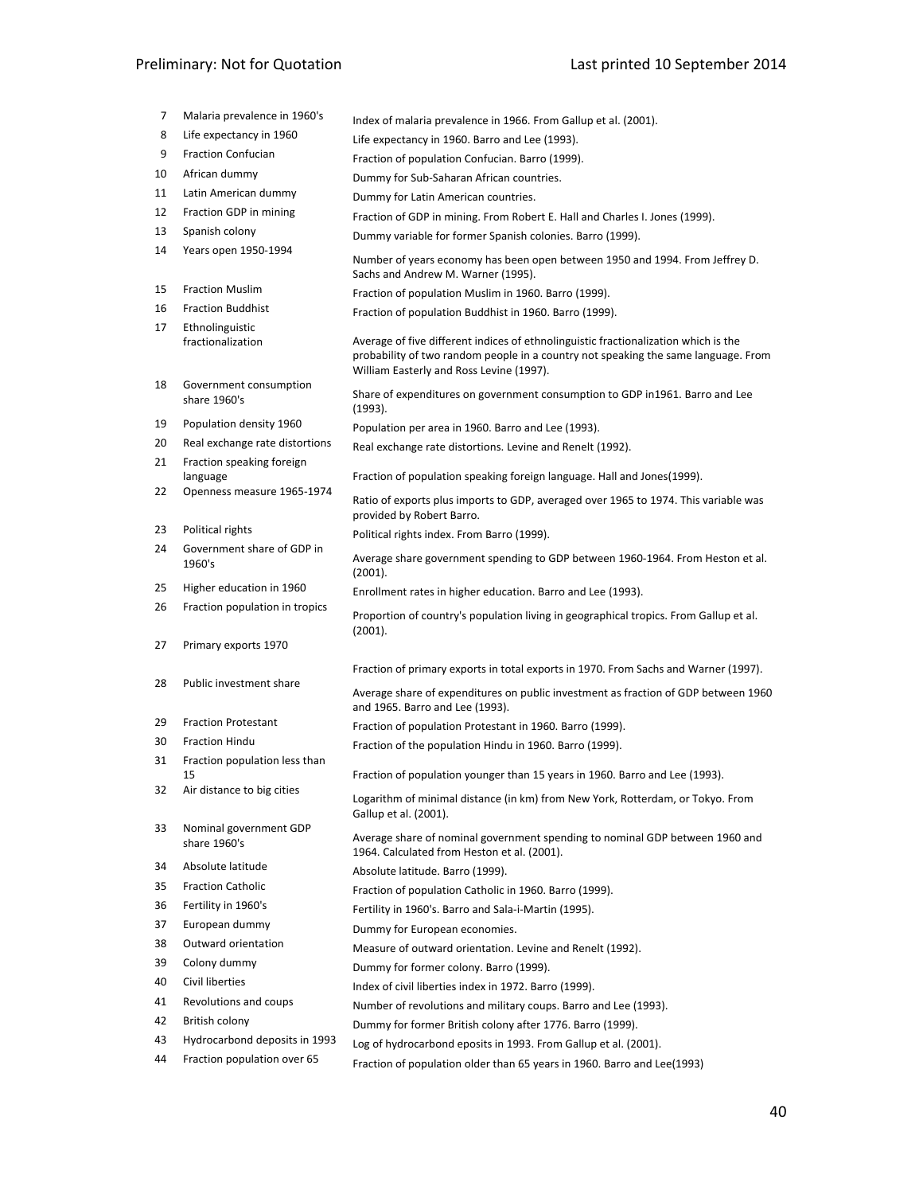| | | |
|---|---|---|
| 7 | Malaria prevalence in 1960's | Index of malaria prevalence in 1966. From Gallup et al. (2001). |
| 8 | Life expectancy in 1960 | Life expectancy in 1960. Barro and Lee (1993). |
| 9 | Fraction Confucian | Fraction of population Confucian. Barro (1999). |
| 10 | African dummy | Dummy for Sub-Saharan African countries. |
| 11 | Latin American dummy | Dummy for Latin American countries. |
| 12 | Fraction GDP in mining | Fraction of GDP in mining. From Robert E. Hall and Charles I. Jones (1999). |
| 13 | Spanish colony | Dummy variable for former Spanish colonies. Barro (1999). |
| 14 | Years open 1950-1994 | Number of years economy has been open between 1950 and 1994. From Jeffrey D. Sachs and Andrew M. Warner (1995). |
| 15 | Fraction Muslim | Fraction of population Muslim in 1960. Barro (1999). |
| 16 | Fraction Buddhist | Fraction of population Buddhist in 1960. Barro (1999). |
| 17 | Ethnolinguistic fractionalization | Average of five different indices of ethnolinguistic fractionalization which is the probability of two random people in a country not speaking the same language. From William Easterly and Ross Levine (1997). |
| 18 | Government consumption share 1960's | Share of expenditures on government consumption to GDP in1961. Barro and Lee (1993). |
| 19 | Population density 1960 | Population per area in 1960. Barro and Lee (1993). |
| 20 | Real exchange rate distortions | Real exchange rate distortions. Levine and Renelt (1992). |
| 21 | Fraction speaking foreign language | Fraction of population speaking foreign language. Hall and Jones(1999). |
| 22 | Openness measure 1965-1974 | Ratio of exports plus imports to GDP, averaged over 1965 to 1974. This variable was provided by Robert Barro. |
| 23 | Political rights | Political rights index. From Barro (1999). |
| 24 | Government share of GDP in 1960's | Average share government spending to GDP between 1960-1964. From Heston et al. (2001). |
| 25 | Higher education in 1960 | Enrollment rates in higher education. Barro and Lee (1993). |
| 26 | Fraction population in tropics | Proportion of country's population living in geographical tropics. From Gallup et al. (2001). |
| 27 | Primary exports 1970 | Fraction of primary exports in total exports in 1970. From Sachs and Warner (1997). |
| 28 | Public investment share | Average share of expenditures on public investment as fraction of GDP between 1960 and 1965. Barro and Lee (1993). |
| 29 | Fraction Protestant | Fraction of population Protestant in 1960. Barro (1999). |
| 30 | Fraction Hindu | Fraction of the population Hindu in 1960. Barro (1999). |
| 31 | Fraction population less than 15 | Fraction of population younger than 15 years in 1960. Barro and Lee (1993). |
| 32 | Air distance to big cities | Logarithm of minimal distance (in km) from New York, Rotterdam, or Tokyo. From Gallup et al. (2001). |
| 33 | Nominal government GDP share 1960's | Average share of nominal government spending to nominal GDP between 1960 and 1964. Calculated from Heston et al. (2001). |
| 34 | Absolute latitude | Absolute latitude. Barro (1999). |
| 35 | Fraction Catholic | Fraction of population Catholic in 1960. Barro (1999). |
| 36 | Fertility in 1960's | Fertility in 1960's. Barro and Sala-i-Martin (1995). |
| 37 | European dummy | Dummy for European economies. |
| 38 | Outward orientation | Measure of outward orientation. Levine and Renelt (1992). |
| 39 | Colony dummy | Dummy for former colony. Barro (1999). |
| 40 | Civil liberties | Index of civil liberties index in 1972. Barro (1999). |
| 41 | Revolutions and coups | Number of revolutions and military coups. Barro and Lee (1993). |
| 42 | British colony | Dummy for former British colony after 1776. Barro (1999). |
| 43 | Hydrocarbond deposits in 1993 | Log of hydrocarbond eposits in 1993. From Gallup et al. (2001). |
| 44 | Fraction population over 65 | Fraction of population older than 65 years in 1960. Barro and Lee(1993) |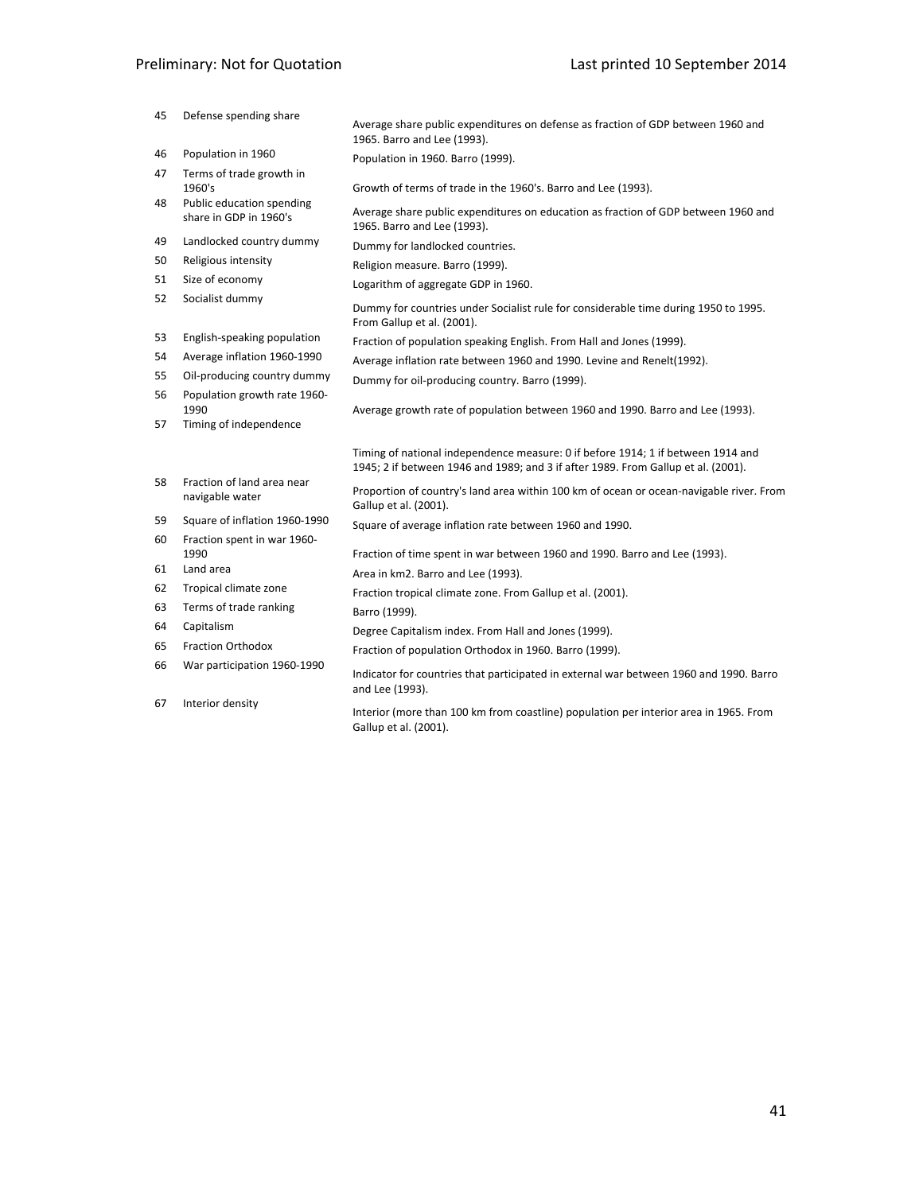| | | |
|---|---|---|
| 45 | Defense spending share | Average share public expenditures on defense as fraction of GDP between 1960 and 1965. Barro and Lee (1993). |
| 46 | Population in 1960 | Population in 1960. Barro (1999). |
| 47 | Terms of trade growth in 1960's | Growth of terms of trade in the 1960's. Barro and Lee (1993). |
| 48 | Public education spending share in GDP in 1960's | Average share public expenditures on education as fraction of GDP between 1960 and 1965. Barro and Lee (1993). |
| 49 | Landlocked country dummy | Dummy for landlocked countries. |
| 50 | Religious intensity | Religion measure. Barro (1999). |
| 51 | Size of economy | Logarithm of aggregate GDP in 1960. |
| 52 | Socialist dummy | Dummy for countries under Socialist rule for considerable time during 1950 to 1995. From Gallup et al. (2001). |
| 53 | English-speaking population | Fraction of population speaking English. From Hall and Jones (1999). |
| 54 | Average inflation 1960-1990 | Average inflation rate between 1960 and 1990. Levine and Renelt(1992). |
| 55 | Oil-producing country dummy | Dummy for oil-producing country. Barro (1999). |
| 56 | Population growth rate 1960-1990 | Average growth rate of population between 1960 and 1990. Barro and Lee (1993). |
| 57 | Timing of independence | Timing of national independence measure: 0 if before 1914; 1 if between 1914 and 1945; 2 if between 1946 and 1989; and 3 if after 1989. From Gallup et al. (2001). |
| 58 | Fraction of land area near navigable water | Proportion of country's land area within 100 km of ocean or ocean-navigable river. From Gallup et al. (2001). |
| 59 | Square of inflation 1960-1990 | Square of average inflation rate between 1960 and 1990. |
| 60 | Fraction spent in war 1960-1990 | Fraction of time spent in war between 1960 and 1990. Barro and Lee (1993). |
| 61 | Land area | Area in km2. Barro and Lee (1993). |
| 62 | Tropical climate zone | Fraction tropical climate zone. From Gallup et al. (2001). |
| 63 | Terms of trade ranking | Barro (1999). |
| 64 | Capitalism | Degree Capitalism index. From Hall and Jones (1999). |
| 65 | Fraction Orthodox | Fraction of population Orthodox in 1960. Barro (1999). |
| 66 | War participation 1960-1990 | Indicator for countries that participated in external war between 1960 and 1990. Barro and Lee (1993). |
| 67 | Interior density | Interior (more than 100 km from coastline) population per interior area in 1965. From Gallup et al. (2001). |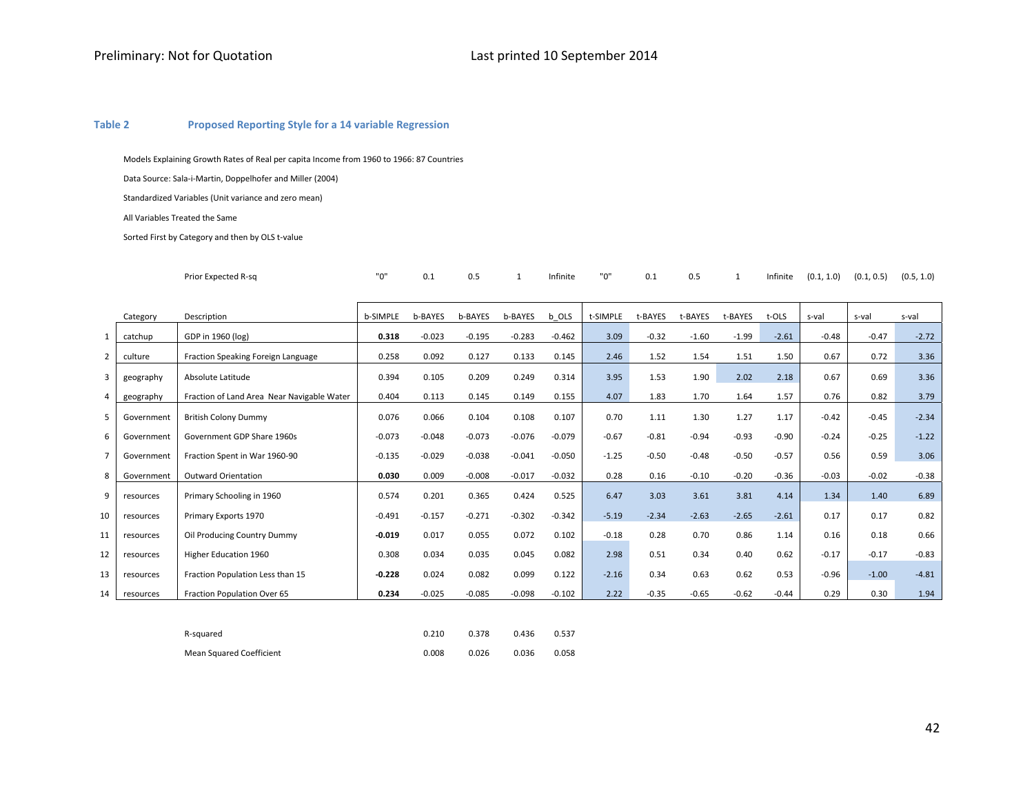Preliminary: Not for Quotation Last printed 10 September 2014

### Table 2 Proposed Reporting Style for a 14 variable Regression

Models Explaining Growth Rates of Real per capita Income from 1960 to 1966: 87 Countries

Data Source: Sala-i-Martin, Doppelhofer and Miller (2004)

Standardized Variables (Unit variance and zero mean)

All Variables Treated the Same

Sorted First by Category and then by OLS t-value

| | | Prior Expected R-sq | "0" | 0.1 | 0.5 | 1 | Infinite | "0" | 0.1 | 0.5 | 1 | Infinite | (0.1, 1.0) | (0.1, 0.5) | (0.5, 1.0) |
|---|---|---|---|---|---|---|---|---|---|---|---|---|---|---|---|
| | Category | Description | b-SIMPLE | b-BAYES | b-BAYES | b-BAYES | b_OLS | t-SIMPLE | t-BAYES | t-BAYES | t-BAYES | t-OLS | s-val | s-val | s-val |
| 1 | catchup | GDP in 1960 (log) | **0.318** | -0.023 | -0.195 | -0.283 | -0.462 | 3.09 | -0.32 | -1.60 | -1.99 | -2.61 | -0.48 | -0.47 | -2.72 |
| 2 | culture | Fraction Speaking Foreign Language | 0.258 | 0.092 | 0.127 | 0.133 | 0.145 | 2.46 | 1.52 | 1.54 | 1.51 | 1.50 | 0.67 | 0.72 | 3.36 |
| 3 | geography | Absolute Latitude | 0.394 | 0.105 | 0.209 | 0.249 | 0.314 | 3.95 | 1.53 | 1.90 | 2.02 | 2.18 | 0.67 | 0.69 | 3.36 |
| 4 | geography | Fraction of Land Area Near Navigable Water | 0.404 | 0.113 | 0.145 | 0.149 | 0.155 | 4.07 | 1.83 | 1.70 | 1.64 | 1.57 | 0.76 | 0.82 | 3.79 |
| 5 | Government | British Colony Dummy | 0.076 | 0.066 | 0.104 | 0.108 | 0.107 | 0.70 | 1.11 | 1.30 | 1.27 | 1.17 | -0.42 | -0.45 | -2.34 |
| 6 | Government | Government GDP Share 1960s | -0.073 | -0.048 | -0.073 | -0.076 | -0.079 | -0.67 | -0.81 | -0.94 | -0.93 | -0.90 | -0.24 | -0.25 | -1.22 |
| 7 | Government | Fraction Spent in War 1960-90 | -0.135 | -0.029 | -0.038 | -0.041 | -0.050 | -1.25 | -0.50 | -0.48 | -0.50 | -0.57 | 0.56 | 0.59 | 3.06 |
| 8 | Government | Outward Orientation | **0.030** | 0.009 | -0.008 | -0.017 | -0.032 | 0.28 | 0.16 | -0.10 | -0.20 | -0.36 | -0.03 | -0.02 | -0.38 |
| 9 | resources | Primary Schooling in 1960 | 0.574 | 0.201 | 0.365 | 0.424 | 0.525 | 6.47 | 3.03 | 3.61 | 3.81 | 4.14 | 1.34 | 1.40 | 6.89 |
| 10 | resources | Primary Exports 1970 | -0.491 | -0.157 | -0.271 | -0.302 | -0.342 | -5.19 | -2.34 | -2.63 | -2.65 | -2.61 | 0.17 | 0.17 | 0.82 |
| 11 | resources | Oil Producing Country Dummy | **-0.019** | 0.017 | 0.055 | 0.072 | 0.102 | -0.18 | 0.28 | 0.70 | 0.86 | 1.14 | 0.16 | 0.18 | 0.66 |
| 12 | resources | Higher Education 1960 | 0.308 | 0.034 | 0.035 | 0.045 | 0.082 | 2.98 | 0.51 | 0.34 | 0.40 | 0.62 | -0.17 | -0.17 | -0.83 |
| 13 | resources | Fraction Population Less than 15 | **-0.228** | 0.024 | 0.082 | 0.099 | 0.122 | -2.16 | 0.34 | 0.63 | 0.62 | 0.53 | -0.96 | -1.00 | -4.81 |
| 14 | resources | Fraction Population Over 65 | **0.234** | -0.025 | -0.085 | -0.098 | -0.102 | 2.22 | -0.35 | -0.65 | -0.62 | -0.44 | 0.29 | 0.30 | 1.94 |
| | | R-squared | | 0.210 | 0.378 | 0.436 | 0.537 | | | | | | | | |
| | | Mean Squared Coefficient | | 0.008 | 0.026 | 0.036 | 0.058 | | | | | | | | |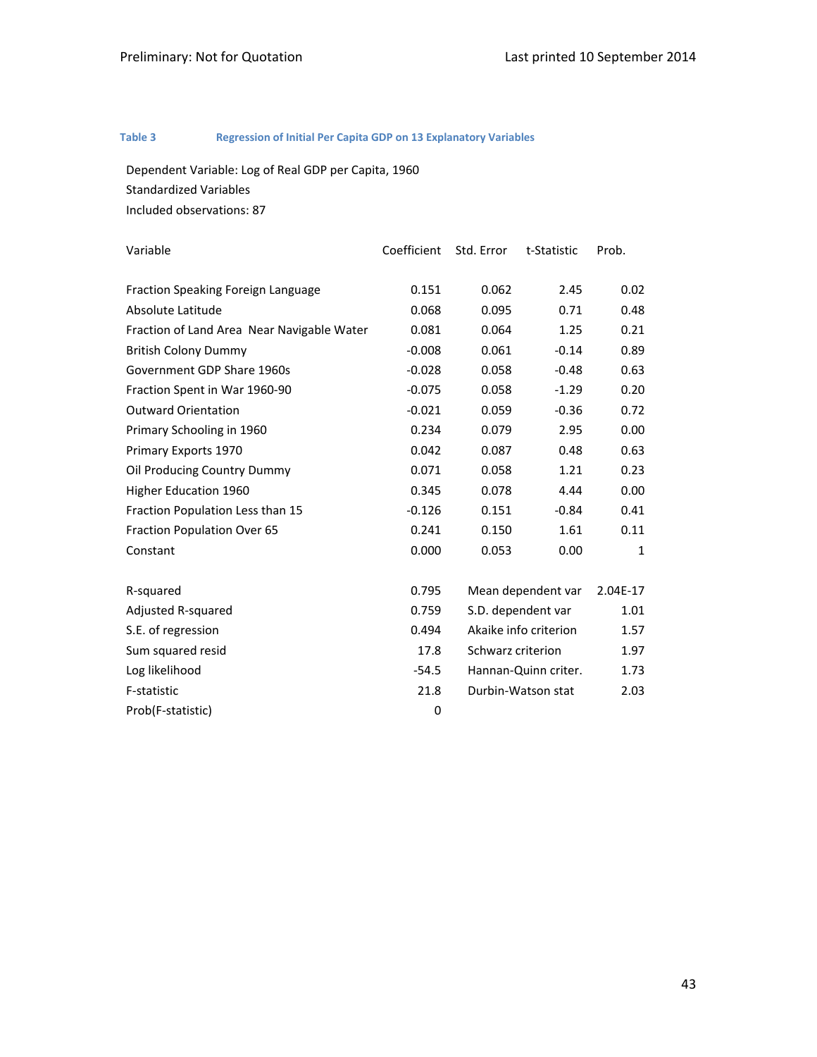**Table 3** **Regression of Initial Per Capita GDP on 13 Explanatory Variables**

Dependent Variable: Log of Real GDP per Capita, 1960
Standardized Variables
Included observations: 87

| Variable | Coefficient | Std. Error | t-Statistic | Prob. |
|---|---|---|---|---|
| Fraction Speaking Foreign Language | 0.151 | 0.062 | 2.45 | 0.02 |
| Absolute Latitude | 0.068 | 0.095 | 0.71 | 0.48 |
| Fraction of Land Area Near Navigable Water | 0.081 | 0.064 | 1.25 | 0.21 |
| British Colony Dummy | -0.008 | 0.061 | -0.14 | 0.89 |
| Government GDP Share 1960s | -0.028 | 0.058 | -0.48 | 0.63 |
| Fraction Spent in War 1960-90 | -0.075 | 0.058 | -1.29 | 0.20 |
| Outward Orientation | -0.021 | 0.059 | -0.36 | 0.72 |
| Primary Schooling in 1960 | 0.234 | 0.079 | 2.95 | 0.00 |
| Primary Exports 1970 | 0.042 | 0.087 | 0.48 | 0.63 |
| Oil Producing Country Dummy | 0.071 | 0.058 | 1.21 | 0.23 |
| Higher Education 1960 | 0.345 | 0.078 | 4.44 | 0.00 |
| Fraction Population Less than 15 | -0.126 | 0.151 | -0.84 | 0.41 |
| Fraction Population Over 65 | 0.241 | 0.150 | 1.61 | 0.11 |
| Constant | 0.000 | 0.053 | 0.00 | 1 |

| | | | |
|---|---|---|---|
| R-squared | 0.795 | Mean dependent var | 2.04E-17 |
| Adjusted R-squared | 0.759 | S.D. dependent var | 1.01 |
| S.E. of regression | 0.494 | Akaike info criterion | 1.57 |
| Sum squared resid | 17.8 | Schwarz criterion | 1.97 |
| Log likelihood | -54.5 | Hannan-Quinn criter. | 1.73 |
| F-statistic | 21.8 | Durbin-Watson stat | 2.03 |
| Prob(F-statistic) | 0 | | |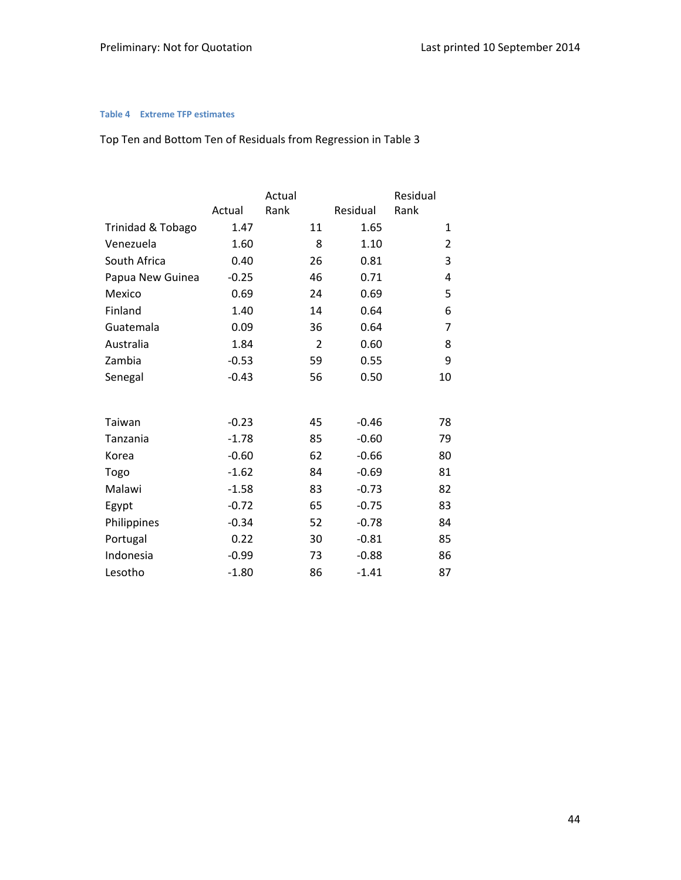**Table 4 Extreme TFP estimates**

Top Ten and Bottom Ten of Residuals from Regression in Table 3

| | Actual | Actual Rank | Residual | Residual Rank |
|---|---|---|---|---|
| Trinidad & Tobago | 1.47 | 11 | 1.65 | 1 |
| Venezuela | 1.60 | 8 | 1.10 | 2 |
| South Africa | 0.40 | 26 | 0.81 | 3 |
| Papua New Guinea | -0.25 | 46 | 0.71 | 4 |
| Mexico | 0.69 | 24 | 0.69 | 5 |
| Finland | 1.40 | 14 | 0.64 | 6 |
| Guatemala | 0.09 | 36 | 0.64 | 7 |
| Australia | 1.84 | 2 | 0.60 | 8 |
| Zambia | -0.53 | 59 | 0.55 | 9 |
| Senegal | -0.43 | 56 | 0.50 | 10 |
| | | | | |
| Taiwan | -0.23 | 45 | -0.46 | 78 |
| Tanzania | -1.78 | 85 | -0.60 | 79 |
| Korea | -0.60 | 62 | -0.66 | 80 |
| Togo | -1.62 | 84 | -0.69 | 81 |
| Malawi | -1.58 | 83 | -0.73 | 82 |
| Egypt | -0.72 | 65 | -0.75 | 83 |
| Philippines | -0.34 | 52 | -0.78 | 84 |
| Portugal | 0.22 | 30 | -0.81 | 85 |
| Indonesia | -0.99 | 73 | -0.88 | 86 |
| Lesotho | -1.80 | 86 | -1.41 | 87 |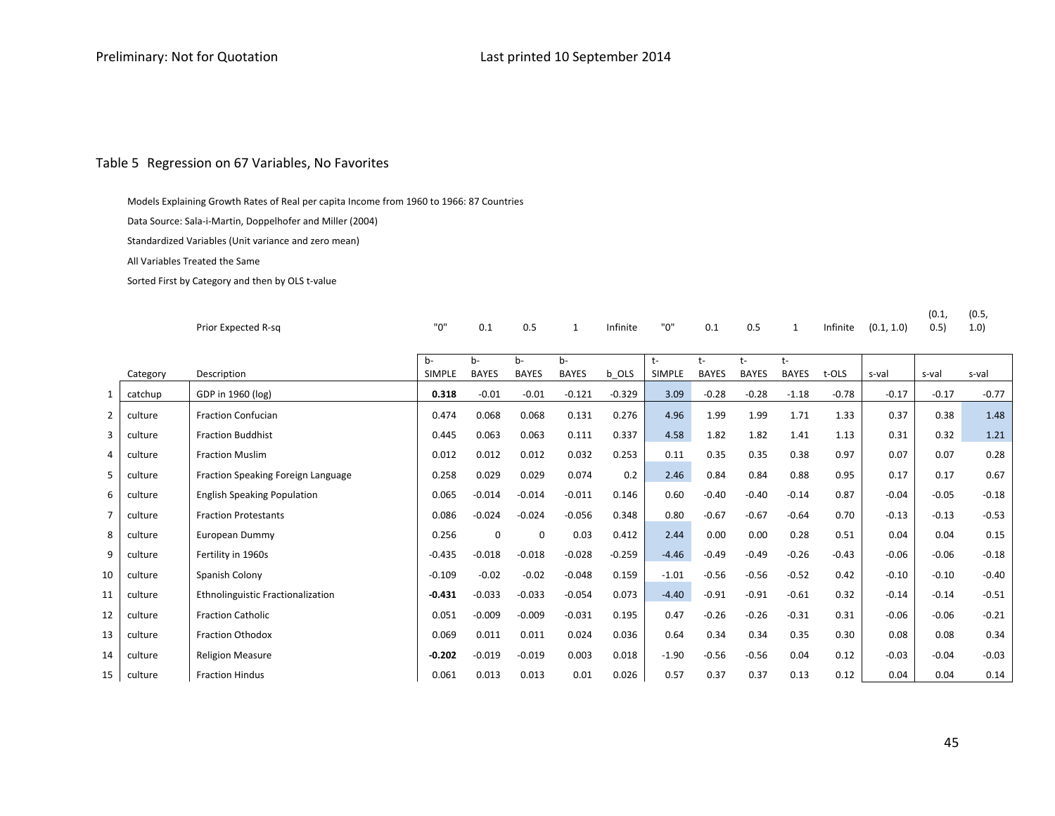## Table 5 Regression on 67 Variables, No Favorites

Models Explaining Growth Rates of Real per capita Income from 1960 to 1966: 87 Countries

Data Source: Sala-i-Martin, Doppelhofer and Miller (2004)

Standardized Variables (Unit variance and zero mean)

All Variables Treated the Same

Sorted First by Category and then by OLS t-value

| | | Prior Expected R-sq | "0" | 0.1 | 0.5 | 1 | Infinite | "0" | 0.1 | 0.5 | 1 | Infinite | (0.1, 1.0) | (0.1, 0.5) | (0.5, 1.0) |
|---|---|---|---|---|---|---|---|---|---|---|---|---|---|---|---|
| | Category | Description | b-SIMPLE | b-BAYES | b-BAYES | b-BAYES | b_OLS | t-SIMPLE | t-BAYES | t-BAYES | t-BAYES | t-OLS | s-val | s-val | s-val |
| 1 | catchup | GDP in 1960 (log) | **0.318** | -0.01 | -0.01 | -0.121 | -0.329 | 3.09 | -0.28 | -0.28 | -1.18 | -0.78 | -0.17 | -0.17 | -0.77 |
| 2 | culture | Fraction Confucian | 0.474 | 0.068 | 0.068 | 0.131 | 0.276 | 4.96 | 1.99 | 1.99 | 1.71 | 1.33 | 0.37 | 0.38 | 1.48 |
| 3 | culture | Fraction Buddhist | 0.445 | 0.063 | 0.063 | 0.111 | 0.337 | 4.58 | 1.82 | 1.82 | 1.41 | 1.13 | 0.31 | 0.32 | 1.21 |
| 4 | culture | Fraction Muslim | 0.012 | 0.012 | 0.012 | 0.032 | 0.253 | 0.11 | 0.35 | 0.35 | 0.38 | 0.97 | 0.07 | 0.07 | 0.28 |
| 5 | culture | Fraction Speaking Foreign Language | 0.258 | 0.029 | 0.029 | 0.074 | 0.2 | 2.46 | 0.84 | 0.84 | 0.88 | 0.95 | 0.17 | 0.17 | 0.67 |
| 6 | culture | English Speaking Population | 0.065 | -0.014 | -0.014 | -0.011 | 0.146 | 0.60 | -0.40 | -0.40 | -0.14 | 0.87 | -0.04 | -0.05 | -0.18 |
| 7 | culture | Fraction Protestants | 0.086 | -0.024 | -0.024 | -0.056 | 0.348 | 0.80 | -0.67 | -0.67 | -0.64 | 0.70 | -0.13 | -0.13 | -0.53 |
| 8 | culture | European Dummy | 0.256 | 0 | 0 | 0.03 | 0.412 | 2.44 | 0.00 | 0.00 | 0.28 | 0.51 | 0.04 | 0.04 | 0.15 |
| 9 | culture | Fertility in 1960s | -0.435 | -0.018 | -0.018 | -0.028 | -0.259 | -4.46 | -0.49 | -0.49 | -0.26 | -0.43 | -0.06 | -0.06 | -0.18 |
| 10 | culture | Spanish Colony | -0.109 | -0.02 | -0.02 | -0.048 | 0.159 | -1.01 | -0.56 | -0.56 | -0.52 | 0.42 | -0.10 | -0.10 | -0.40 |
| 11 | culture | Ethnolinguistic Fractionalization | **-0.431** | -0.033 | -0.033 | -0.054 | 0.073 | -4.40 | -0.91 | -0.91 | -0.61 | 0.32 | -0.14 | -0.14 | -0.51 |
| 12 | culture | Fraction Catholic | 0.051 | -0.009 | -0.009 | -0.031 | 0.195 | 0.47 | -0.26 | -0.26 | -0.31 | 0.31 | -0.06 | -0.06 | -0.21 |
| 13 | culture | Fraction Othodox | 0.069 | 0.011 | 0.011 | 0.024 | 0.036 | 0.64 | 0.34 | 0.34 | 0.35 | 0.30 | 0.08 | 0.08 | 0.34 |
| 14 | culture | Religion Measure | **-0.202** | -0.019 | -0.019 | 0.003 | 0.018 | -1.90 | -0.56 | -0.56 | 0.04 | 0.12 | -0.03 | -0.04 | -0.03 |
| 15 | culture | Fraction Hindus | 0.061 | 0.013 | 0.013 | 0.01 | 0.026 | 0.57 | 0.37 | 0.37 | 0.13 | 0.12 | 0.04 | 0.04 | 0.14 |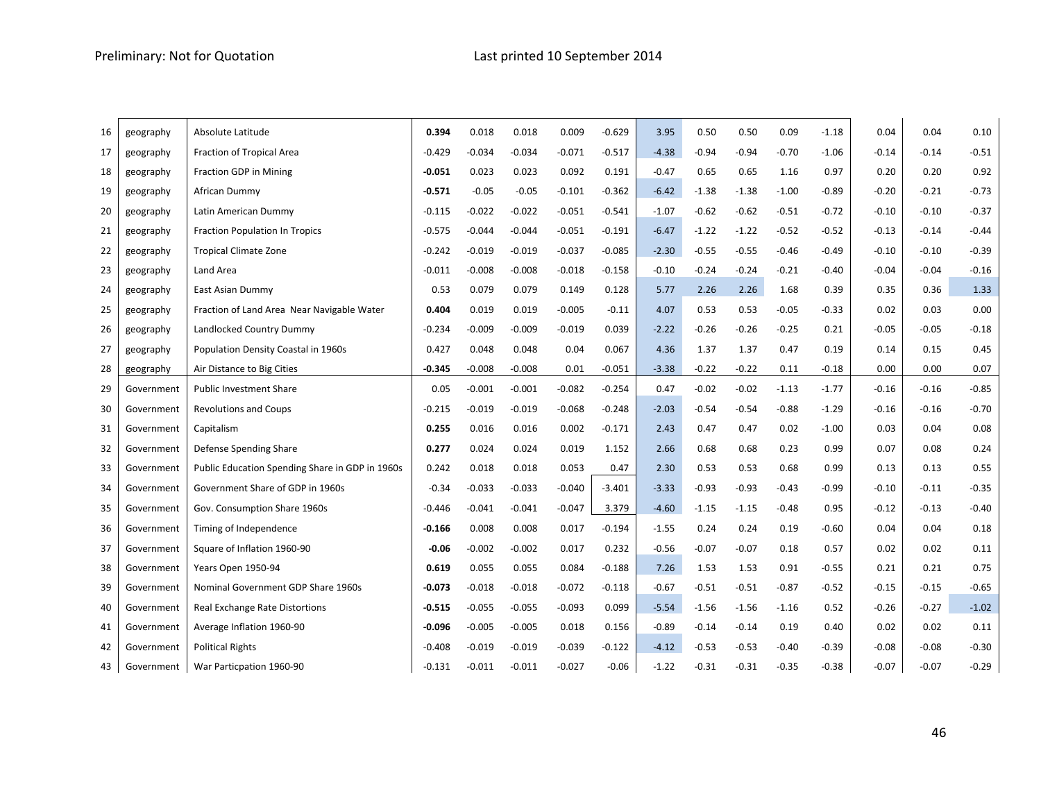| | | | | | | | | | | | | | | | |
|---|---|---|---|---|---|---|---|---|---|---|---|---|---|---|---|
| 16 | geography | Absolute Latitude | **0.394** | 0.018 | 0.018 | 0.009 | -0.629 | 3.95 | 0.50 | 0.50 | 0.09 | -1.18 | 0.04 | 0.04 | 0.10 |
| 17 | geography | Fraction of Tropical Area | -0.429 | -0.034 | -0.034 | -0.071 | -0.517 | -4.38 | -0.94 | -0.94 | -0.70 | -1.06 | -0.14 | -0.14 | -0.51 |
| 18 | geography | Fraction GDP in Mining | **-0.051** | 0.023 | 0.023 | 0.092 | 0.191 | -0.47 | 0.65 | 0.65 | 1.16 | 0.97 | 0.20 | 0.20 | 0.92 |
| 19 | geography | African Dummy | **-0.571** | -0.05 | -0.05 | -0.101 | -0.362 | -6.42 | -1.38 | -1.38 | -1.00 | -0.89 | -0.20 | -0.21 | -0.73 |
| 20 | geography | Latin American Dummy | -0.115 | -0.022 | -0.022 | -0.051 | -0.541 | -1.07 | -0.62 | -0.62 | -0.51 | -0.72 | -0.10 | -0.10 | -0.37 |
| 21 | geography | Fraction Population In Tropics | -0.575 | -0.044 | -0.044 | -0.051 | -0.191 | -6.47 | -1.22 | -1.22 | -0.52 | -0.52 | -0.13 | -0.14 | -0.44 |
| 22 | geography | Tropical Climate Zone | -0.242 | -0.019 | -0.019 | -0.037 | -0.085 | -2.30 | -0.55 | -0.55 | -0.46 | -0.49 | -0.10 | -0.10 | -0.39 |
| 23 | geography | Land Area | -0.011 | -0.008 | -0.008 | -0.018 | -0.158 | -0.10 | -0.24 | -0.24 | -0.21 | -0.40 | -0.04 | -0.04 | -0.16 |
| 24 | geography | East Asian Dummy | 0.53 | 0.079 | 0.079 | 0.149 | 0.128 | 5.77 | 2.26 | 2.26 | 1.68 | 0.39 | 0.35 | 0.36 | 1.33 |
| 25 | geography | Fraction of Land Area Near Navigable Water | **0.404** | 0.019 | 0.019 | -0.005 | -0.11 | 4.07 | 0.53 | 0.53 | -0.05 | -0.33 | 0.02 | 0.03 | 0.00 |
| 26 | geography | Landlocked Country Dummy | -0.234 | -0.009 | -0.009 | -0.019 | 0.039 | -2.22 | -0.26 | -0.26 | -0.25 | 0.21 | -0.05 | -0.05 | -0.18 |
| 27 | geography | Population Density Coastal in 1960s | 0.427 | 0.048 | 0.048 | 0.04 | 0.067 | 4.36 | 1.37 | 1.37 | 0.47 | 0.19 | 0.14 | 0.15 | 0.45 |
| 28 | geography | Air Distance to Big Cities | **-0.345** | -0.008 | -0.008 | 0.01 | -0.051 | -3.38 | -0.22 | -0.22 | 0.11 | -0.18 | 0.00 | 0.00 | 0.07 |
| 29 | Government | Public Investment Share | 0.05 | -0.001 | -0.001 | -0.082 | -0.254 | 0.47 | -0.02 | -0.02 | -1.13 | -1.77 | -0.16 | -0.16 | -0.85 |
| 30 | Government | Revolutions and Coups | -0.215 | -0.019 | -0.019 | -0.068 | -0.248 | -2.03 | -0.54 | -0.54 | -0.88 | -1.29 | -0.16 | -0.16 | -0.70 |
| 31 | Government | Capitalism | **0.255** | 0.016 | 0.016 | 0.002 | -0.171 | 2.43 | 0.47 | 0.47 | 0.02 | -1.00 | 0.03 | 0.04 | 0.08 |
| 32 | Government | Defense Spending Share | **0.277** | 0.024 | 0.024 | 0.019 | 1.152 | 2.66 | 0.68 | 0.68 | 0.23 | 0.99 | 0.07 | 0.08 | 0.24 |
| 33 | Government | Public Education Spending Share in GDP in 1960s | 0.242 | 0.018 | 0.018 | 0.053 | 0.47 | 2.30 | 0.53 | 0.53 | 0.68 | 0.99 | 0.13 | 0.13 | 0.55 |
| 34 | Government | Government Share of GDP in 1960s | -0.34 | -0.033 | -0.033 | -0.040 | -3.401 | -3.33 | -0.93 | -0.93 | -0.43 | -0.99 | -0.10 | -0.11 | -0.35 |
| 35 | Government | Gov. Consumption Share 1960s | -0.446 | -0.041 | -0.041 | -0.047 | 3.379 | -4.60 | -1.15 | -1.15 | -0.48 | 0.95 | -0.12 | -0.13 | -0.40 |
| 36 | Government | Timing of Independence | **-0.166** | 0.008 | 0.008 | 0.017 | -0.194 | -1.55 | 0.24 | 0.24 | 0.19 | -0.60 | 0.04 | 0.04 | 0.18 |
| 37 | Government | Square of Inflation 1960-90 | **-0.06** | -0.002 | -0.002 | 0.017 | 0.232 | -0.56 | -0.07 | -0.07 | 0.18 | 0.57 | 0.02 | 0.02 | 0.11 |
| 38 | Government | Years Open 1950-94 | **0.619** | 0.055 | 0.055 | 0.084 | -0.188 | 7.26 | 1.53 | 1.53 | 0.91 | -0.55 | 0.21 | 0.21 | 0.75 |
| 39 | Government | Nominal Government GDP Share 1960s | **-0.073** | -0.018 | -0.018 | -0.072 | -0.118 | -0.67 | -0.51 | -0.51 | -0.87 | -0.52 | -0.15 | -0.15 | -0.65 |
| 40 | Government | Real Exchange Rate Distortions | **-0.515** | -0.055 | -0.055 | -0.093 | 0.099 | -5.54 | -1.56 | -1.56 | -1.16 | 0.52 | -0.26 | -0.27 | -1.02 |
| 41 | Government | Average Inflation 1960-90 | **-0.096** | -0.005 | -0.005 | 0.018 | 0.156 | -0.89 | -0.14 | -0.14 | 0.19 | 0.40 | 0.02 | 0.02 | 0.11 |
| 42 | Government | Political Rights | -0.408 | -0.019 | -0.019 | -0.039 | -0.122 | -4.12 | -0.53 | -0.53 | -0.40 | -0.39 | -0.08 | -0.08 | -0.30 |
| 43 | Government | War Particpation 1960-90 | -0.131 | -0.011 | -0.011 | -0.027 | -0.06 | -1.22 | -0.31 | -0.31 | -0.35 | -0.38 | -0.07 | -0.07 | -0.29 |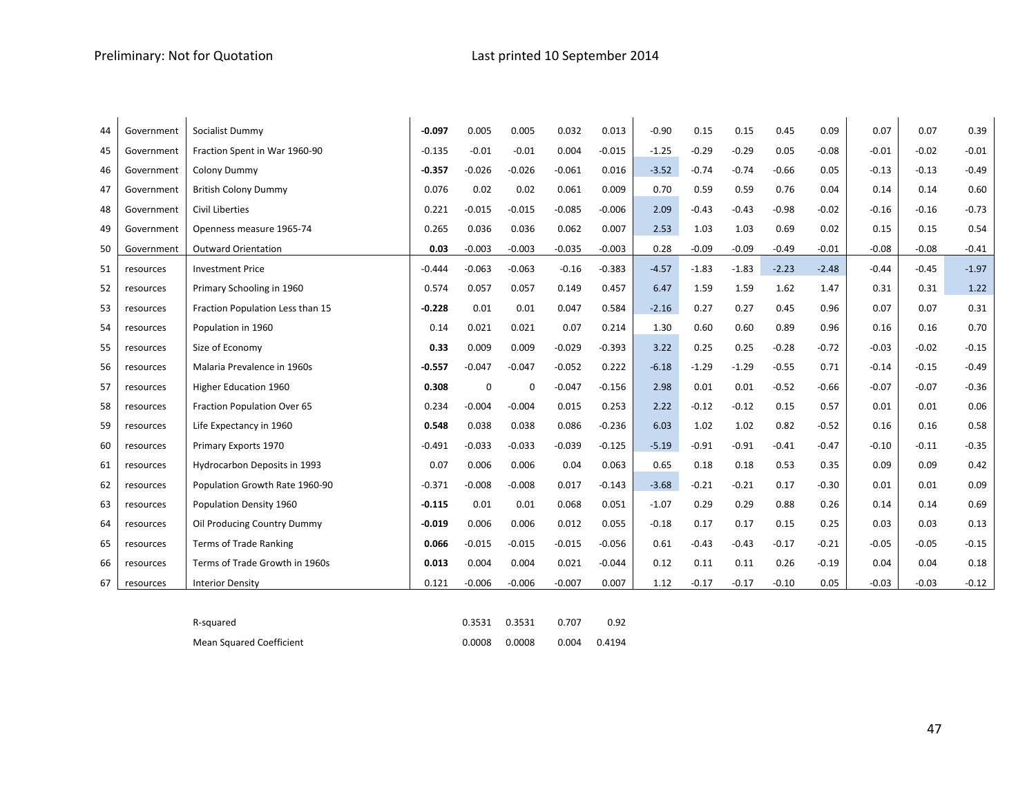| | | | | | | | | | | | | | | | |
|---|---|---|---|---|---|---|---|---|---|---|---|---|---|---|---|
| 44 | Government | Socialist Dummy | **-0.097** | 0.005 | 0.005 | 0.032 | 0.013 | -0.90 | 0.15 | 0.15 | 0.45 | 0.09 | 0.07 | 0.07 | 0.39 |
| 45 | Government | Fraction Spent in War 1960-90 | -0.135 | -0.01 | -0.01 | 0.004 | -0.015 | -1.25 | -0.29 | -0.29 | 0.05 | -0.08 | -0.01 | -0.02 | -0.01 |
| 46 | Government | Colony Dummy | **-0.357** | -0.026 | -0.026 | -0.061 | 0.016 | -3.52 | -0.74 | -0.74 | -0.66 | 0.05 | -0.13 | -0.13 | -0.49 |
| 47 | Government | British Colony Dummy | 0.076 | 0.02 | 0.02 | 0.061 | 0.009 | 0.70 | 0.59 | 0.59 | 0.76 | 0.04 | 0.14 | 0.14 | 0.60 |
| 48 | Government | Civil Liberties | 0.221 | -0.015 | -0.015 | -0.085 | -0.006 | 2.09 | -0.43 | -0.43 | -0.98 | -0.02 | -0.16 | -0.16 | -0.73 |
| 49 | Government | Openness measure 1965-74 | 0.265 | 0.036 | 0.036 | 0.062 | 0.007 | 2.53 | 1.03 | 1.03 | 0.69 | 0.02 | 0.15 | 0.15 | 0.54 |
| 50 | Government | Outward Orientation | **0.03** | -0.003 | -0.003 | -0.035 | -0.003 | 0.28 | -0.09 | -0.09 | -0.49 | -0.01 | -0.08 | -0.08 | -0.41 |
| 51 | resources | Investment Price | -0.444 | -0.063 | -0.063 | -0.16 | -0.383 | -4.57 | -1.83 | -1.83 | -2.23 | -2.48 | -0.44 | -0.45 | -1.97 |
| 52 | resources | Primary Schooling in 1960 | 0.574 | 0.057 | 0.057 | 0.149 | 0.457 | 6.47 | 1.59 | 1.59 | 1.62 | 1.47 | 0.31 | 0.31 | 1.22 |
| 53 | resources | Fraction Population Less than 15 | **-0.228** | 0.01 | 0.01 | 0.047 | 0.584 | -2.16 | 0.27 | 0.27 | 0.45 | 0.96 | 0.07 | 0.07 | 0.31 |
| 54 | resources | Population in 1960 | 0.14 | 0.021 | 0.021 | 0.07 | 0.214 | 1.30 | 0.60 | 0.60 | 0.89 | 0.96 | 0.16 | 0.16 | 0.70 |
| 55 | resources | Size of Economy | **0.33** | 0.009 | 0.009 | -0.029 | -0.393 | 3.22 | 0.25 | 0.25 | -0.28 | -0.72 | -0.03 | -0.02 | -0.15 |
| 56 | resources | Malaria Prevalence in 1960s | **-0.557** | -0.047 | -0.047 | -0.052 | 0.222 | -6.18 | -1.29 | -1.29 | -0.55 | 0.71 | -0.14 | -0.15 | -0.49 |
| 57 | resources | Higher Education 1960 | **0.308** | 0 | 0 | -0.047 | -0.156 | 2.98 | 0.01 | 0.01 | -0.52 | -0.66 | -0.07 | -0.07 | -0.36 |
| 58 | resources | Fraction Population Over 65 | 0.234 | -0.004 | -0.004 | 0.015 | 0.253 | 2.22 | -0.12 | -0.12 | 0.15 | 0.57 | 0.01 | 0.01 | 0.06 |
| 59 | resources | Life Expectancy in 1960 | **0.548** | 0.038 | 0.038 | 0.086 | -0.236 | 6.03 | 1.02 | 1.02 | 0.82 | -0.52 | 0.16 | 0.16 | 0.58 |
| 60 | resources | Primary Exports 1970 | -0.491 | -0.033 | -0.033 | -0.039 | -0.125 | -5.19 | -0.91 | -0.91 | -0.41 | -0.47 | -0.10 | -0.11 | -0.35 |
| 61 | resources | Hydrocarbon Deposits in 1993 | 0.07 | 0.006 | 0.006 | 0.04 | 0.063 | 0.65 | 0.18 | 0.18 | 0.53 | 0.35 | 0.09 | 0.09 | 0.42 |
| 62 | resources | Population Growth Rate 1960-90 | -0.371 | -0.008 | -0.008 | 0.017 | -0.143 | -3.68 | -0.21 | -0.21 | 0.17 | -0.30 | 0.01 | 0.01 | 0.09 |
| 63 | resources | Population Density 1960 | **-0.115** | 0.01 | 0.01 | 0.068 | 0.051 | -1.07 | 0.29 | 0.29 | 0.88 | 0.26 | 0.14 | 0.14 | 0.69 |
| 64 | resources | Oil Producing Country Dummy | **-0.019** | 0.006 | 0.006 | 0.012 | 0.055 | -0.18 | 0.17 | 0.17 | 0.15 | 0.25 | 0.03 | 0.03 | 0.13 |
| 65 | resources | Terms of Trade Ranking | **0.066** | -0.015 | -0.015 | -0.015 | -0.056 | 0.61 | -0.43 | -0.43 | -0.17 | -0.21 | -0.05 | -0.05 | -0.15 |
| 66 | resources | Terms of Trade Growth in 1960s | **0.013** | 0.004 | 0.004 | 0.021 | -0.044 | 0.12 | 0.11 | 0.11 | 0.26 | -0.19 | 0.04 | 0.04 | 0.18 |
| 67 | resources | Interior Density | 0.121 | -0.006 | -0.006 | -0.007 | 0.007 | 1.12 | -0.17 | -0.17 | -0.10 | 0.05 | -0.03 | -0.03 | -0.12 |
| | | | | | | | | | | | | | | | |
| | | R-squared | | 0.3531 | 0.3531 | 0.707 | 0.92 | | | | | | | | |
| | | Mean Squared Coefficient | | 0.0008 | 0.0008 | 0.004 | 0.4194 | | | | | | | | |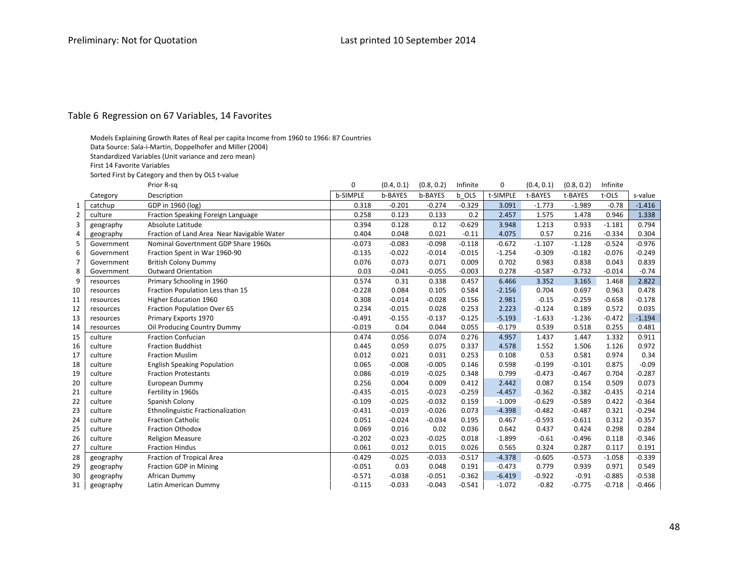Table 6 Regression on 67 Variables, 14 Favorites

Models Explaining Growth Rates of Real per capita Income from 1960 to 1966: 87 Countries
Data Source: Sala-i-Martin, Doppelhofer and Miller (2004)
Standardized Variables (Unit variance and zero mean)
First 14 Favorite Variables
Sorted First by Category and then by OLS t-value

| | | Prior R-sq | 0 | (0.4, 0.1) | (0.8, 0.2) | Infinite | 0 | (0.4, 0.1) | (0.8, 0.2) | Infinite | |
|---|---|---|---|---|---|---|---|---|---|---|---|
| | Category | Description | b-SIMPLE | b-BAYES | b-BAYES | b_OLS | t-SIMPLE | t-BAYES | t-BAYES | t-OLS | s-value |
| 1 | catchup | GDP in 1960 (log) | 0.318 | -0.201 | -0.274 | -0.329 | 3.091 | -1.773 | -1.989 | -0.78 | -1.416 |
| 2 | culture | Fraction Speaking Foreign Language | 0.258 | 0.123 | 0.133 | 0.2 | 2.457 | 1.575 | 1.478 | 0.946 | 1.338 |
| 3 | geography | Absolute Latitude | 0.394 | 0.128 | 0.12 | -0.629 | 3.948 | 1.213 | 0.933 | -1.181 | 0.794 |
| 4 | geography | Fraction of Land Area Near Navigable Water | 0.404 | 0.048 | 0.021 | -0.11 | 4.075 | 0.57 | 0.216 | -0.334 | 0.304 |
| 5 | Government | Nominal Governtment GDP Share 1960s | -0.073 | -0.083 | -0.098 | -0.118 | -0.672 | -1.107 | -1.128 | -0.524 | -0.976 |
| 6 | Government | Fraction Spent in War 1960-90 | -0.135 | -0.022 | -0.014 | -0.015 | -1.254 | -0.309 | -0.182 | -0.076 | -0.249 |
| 7 | Government | British Colony Dummy | 0.076 | 0.073 | 0.071 | 0.009 | 0.702 | 0.983 | 0.838 | 0.043 | 0.839 |
| 8 | Government | Outward Orientation | 0.03 | -0.041 | -0.055 | -0.003 | 0.278 | -0.587 | -0.732 | -0.014 | -0.74 |
| 9 | resources | Primary Schooling in 1960 | 0.574 | 0.31 | 0.338 | 0.457 | 6.466 | 3.352 | 3.165 | 1.468 | 2.822 |
| 10 | resources | Fraction Population Less than 15 | -0.228 | 0.084 | 0.105 | 0.584 | -2.156 | 0.704 | 0.697 | 0.963 | 0.478 |
| 11 | resources | Higher Education 1960 | 0.308 | -0.014 | -0.028 | -0.156 | 2.981 | -0.15 | -0.259 | -0.658 | -0.178 |
| 12 | resources | Fraction Population Over 65 | 0.234 | -0.015 | 0.028 | 0.253 | 2.223 | -0.124 | 0.189 | 0.572 | 0.035 |
| 13 | resources | Primary Exports 1970 | -0.491 | -0.155 | -0.137 | -0.125 | -5.193 | -1.633 | -1.236 | -0.472 | -1.194 |
| 14 | resources | Oil Producing Country Dummy | -0.019 | 0.04 | 0.044 | 0.055 | -0.179 | 0.539 | 0.518 | 0.255 | 0.481 |
| 15 | culture | Fraction Confucian | 0.474 | 0.056 | 0.074 | 0.276 | 4.957 | 1.437 | 1.447 | 1.332 | 0.911 |
| 16 | culture | Fraction Buddhist | 0.445 | 0.059 | 0.075 | 0.337 | 4.578 | 1.552 | 1.506 | 1.126 | 0.972 |
| 17 | culture | Fraction Muslim | 0.012 | 0.021 | 0.031 | 0.253 | 0.108 | 0.53 | 0.581 | 0.974 | 0.34 |
| 18 | culture | English Speaking Population | 0.065 | -0.008 | -0.005 | 0.146 | 0.598 | -0.199 | -0.101 | 0.875 | -0.09 |
| 19 | culture | Fraction Protestants | 0.086 | -0.019 | -0.025 | 0.348 | 0.799 | -0.473 | -0.467 | 0.704 | -0.287 |
| 20 | culture | European Dummy | 0.256 | 0.004 | 0.009 | 0.412 | 2.442 | 0.087 | 0.154 | 0.509 | 0.073 |
| 21 | culture | Fertility in 1960s | -0.435 | -0.015 | -0.023 | -0.259 | -4.457 | -0.362 | -0.382 | -0.435 | -0.214 |
| 22 | culture | Spanish Colony | -0.109 | -0.025 | -0.032 | 0.159 | -1.009 | -0.629 | -0.589 | 0.422 | -0.364 |
| 23 | culture | Ethnolinguistic Fractionalization | -0.431 | -0.019 | -0.026 | 0.073 | -4.398 | -0.482 | -0.487 | 0.321 | -0.294 |
| 24 | culture | Fraction Catholic | 0.051 | -0.024 | -0.034 | 0.195 | 0.467 | -0.593 | -0.611 | 0.312 | -0.357 |
| 25 | culture | Fraction Othodox | 0.069 | 0.016 | 0.02 | 0.036 | 0.642 | 0.437 | 0.424 | 0.298 | 0.284 |
| 26 | culture | Religion Measure | -0.202 | -0.023 | -0.025 | 0.018 | -1.899 | -0.61 | -0.496 | 0.118 | -0.346 |
| 27 | culture | Fraction Hindus | 0.061 | 0.012 | 0.015 | 0.026 | 0.565 | 0.324 | 0.287 | 0.117 | 0.191 |
| 28 | geography | Fraction of Tropical Area | -0.429 | -0.025 | -0.033 | -0.517 | -4.378 | -0.605 | -0.573 | -1.058 | -0.339 |
| 29 | geography | Fraction GDP in Mining | -0.051 | 0.03 | 0.048 | 0.191 | -0.473 | 0.779 | 0.939 | 0.971 | 0.549 |
| 30 | geography | African Dummy | -0.571 | -0.038 | -0.051 | -0.362 | -6.419 | -0.922 | -0.91 | -0.885 | -0.538 |
| 31 | geography | Latin American Dummy | -0.115 | -0.033 | -0.043 | -0.541 | -1.072 | -0.82 | -0.775 | -0.718 | -0.466 |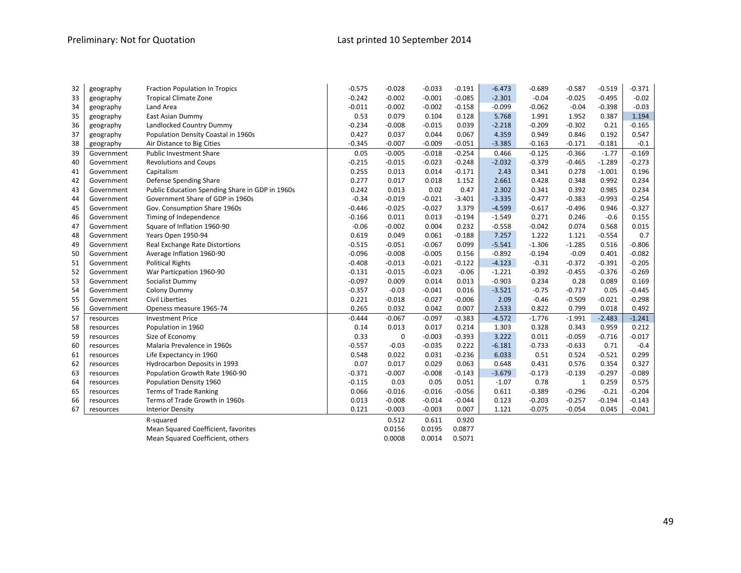| | | | | | | | | | | | |
|---|---|---|---|---|---|---|---|---|---|---|---|
| 32 | geography | Fraction Population In Tropics | -0.575 | -0.028 | -0.033 | -0.191 | -6.473 | -0.689 | -0.587 | -0.519 | -0.371 |
| 33 | geography | Tropical Climate Zone | -0.242 | -0.002 | -0.001 | -0.085 | -2.301 | -0.04 | -0.025 | -0.495 | -0.02 |
| 34 | geography | Land Area | -0.011 | -0.002 | -0.002 | -0.158 | -0.099 | -0.062 | -0.04 | -0.398 | -0.03 |
| 35 | geography | East Asian Dummy | 0.53 | 0.079 | 0.104 | 0.128 | 5.768 | 1.991 | 1.952 | 0.387 | 1.194 |
| 36 | geography | Landlocked Country Dummy | -0.234 | -0.008 | -0.015 | 0.039 | -2.218 | -0.209 | -0.302 | 0.21 | -0.165 |
| 37 | geography | Population Density Coastal in 1960s | 0.427 | 0.037 | 0.044 | 0.067 | 4.359 | 0.949 | 0.846 | 0.192 | 0.547 |
| 38 | geography | Air Distance to Big Cities | -0.345 | -0.007 | -0.009 | -0.051 | -3.385 | -0.163 | -0.171 | -0.181 | -0.1 |
| 39 | Government | Public Investment Share | 0.05 | -0.005 | -0.018 | -0.254 | 0.466 | -0.125 | -0.366 | -1.77 | -0.169 |
| 40 | Government | Revolutions and Coups | -0.215 | -0.015 | -0.023 | -0.248 | -2.032 | -0.379 | -0.465 | -1.289 | -0.273 |
| 41 | Government | Capitalism | 0.255 | 0.013 | 0.014 | -0.171 | 2.43 | 0.341 | 0.278 | -1.001 | 0.196 |
| 42 | Government | Defense Spending Share | 0.277 | 0.017 | 0.018 | 1.152 | 2.661 | 0.428 | 0.348 | 0.992 | 0.234 |
| 43 | Government | Public Education Spending Share in GDP in 1960s | 0.242 | 0.013 | 0.02 | 0.47 | 2.302 | 0.341 | 0.392 | 0.985 | 0.234 |
| 44 | Government | Government Share of GDP in 1960s | -0.34 | -0.019 | -0.021 | -3.401 | -3.335 | -0.477 | -0.383 | -0.993 | -0.254 |
| 45 | Government | Gov. Consumption Share 1960s | -0.446 | -0.025 | -0.027 | 3.379 | -4.599 | -0.617 | -0.496 | 0.946 | -0.327 |
| 46 | Government | Timing of Independence | -0.166 | 0.011 | 0.013 | -0.194 | -1.549 | 0.271 | 0.246 | -0.6 | 0.155 |
| 47 | Government | Square of Inflation 1960-90 | -0.06 | -0.002 | 0.004 | 0.232 | -0.558 | -0.042 | 0.074 | 0.568 | 0.015 |
| 48 | Government | Years Open 1950-94 | 0.619 | 0.049 | 0.061 | -0.188 | 7.257 | 1.222 | 1.121 | -0.554 | 0.7 |
| 49 | Government | Real Exchange Rate Distortions | -0.515 | -0.051 | -0.067 | 0.099 | -5.541 | -1.306 | -1.285 | 0.516 | -0.806 |
| 50 | Government | Average Inflation 1960-90 | -0.096 | -0.008 | -0.005 | 0.156 | -0.892 | -0.194 | -0.09 | 0.401 | -0.082 |
| 51 | Government | Political Rights | -0.408 | -0.013 | -0.021 | -0.122 | -4.123 | -0.31 | -0.372 | -0.391 | -0.205 |
| 52 | Government | War Particpation 1960-90 | -0.131 | -0.015 | -0.023 | -0.06 | -1.221 | -0.392 | -0.455 | -0.376 | -0.269 |
| 53 | Government | Socialist Dummy | -0.097 | 0.009 | 0.014 | 0.013 | -0.903 | 0.234 | 0.28 | 0.089 | 0.169 |
| 54 | Government | Colony Dummy | -0.357 | -0.03 | -0.041 | 0.016 | -3.521 | -0.75 | -0.737 | 0.05 | -0.445 |
| 55 | Government | Civil Liberties | 0.221 | -0.018 | -0.027 | -0.006 | 2.09 | -0.46 | -0.509 | -0.021 | -0.298 |
| 56 | Government | Openess measure 1965-74 | 0.265 | 0.032 | 0.042 | 0.007 | 2.533 | 0.822 | 0.799 | 0.018 | 0.492 |
| 57 | resources | Investment Price | -0.444 | -0.067 | -0.097 | -0.383 | -4.572 | -1.776 | -1.991 | -2.483 | -1.241 |
| 58 | resources | Population in 1960 | 0.14 | 0.013 | 0.017 | 0.214 | 1.303 | 0.328 | 0.343 | 0.959 | 0.212 |
| 59 | resources | Size of Economy | 0.33 | 0 | -0.003 | -0.393 | 3.222 | 0.011 | -0.059 | -0.716 | -0.017 |
| 60 | resources | Malaria Prevalence in 1960s | -0.557 | -0.03 | -0.035 | 0.222 | -6.181 | -0.733 | -0.633 | 0.71 | -0.4 |
| 61 | resources | Life Expectancy in 1960 | 0.548 | 0.022 | 0.031 | -0.236 | 6.033 | 0.51 | 0.524 | -0.521 | 0.299 |
| 62 | resources | Hydrocarbon Deposits in 1993 | 0.07 | 0.017 | 0.029 | 0.063 | 0.648 | 0.431 | 0.576 | 0.354 | 0.327 |
| 63 | resources | Population Growth Rate 1960-90 | -0.371 | -0.007 | -0.008 | -0.143 | -3.679 | -0.173 | -0.139 | -0.297 | -0.089 |
| 64 | resources | Population Density 1960 | -0.115 | 0.03 | 0.05 | 0.051 | -1.07 | 0.78 | 1 | 0.259 | 0.575 |
| 65 | resources | Terms of Trade Ranking | 0.066 | -0.016 | -0.016 | -0.056 | 0.611 | -0.389 | -0.296 | -0.21 | -0.204 |
| 66 | resources | Terms of Trade Growth in 1960s | 0.013 | -0.008 | -0.014 | -0.044 | 0.123 | -0.203 | -0.257 | -0.194 | -0.143 |
| 67 | resources | Interior Density | 0.121 | -0.003 | -0.003 | 0.007 | 1.121 | -0.075 | -0.054 | 0.045 | -0.041 |
| | | R-squared | | 0.512 | 0.611 | 0.920 | | | | | |
| | | Mean Squared Coefficient, favorites | | 0.0156 | 0.0195 | 0.0877 | | | | | |
| | | Mean Squared Coefficient, others | | 0.0008 | 0.0014 | 0.5071 | | | | | |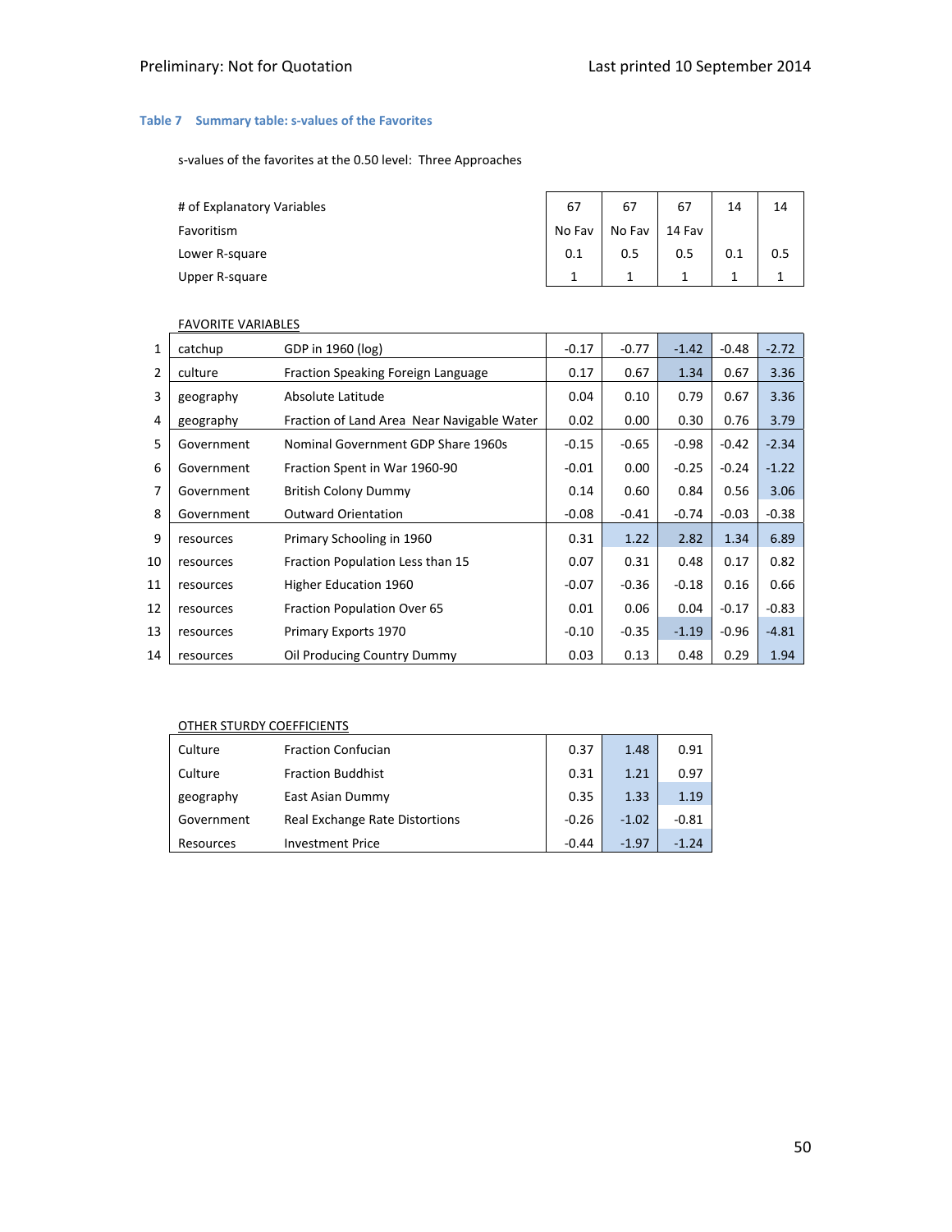**Table 7 Summary table: s-values of the Favorites**

s-values of the favorites at the 0.50 level: Three Approaches

| | | | | | | | |
|---|---|---|---|---|---|---|---|
| | # of Explanatory Variables | | 67 | 67 | 67 | 14 | 14 |
| | Favoritism | | No Fav | No Fav | 14 Fav | | |
| | Lower R-square | | 0.1 | 0.5 | 0.5 | 0.1 | 0.5 |
| | Upper R-square | | 1 | 1 | 1 | 1 | 1 |
| | **FAVORITE VARIABLES** | | | | | | |
| 1 | catchup | GDP in 1960 (log) | -0.17 | -0.77 | -1.42 | -0.48 | -2.72 |
| 2 | culture | Fraction Speaking Foreign Language | 0.17 | 0.67 | 1.34 | 0.67 | 3.36 |
| 3 | geography | Absolute Latitude | 0.04 | 0.10 | 0.79 | 0.67 | 3.36 |
| 4 | geography | Fraction of Land Area Near Navigable Water | 0.02 | 0.00 | 0.30 | 0.76 | 3.79 |
| 5 | Government | Nominal Government GDP Share 1960s | -0.15 | -0.65 | -0.98 | -0.42 | -2.34 |
| 6 | Government | Fraction Spent in War 1960-90 | -0.01 | 0.00 | -0.25 | -0.24 | -1.22 |
| 7 | Government | British Colony Dummy | 0.14 | 0.60 | 0.84 | 0.56 | 3.06 |
| 8 | Government | Outward Orientation | -0.08 | -0.41 | -0.74 | -0.03 | -0.38 |
| 9 | resources | Primary Schooling in 1960 | 0.31 | 1.22 | 2.82 | 1.34 | 6.89 |
| 10 | resources | Fraction Population Less than 15 | 0.07 | 0.31 | 0.48 | 0.17 | 0.82 |
| 11 | resources | Higher Education 1960 | -0.07 | -0.36 | -0.18 | 0.16 | 0.66 |
| 12 | resources | Fraction Population Over 65 | 0.01 | 0.06 | 0.04 | -0.17 | -0.83 |
| 13 | resources | Primary Exports 1970 | -0.10 | -0.35 | -1.19 | -0.96 | -4.81 |
| 14 | resources | Oil Producing Country Dummy | 0.03 | 0.13 | 0.48 | 0.29 | 1.94 |

**OTHER STURDY COEFFICIENTS**

| | | | | |
|---|---|---|---|---|
| Culture | Fraction Confucian | 0.37 | 1.48 | 0.91 |
| Culture | Fraction Buddhist | 0.31 | 1.21 | 0.97 |
| geography | East Asian Dummy | 0.35 | 1.33 | 1.19 |
| Government | Real Exchange Rate Distortions | -0.26 | -1.02 | -0.81 |
| Resources | Investment Price | -0.44 | -1.97 | -1.24 |